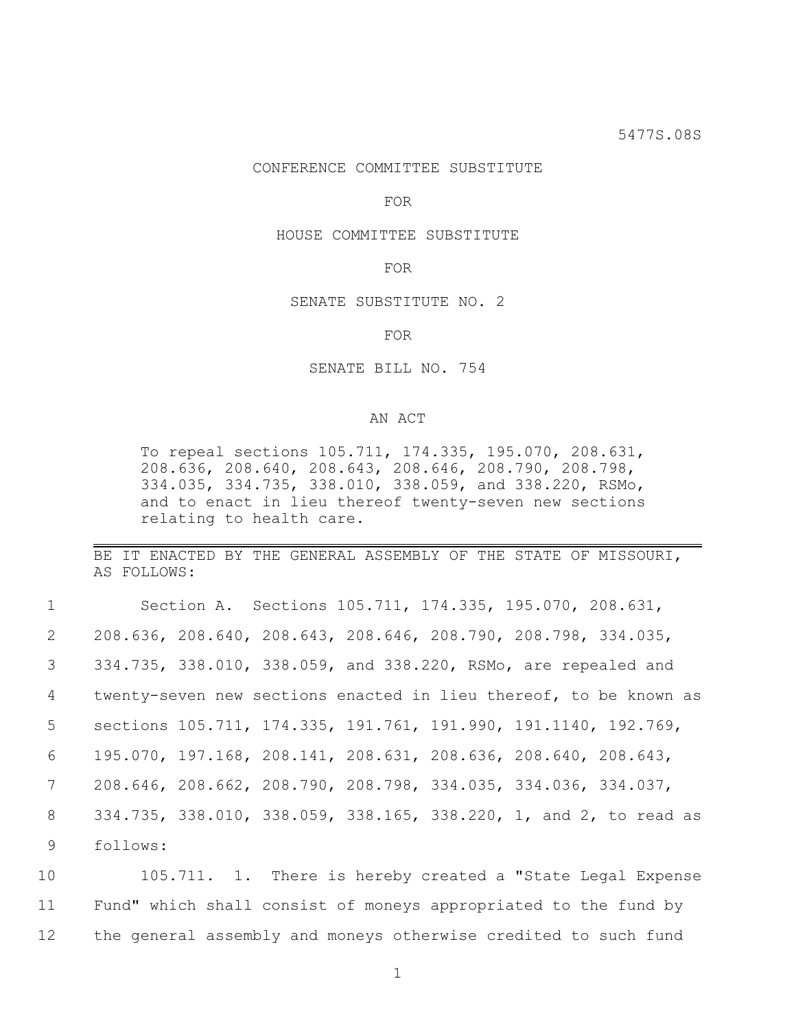5477S.08S

CONFERENCE COMMITTEE SUBSTITUTE

FOR

HOUSE COMMITTEE SUBSTITUTE

FOR

SENATE SUBSTITUTE NO. 2

FOR

SENATE BILL NO. 754

AN ACT

To repeal sections 105.711, 174.335, 195.070, 208.631, 208.636, 208.640, 208.643, 208.646, 208.790, 208.798, 334.035, 334.735, 338.010, 338.059, and 338.220, RSMo, and to enact in lieu thereof twenty-seven new sections relating to health care.

---

BE IT ENACTED BY THE GENERAL ASSEMBLY OF THE STATE OF MISSOURI, AS FOLLOWS:

1 Section A. Sections 105.711, 174.335, 195.070, 208.631,
2 208.636, 208.640, 208.643, 208.646, 208.790, 208.798, 334.035,
3 334.735, 338.010, 338.059, and 338.220, RSMo, are repealed and
4 twenty-seven new sections enacted in lieu thereof, to be known as
5 sections 105.711, 174.335, 191.761, 191.990, 191.1140, 192.769,
6 195.070, 197.168, 208.141, 208.631, 208.636, 208.640, 208.643,
7 208.646, 208.662, 208.790, 208.798, 334.035, 334.036, 334.037,
8 334.735, 338.010, 338.059, 338.165, 338.220, 1, and 2, to read as
9 follows:

10 105.711. 1. There is hereby created a "State Legal Expense
11 Fund" which shall consist of moneys appropriated to the fund by
12 the general assembly and moneys otherwise credited to such fund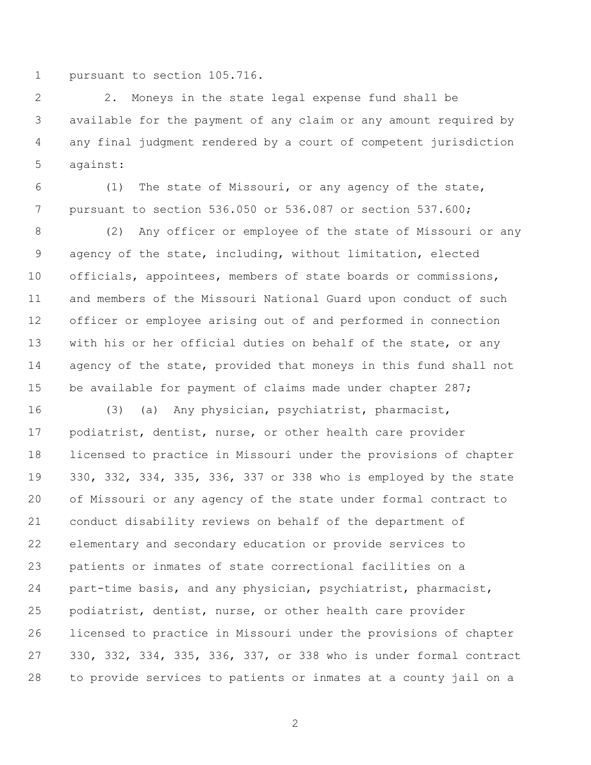pursuant to section 105.716.

2. Moneys in the state legal expense fund shall be available for the payment of any claim or any amount required by any final judgment rendered by a court of competent jurisdiction against:

(1) The state of Missouri, or any agency of the state, pursuant to section 536.050 or 536.087 or section 537.600;

(2) Any officer or employee of the state of Missouri or any agency of the state, including, without limitation, elected officials, appointees, members of state boards or commissions, and members of the Missouri National Guard upon conduct of such officer or employee arising out of and performed in connection with his or her official duties on behalf of the state, or any agency of the state, provided that moneys in this fund shall not be available for payment of claims made under chapter 287;

(3) (a) Any physician, psychiatrist, pharmacist, podiatrist, dentist, nurse, or other health care provider licensed to practice in Missouri under the provisions of chapter 330, 332, 334, 335, 336, 337 or 338 who is employed by the state of Missouri or any agency of the state under formal contract to conduct disability reviews on behalf of the department of elementary and secondary education or provide services to patients or inmates of state correctional facilities on a part-time basis, and any physician, psychiatrist, pharmacist, podiatrist, dentist, nurse, or other health care provider licensed to practice in Missouri under the provisions of chapter 330, 332, 334, 335, 336, 337, or 338 who is under formal contract to provide services to patients or inmates at a county jail on a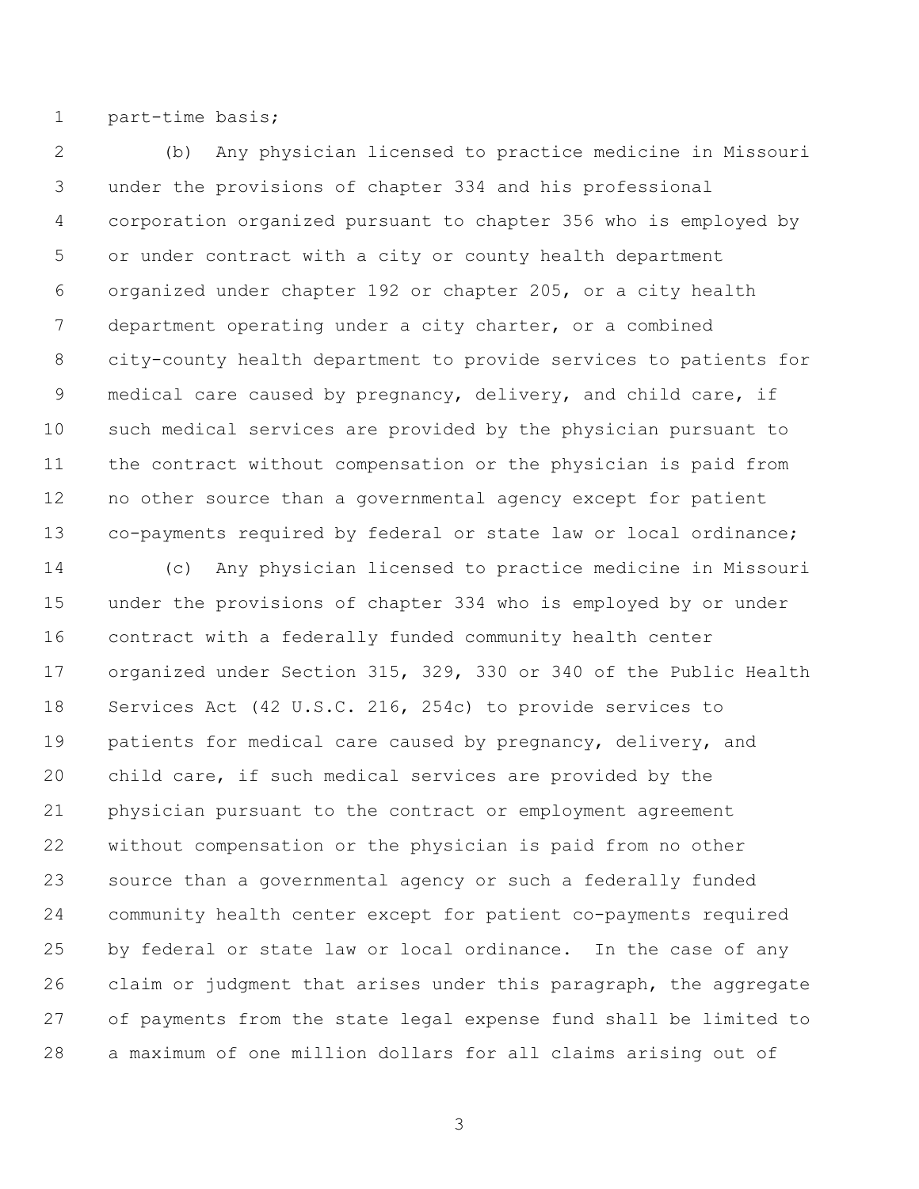part-time basis;

(b) Any physician licensed to practice medicine in Missouri under the provisions of chapter 334 and his professional corporation organized pursuant to chapter 356 who is employed by or under contract with a city or county health department organized under chapter 192 or chapter 205, or a city health department operating under a city charter, or a combined city-county health department to provide services to patients for medical care caused by pregnancy, delivery, and child care, if such medical services are provided by the physician pursuant to the contract without compensation or the physician is paid from no other source than a governmental agency except for patient co-payments required by federal or state law or local ordinance;

(c) Any physician licensed to practice medicine in Missouri under the provisions of chapter 334 who is employed by or under contract with a federally funded community health center organized under Section 315, 329, 330 or 340 of the Public Health Services Act (42 U.S.C. 216, 254c) to provide services to patients for medical care caused by pregnancy, delivery, and child care, if such medical services are provided by the physician pursuant to the contract or employment agreement without compensation or the physician is paid from no other source than a governmental agency or such a federally funded community health center except for patient co-payments required by federal or state law or local ordinance. In the case of any claim or judgment that arises under this paragraph, the aggregate of payments from the state legal expense fund shall be limited to a maximum of one million dollars for all claims arising out of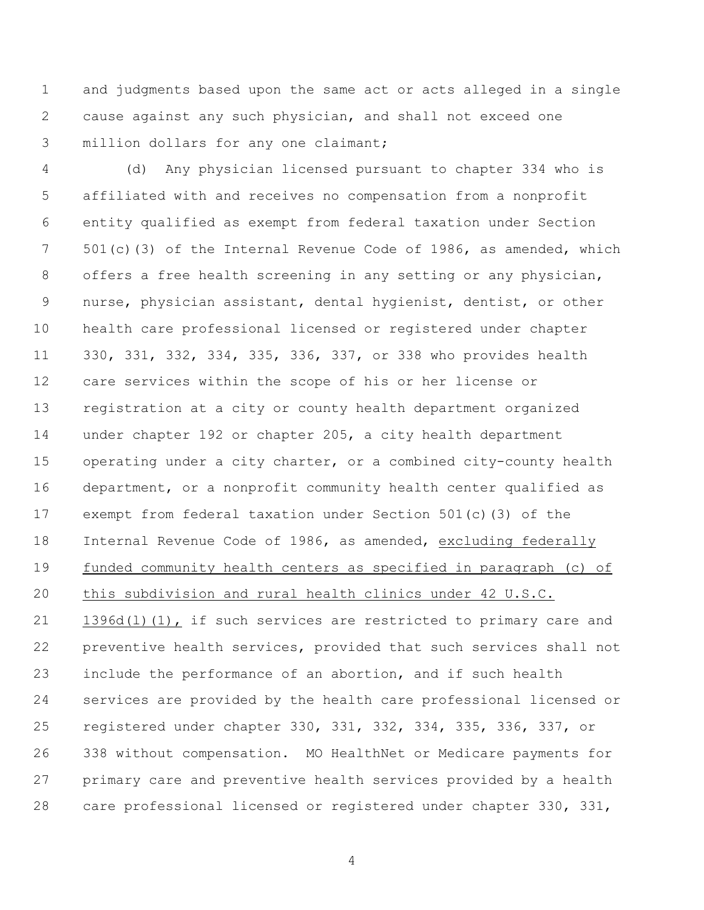and judgments based upon the same act or acts alleged in a single cause against any such physician, and shall not exceed one million dollars for any one claimant;

(d) Any physician licensed pursuant to chapter 334 who is affiliated with and receives no compensation from a nonprofit entity qualified as exempt from federal taxation under Section 501(c)(3) of the Internal Revenue Code of 1986, as amended, which offers a free health screening in any setting or any physician, nurse, physician assistant, dental hygienist, dentist, or other health care professional licensed or registered under chapter 330, 331, 332, 334, 335, 336, 337, or 338 who provides health care services within the scope of his or her license or registration at a city or county health department organized under chapter 192 or chapter 205, a city health department operating under a city charter, or a combined city-county health department, or a nonprofit community health center qualified as exempt from federal taxation under Section 501(c)(3) of the Internal Revenue Code of 1986, as amended, <u>excluding federally funded community health centers as specified in paragraph (c) of this subdivision and rural health clinics under 42 U.S.C. 1396d(l)(1),</u> if such services are restricted to primary care and preventive health services, provided that such services shall not include the performance of an abortion, and if such health services are provided by the health care professional licensed or registered under chapter 330, 331, 332, 334, 335, 336, 337, or 338 without compensation. MO HealthNet or Medicare payments for primary care and preventive health services provided by a health care professional licensed or registered under chapter 330, 331,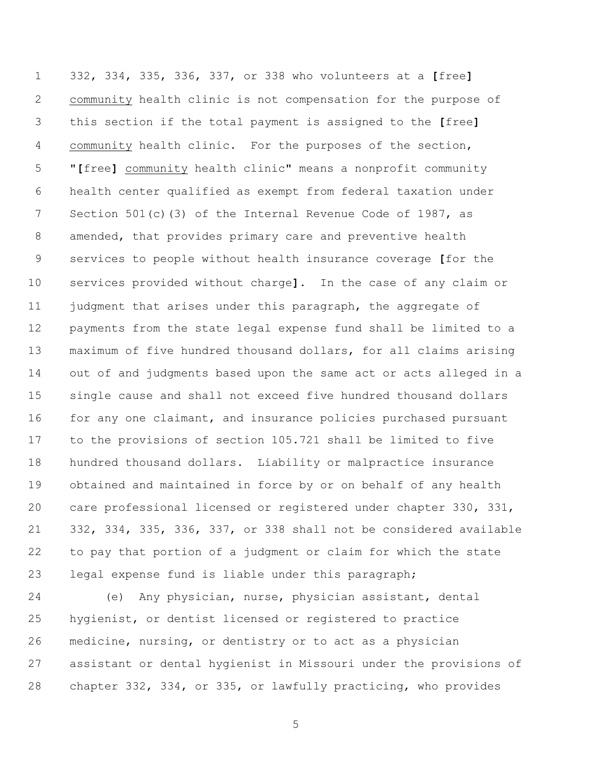332, 334, 335, 336, 337, or 338 who volunteers at a [free] community health clinic is not compensation for the purpose of this section if the total payment is assigned to the [free] community health clinic. For the purposes of the section, "[free] community health clinic" means a nonprofit community health center qualified as exempt from federal taxation under Section 501(c)(3) of the Internal Revenue Code of 1987, as amended, that provides primary care and preventive health services to people without health insurance coverage [for the services provided without charge]. In the case of any claim or judgment that arises under this paragraph, the aggregate of payments from the state legal expense fund shall be limited to a maximum of five hundred thousand dollars, for all claims arising out of and judgments based upon the same act or acts alleged in a single cause and shall not exceed five hundred thousand dollars for any one claimant, and insurance policies purchased pursuant to the provisions of section 105.721 shall be limited to five hundred thousand dollars. Liability or malpractice insurance obtained and maintained in force by or on behalf of any health care professional licensed or registered under chapter 330, 331, 332, 334, 335, 336, 337, or 338 shall not be considered available to pay that portion of a judgment or claim for which the state legal expense fund is liable under this paragraph;

(e) Any physician, nurse, physician assistant, dental hygienist, or dentist licensed or registered to practice medicine, nursing, or dentistry or to act as a physician assistant or dental hygienist in Missouri under the provisions of chapter 332, 334, or 335, or lawfully practicing, who provides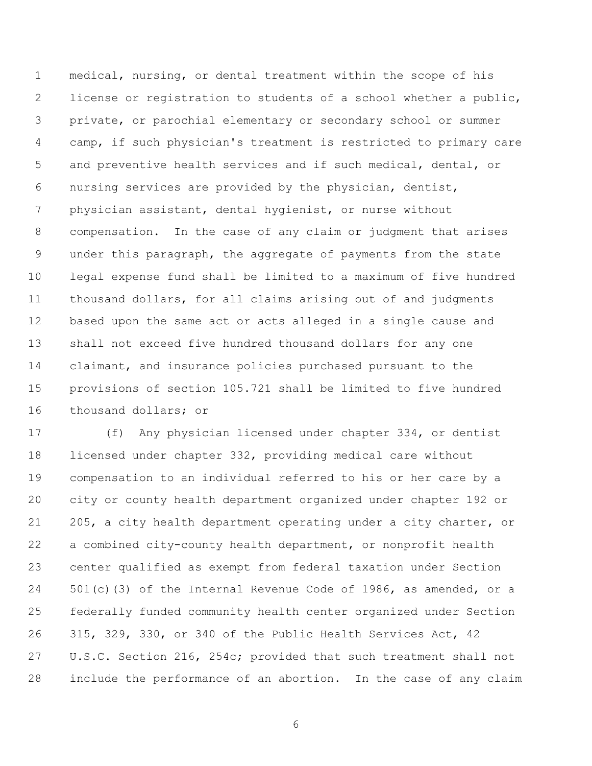medical, nursing, or dental treatment within the scope of his license or registration to students of a school whether a public, private, or parochial elementary or secondary school or summer camp, if such physician's treatment is restricted to primary care and preventive health services and if such medical, dental, or nursing services are provided by the physician, dentist, physician assistant, dental hygienist, or nurse without compensation. In the case of any claim or judgment that arises under this paragraph, the aggregate of payments from the state legal expense fund shall be limited to a maximum of five hundred thousand dollars, for all claims arising out of and judgments based upon the same act or acts alleged in a single cause and shall not exceed five hundred thousand dollars for any one claimant, and insurance policies purchased pursuant to the provisions of section 105.721 shall be limited to five hundred thousand dollars; or

(f) Any physician licensed under chapter 334, or dentist licensed under chapter 332, providing medical care without compensation to an individual referred to his or her care by a city or county health department organized under chapter 192 or 205, a city health department operating under a city charter, or a combined city-county health department, or nonprofit health center qualified as exempt from federal taxation under Section 501(c)(3) of the Internal Revenue Code of 1986, as amended, or a federally funded community health center organized under Section 315, 329, 330, or 340 of the Public Health Services Act, 42 U.S.C. Section 216, 254c; provided that such treatment shall not include the performance of an abortion. In the case of any claim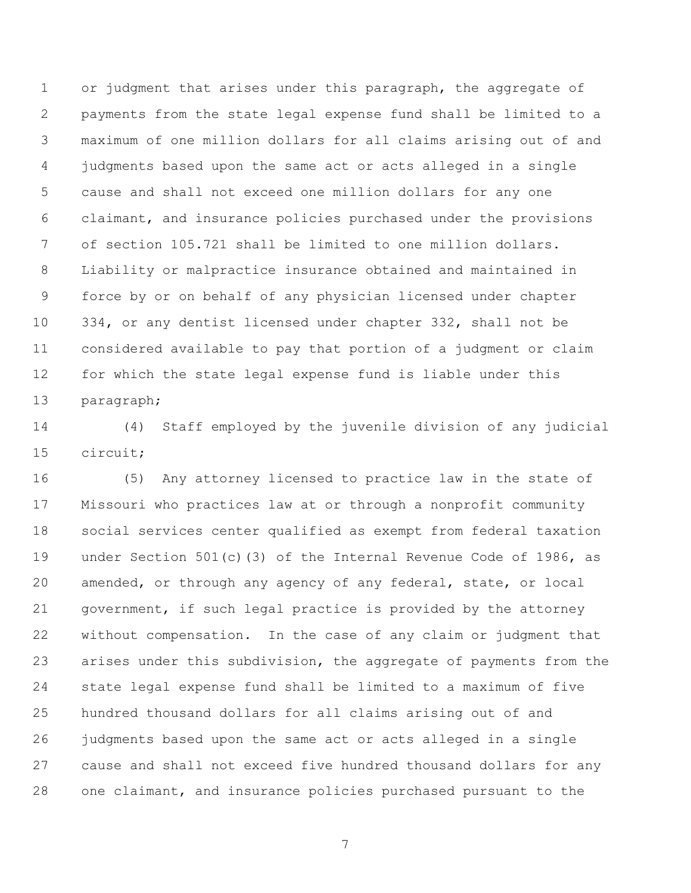or judgment that arises under this paragraph, the aggregate of payments from the state legal expense fund shall be limited to a maximum of one million dollars for all claims arising out of and judgments based upon the same act or acts alleged in a single cause and shall not exceed one million dollars for any one claimant, and insurance policies purchased under the provisions of section 105.721 shall be limited to one million dollars. Liability or malpractice insurance obtained and maintained in force by or on behalf of any physician licensed under chapter 334, or any dentist licensed under chapter 332, shall not be considered available to pay that portion of a judgment or claim for which the state legal expense fund is liable under this paragraph;

(4) Staff employed by the juvenile division of any judicial circuit;

(5) Any attorney licensed to practice law in the state of Missouri who practices law at or through a nonprofit community social services center qualified as exempt from federal taxation under Section 501(c)(3) of the Internal Revenue Code of 1986, as amended, or through any agency of any federal, state, or local government, if such legal practice is provided by the attorney without compensation. In the case of any claim or judgment that arises under this subdivision, the aggregate of payments from the state legal expense fund shall be limited to a maximum of five hundred thousand dollars for all claims arising out of and judgments based upon the same act or acts alleged in a single cause and shall not exceed five hundred thousand dollars for any one claimant, and insurance policies purchased pursuant to the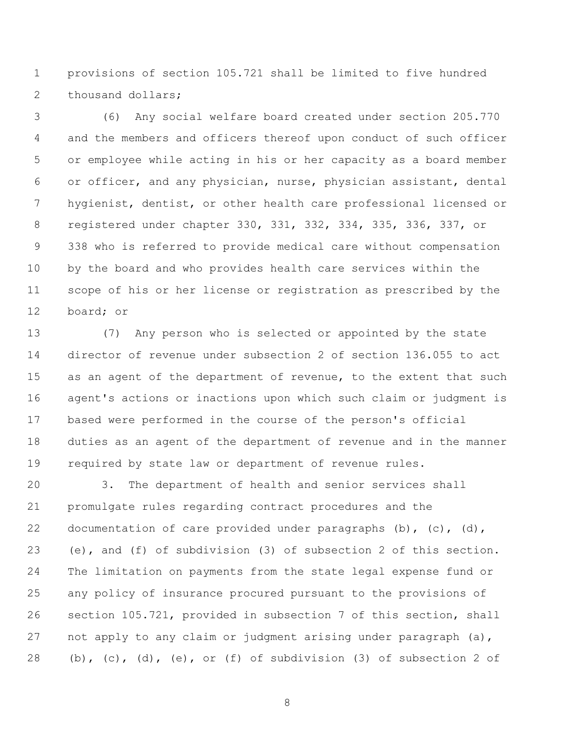provisions of section 105.721 shall be limited to five hundred thousand dollars;

(6) Any social welfare board created under section 205.770 and the members and officers thereof upon conduct of such officer or employee while acting in his or her capacity as a board member or officer, and any physician, nurse, physician assistant, dental hygienist, dentist, or other health care professional licensed or registered under chapter 330, 331, 332, 334, 335, 336, 337, or 338 who is referred to provide medical care without compensation by the board and who provides health care services within the scope of his or her license or registration as prescribed by the board; or

(7) Any person who is selected or appointed by the state director of revenue under subsection 2 of section 136.055 to act as an agent of the department of revenue, to the extent that such agent's actions or inactions upon which such claim or judgment is based were performed in the course of the person's official duties as an agent of the department of revenue and in the manner required by state law or department of revenue rules.

3. The department of health and senior services shall promulgate rules regarding contract procedures and the documentation of care provided under paragraphs (b), (c), (d), (e), and (f) of subdivision (3) of subsection 2 of this section. The limitation on payments from the state legal expense fund or any policy of insurance procured pursuant to the provisions of section 105.721, provided in subsection 7 of this section, shall not apply to any claim or judgment arising under paragraph (a), (b), (c), (d), (e), or (f) of subdivision (3) of subsection 2 of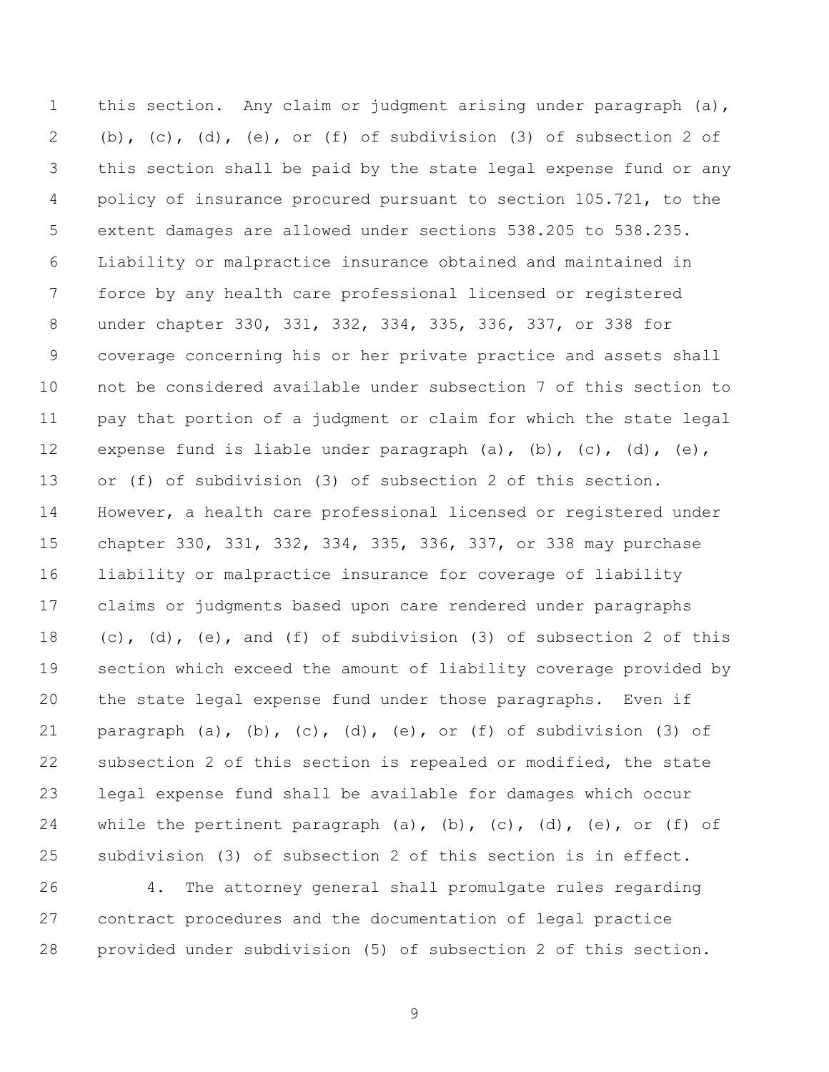this section. Any claim or judgment arising under paragraph (a), (b), (c), (d), (e), or (f) of subdivision (3) of subsection 2 of this section shall be paid by the state legal expense fund or any policy of insurance procured pursuant to section 105.721, to the extent damages are allowed under sections 538.205 to 538.235. Liability or malpractice insurance obtained and maintained in force by any health care professional licensed or registered under chapter 330, 331, 332, 334, 335, 336, 337, or 338 for coverage concerning his or her private practice and assets shall not be considered available under subsection 7 of this section to pay that portion of a judgment or claim for which the state legal expense fund is liable under paragraph (a), (b), (c), (d), (e), or (f) of subdivision (3) of subsection 2 of this section. However, a health care professional licensed or registered under chapter 330, 331, 332, 334, 335, 336, 337, or 338 may purchase liability or malpractice insurance for coverage of liability claims or judgments based upon care rendered under paragraphs (c), (d), (e), and (f) of subdivision (3) of subsection 2 of this section which exceed the amount of liability coverage provided by the state legal expense fund under those paragraphs. Even if paragraph (a), (b), (c), (d), (e), or (f) of subdivision (3) of subsection 2 of this section is repealed or modified, the state legal expense fund shall be available for damages which occur while the pertinent paragraph (a), (b), (c), (d), (e), or (f) of subdivision (3) of subsection 2 of this section is in effect.

4. The attorney general shall promulgate rules regarding contract procedures and the documentation of legal practice provided under subdivision (5) of subsection 2 of this section.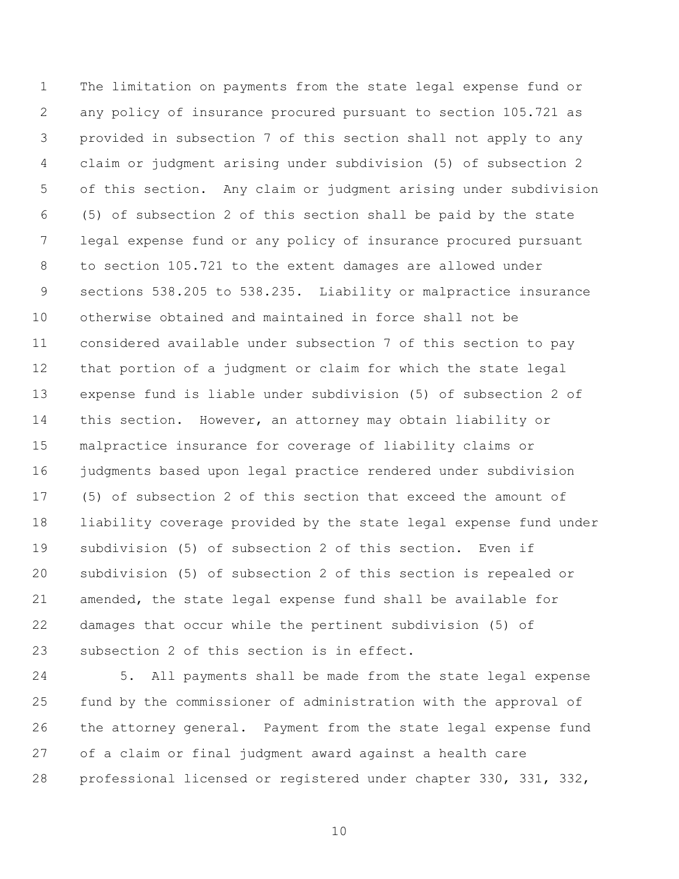The limitation on payments from the state legal expense fund or any policy of insurance procured pursuant to section 105.721 as provided in subsection 7 of this section shall not apply to any claim or judgment arising under subdivision (5) of subsection 2 of this section. Any claim or judgment arising under subdivision (5) of subsection 2 of this section shall be paid by the state legal expense fund or any policy of insurance procured pursuant to section 105.721 to the extent damages are allowed under sections 538.205 to 538.235. Liability or malpractice insurance otherwise obtained and maintained in force shall not be considered available under subsection 7 of this section to pay that portion of a judgment or claim for which the state legal expense fund is liable under subdivision (5) of subsection 2 of this section. However, an attorney may obtain liability or malpractice insurance for coverage of liability claims or judgments based upon legal practice rendered under subdivision (5) of subsection 2 of this section that exceed the amount of liability coverage provided by the state legal expense fund under subdivision (5) of subsection 2 of this section. Even if subdivision (5) of subsection 2 of this section is repealed or amended, the state legal expense fund shall be available for damages that occur while the pertinent subdivision (5) of subsection 2 of this section is in effect.

5. All payments shall be made from the state legal expense fund by the commissioner of administration with the approval of the attorney general. Payment from the state legal expense fund of a claim or final judgment award against a health care professional licensed or registered under chapter 330, 331, 332,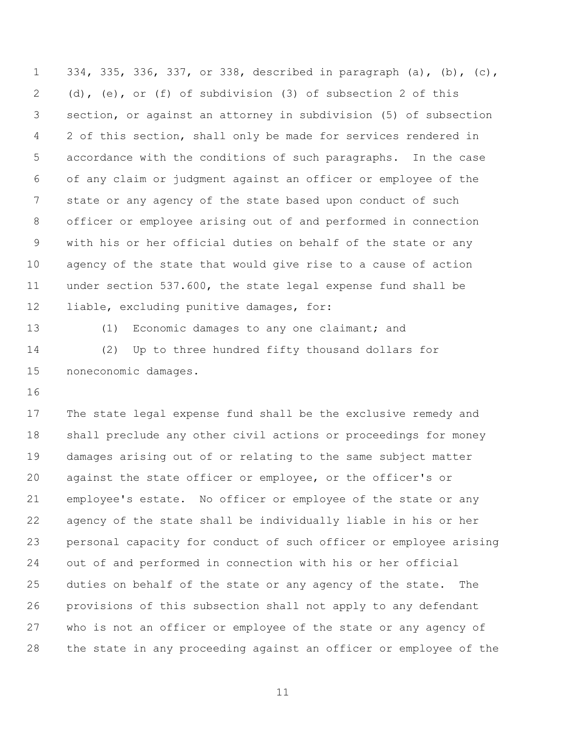334, 335, 336, 337, or 338, described in paragraph (a), (b), (c), (d), (e), or (f) of subdivision (3) of subsection 2 of this section, or against an attorney in subdivision (5) of subsection 2 of this section, shall only be made for services rendered in accordance with the conditions of such paragraphs. In the case of any claim or judgment against an officer or employee of the state or any agency of the state based upon conduct of such officer or employee arising out of and performed in connection with his or her official duties on behalf of the state or any agency of the state that would give rise to a cause of action under section 537.600, the state legal expense fund shall be liable, excluding punitive damages, for:

(1) Economic damages to any one claimant; and

(2) Up to three hundred fifty thousand dollars for noneconomic damages.

The state legal expense fund shall be the exclusive remedy and shall preclude any other civil actions or proceedings for money damages arising out of or relating to the same subject matter against the state officer or employee, or the officer's or employee's estate. No officer or employee of the state or any agency of the state shall be individually liable in his or her personal capacity for conduct of such officer or employee arising out of and performed in connection with his or her official duties on behalf of the state or any agency of the state. The provisions of this subsection shall not apply to any defendant who is not an officer or employee of the state or any agency of the state in any proceeding against an officer or employee of the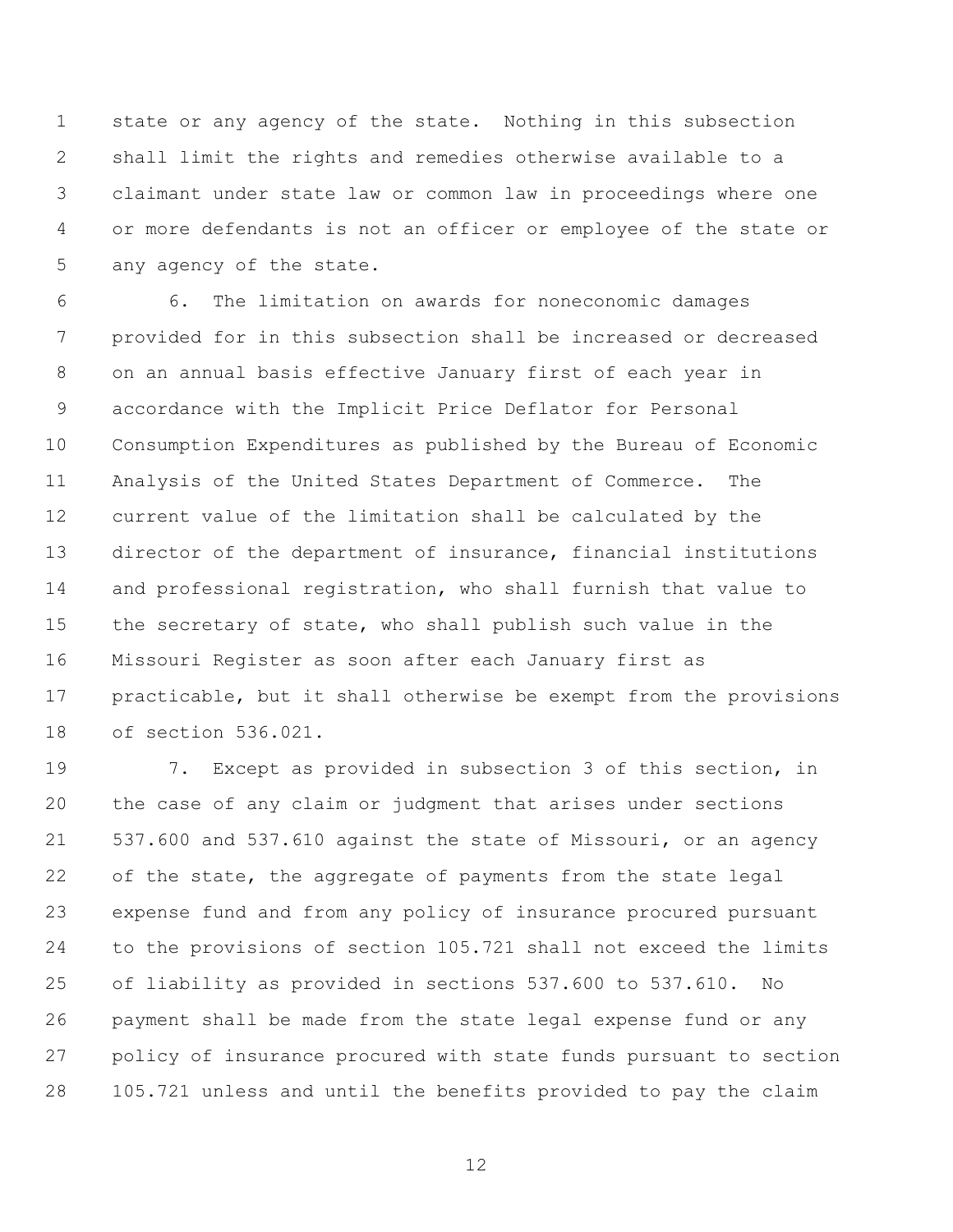state or any agency of the state. Nothing in this subsection shall limit the rights and remedies otherwise available to a claimant under state law or common law in proceedings where one or more defendants is not an officer or employee of the state or any agency of the state.

6. The limitation on awards for noneconomic damages provided for in this subsection shall be increased or decreased on an annual basis effective January first of each year in accordance with the Implicit Price Deflator for Personal Consumption Expenditures as published by the Bureau of Economic Analysis of the United States Department of Commerce. The current value of the limitation shall be calculated by the director of the department of insurance, financial institutions and professional registration, who shall furnish that value to the secretary of state, who shall publish such value in the Missouri Register as soon after each January first as practicable, but it shall otherwise be exempt from the provisions of section 536.021.

7. Except as provided in subsection 3 of this section, in the case of any claim or judgment that arises under sections 537.600 and 537.610 against the state of Missouri, or an agency of the state, the aggregate of payments from the state legal expense fund and from any policy of insurance procured pursuant to the provisions of section 105.721 shall not exceed the limits of liability as provided in sections 537.600 to 537.610. No payment shall be made from the state legal expense fund or any policy of insurance procured with state funds pursuant to section 105.721 unless and until the benefits provided to pay the claim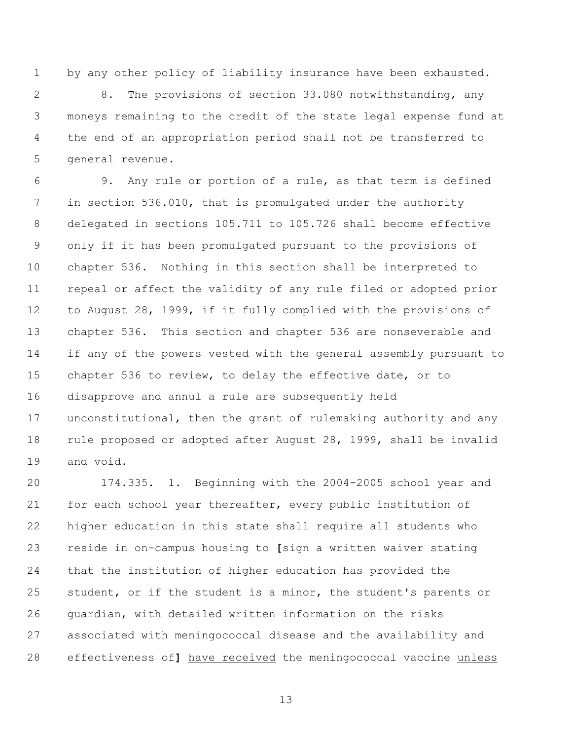by any other policy of liability insurance have been exhausted.

8. The provisions of section 33.080 notwithstanding, any moneys remaining to the credit of the state legal expense fund at the end of an appropriation period shall not be transferred to general revenue.

9. Any rule or portion of a rule, as that term is defined in section 536.010, that is promulgated under the authority delegated in sections 105.711 to 105.726 shall become effective only if it has been promulgated pursuant to the provisions of chapter 536. Nothing in this section shall be interpreted to repeal or affect the validity of any rule filed or adopted prior to August 28, 1999, if it fully complied with the provisions of chapter 536. This section and chapter 536 are nonseverable and if any of the powers vested with the general assembly pursuant to chapter 536 to review, to delay the effective date, or to disapprove and annul a rule are subsequently held unconstitutional, then the grant of rulemaking authority and any rule proposed or adopted after August 28, 1999, shall be invalid and void.

174.335. 1. Beginning with the 2004-2005 school year and for each school year thereafter, every public institution of higher education in this state shall require all students who reside in on-campus housing to **[**sign a written waiver stating that the institution of higher education has provided the student, or if the student is a minor, the student's parents or guardian, with detailed written information on the risks associated with meningococcal disease and the availability and effectiveness of**]** <u>have received</u> the meningococcal vaccine <u>unless</u>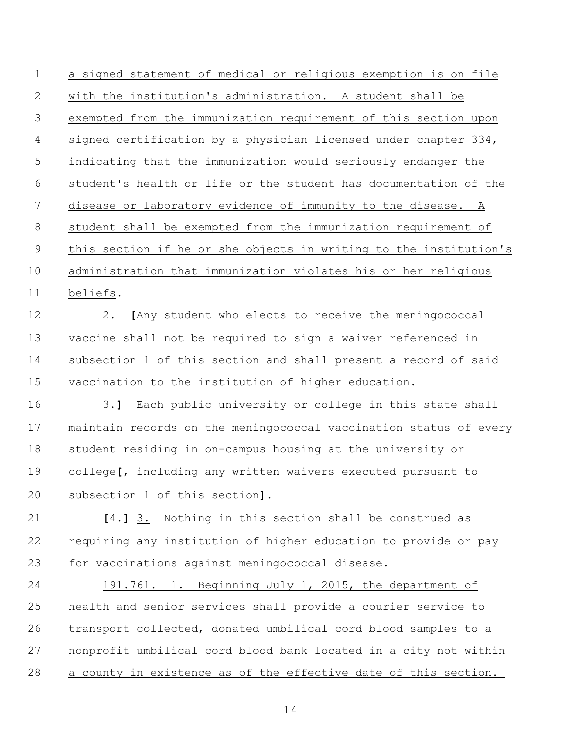a signed statement of medical or religious exemption is on file with the institution's administration. A student shall be exempted from the immunization requirement of this section upon signed certification by a physician licensed under chapter 334, indicating that the immunization would seriously endanger the student's health or life or the student has documentation of the disease or laboratory evidence of immunity to the disease. A student shall be exempted from the immunization requirement of this section if he or she objects in writing to the institution's administration that immunization violates his or her religious beliefs.

2. **[**Any student who elects to receive the meningococcal vaccine shall not be required to sign a waiver referenced in subsection 1 of this section and shall present a record of said vaccination to the institution of higher education.

3.**]** Each public university or college in this state shall maintain records on the meningococcal vaccination status of every student residing in on-campus housing at the university or college**[**, including any written waivers executed pursuant to subsection 1 of this section**]**.

**[**4.**]** 3. Nothing in this section shall be construed as requiring any institution of higher education to provide or pay for vaccinations against meningococcal disease.

191.761. 1. Beginning July 1, 2015, the department of health and senior services shall provide a courier service to transport collected, donated umbilical cord blood samples to a nonprofit umbilical cord blood bank located in a city not within a county in existence as of the effective date of this section.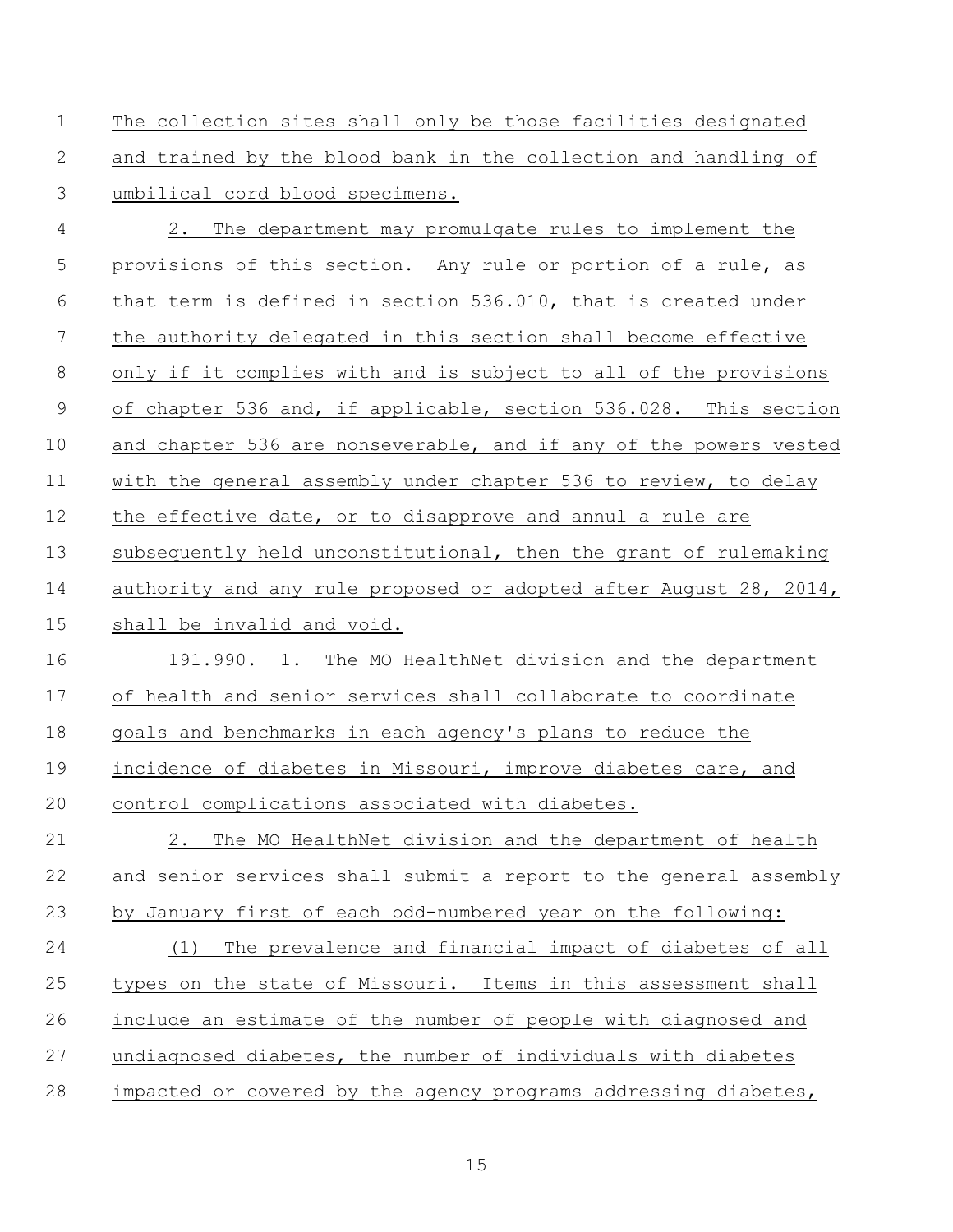The collection sites shall only be those facilities designated and trained by the blood bank in the collection and handling of umbilical cord blood specimens.

2. The department may promulgate rules to implement the provisions of this section. Any rule or portion of a rule, as that term is defined in section 536.010, that is created under the authority delegated in this section shall become effective only if it complies with and is subject to all of the provisions of chapter 536 and, if applicable, section 536.028. This section and chapter 536 are nonseverable, and if any of the powers vested with the general assembly under chapter 536 to review, to delay the effective date, or to disapprove and annul a rule are subsequently held unconstitutional, then the grant of rulemaking authority and any rule proposed or adopted after August 28, 2014, shall be invalid and void.

191.990. 1. The MO HealthNet division and the department of health and senior services shall collaborate to coordinate goals and benchmarks in each agency's plans to reduce the incidence of diabetes in Missouri, improve diabetes care, and control complications associated with diabetes.

2. The MO HealthNet division and the department of health and senior services shall submit a report to the general assembly by January first of each odd-numbered year on the following:

(1) The prevalence and financial impact of diabetes of all types on the state of Missouri. Items in this assessment shall include an estimate of the number of people with diagnosed and undiagnosed diabetes, the number of individuals with diabetes impacted or covered by the agency programs addressing diabetes,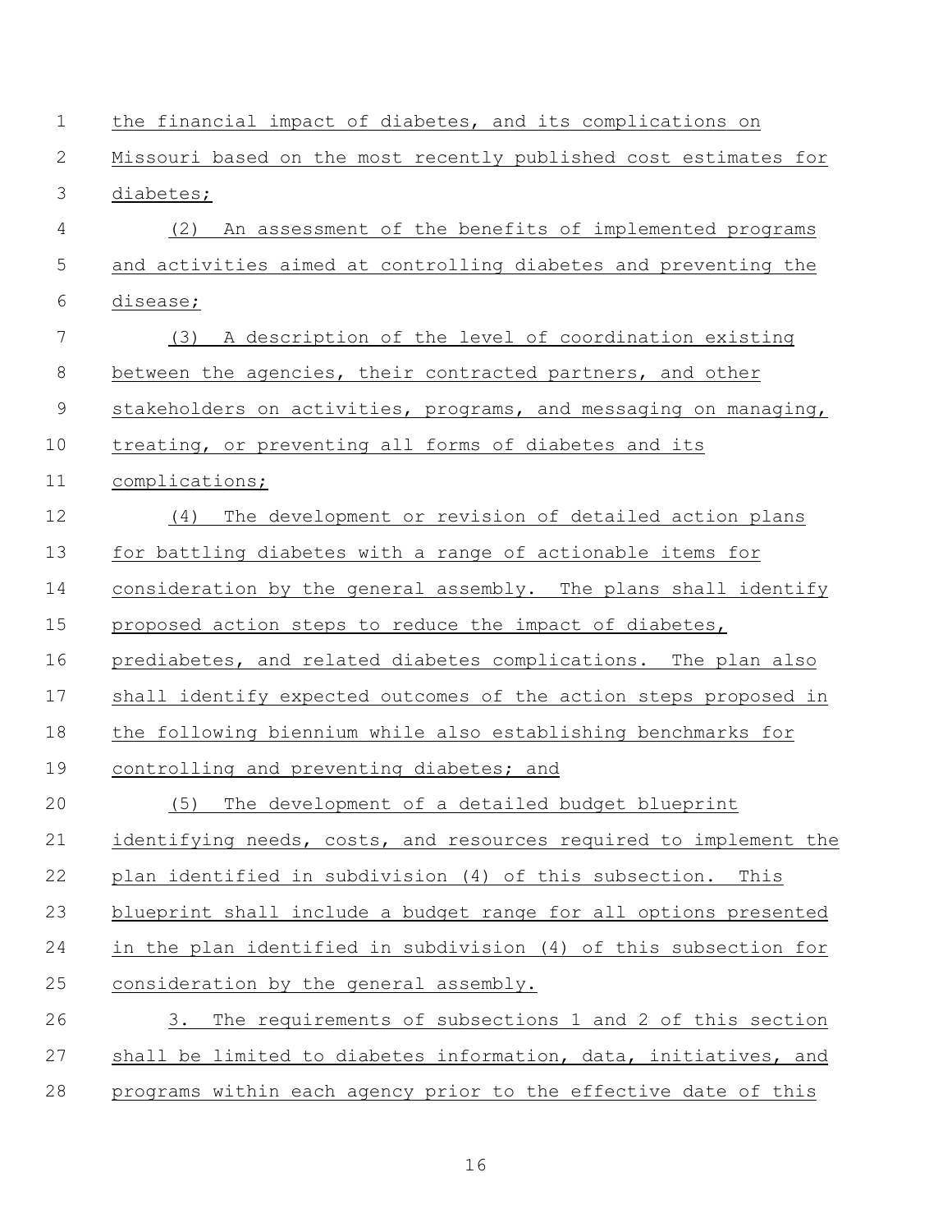the financial impact of diabetes, and its complications on Missouri based on the most recently published cost estimates for diabetes;

(2) An assessment of the benefits of implemented programs and activities aimed at controlling diabetes and preventing the disease;

(3) A description of the level of coordination existing between the agencies, their contracted partners, and other stakeholders on activities, programs, and messaging on managing, treating, or preventing all forms of diabetes and its complications;

(4) The development or revision of detailed action plans for battling diabetes with a range of actionable items for consideration by the general assembly. The plans shall identify proposed action steps to reduce the impact of diabetes, prediabetes, and related diabetes complications. The plan also shall identify expected outcomes of the action steps proposed in the following biennium while also establishing benchmarks for controlling and preventing diabetes; and

(5) The development of a detailed budget blueprint identifying needs, costs, and resources required to implement the plan identified in subdivision (4) of this subsection. This blueprint shall include a budget range for all options presented in the plan identified in subdivision (4) of this subsection for consideration by the general assembly.

3. The requirements of subsections 1 and 2 of this section shall be limited to diabetes information, data, initiatives, and programs within each agency prior to the effective date of this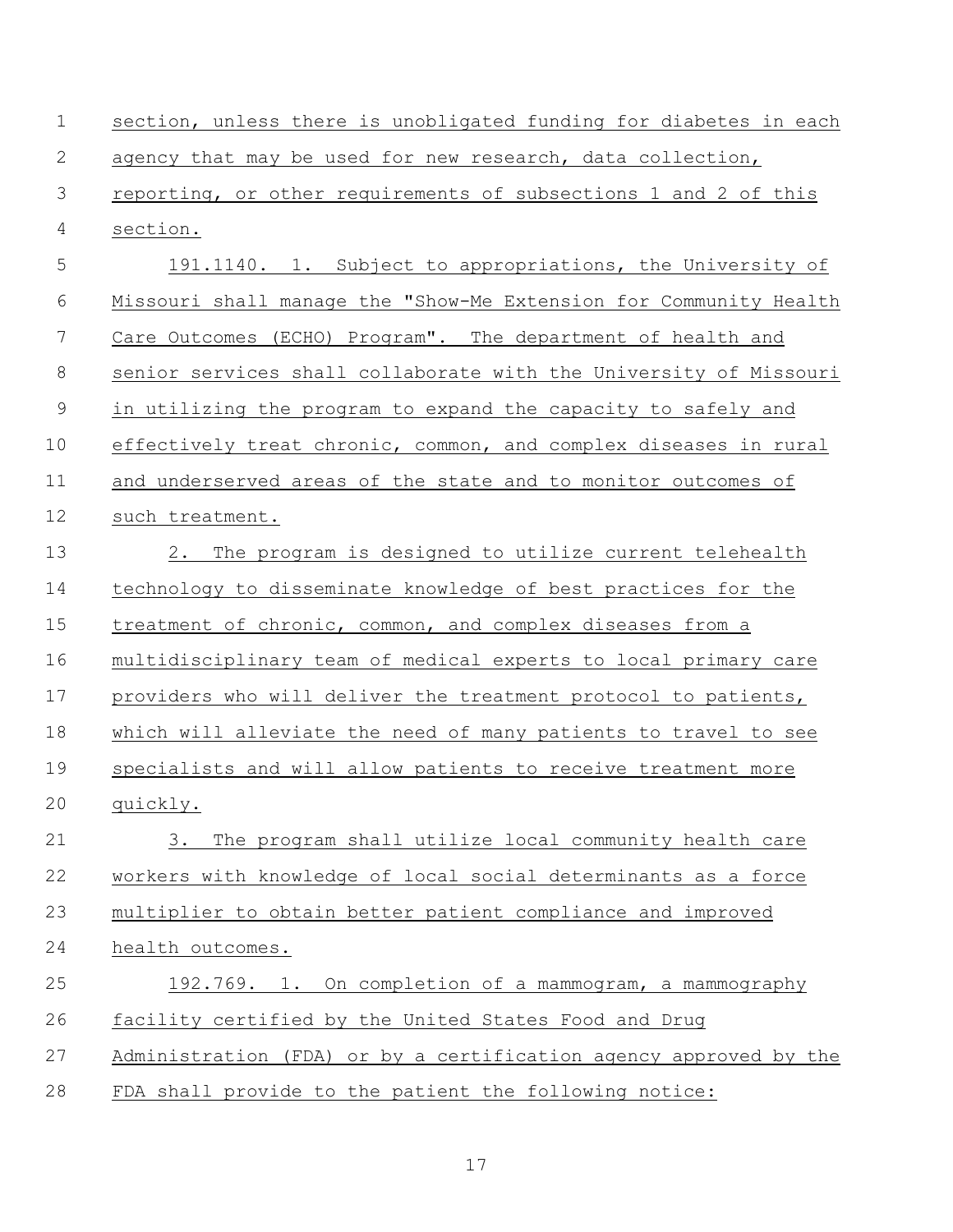section, unless there is unobligated funding for diabetes in each agency that may be used for new research, data collection, reporting, or other requirements of subsections 1 and 2 of this section.

191.1140. 1. Subject to appropriations, the University of Missouri shall manage the "Show-Me Extension for Community Health Care Outcomes (ECHO) Program". The department of health and senior services shall collaborate with the University of Missouri in utilizing the program to expand the capacity to safely and effectively treat chronic, common, and complex diseases in rural and underserved areas of the state and to monitor outcomes of such treatment.

2. The program is designed to utilize current telehealth technology to disseminate knowledge of best practices for the treatment of chronic, common, and complex diseases from a multidisciplinary team of medical experts to local primary care providers who will deliver the treatment protocol to patients, which will alleviate the need of many patients to travel to see specialists and will allow patients to receive treatment more quickly.

3. The program shall utilize local community health care workers with knowledge of local social determinants as a force multiplier to obtain better patient compliance and improved health outcomes.

192.769. 1. On completion of a mammogram, a mammography facility certified by the United States Food and Drug Administration (FDA) or by a certification agency approved by the FDA shall provide to the patient the following notice: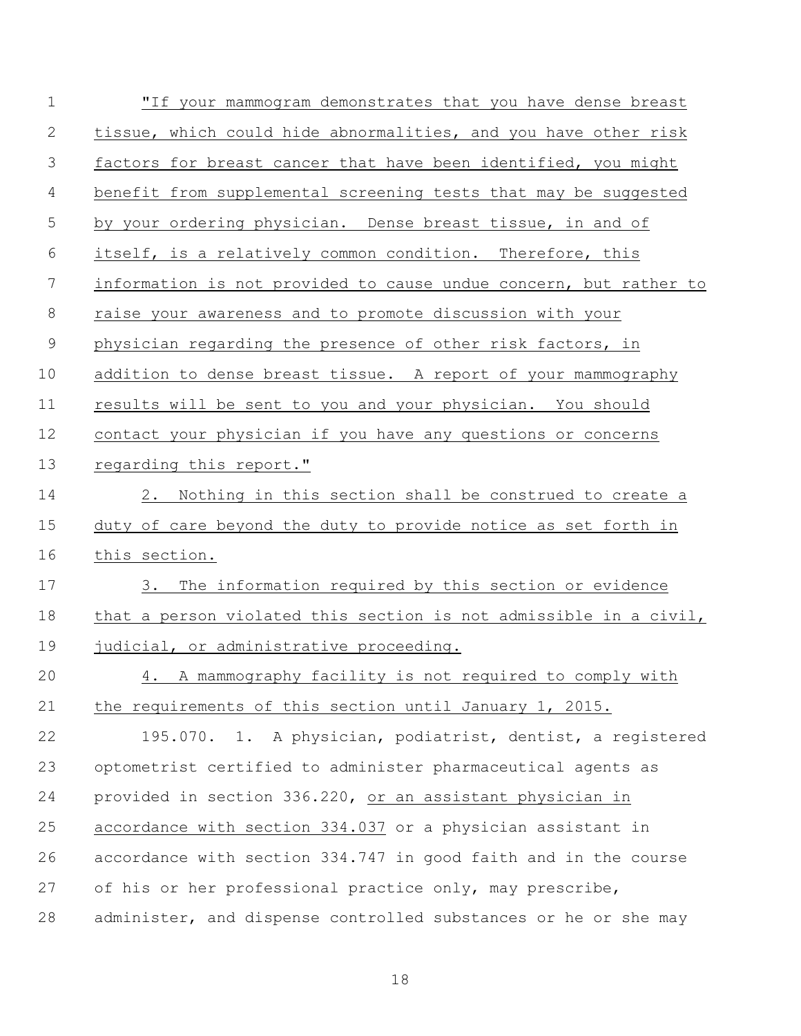"If your mammogram demonstrates that you have dense breast tissue, which could hide abnormalities, and you have other risk factors for breast cancer that have been identified, you might benefit from supplemental screening tests that may be suggested by your ordering physician. Dense breast tissue, in and of itself, is a relatively common condition. Therefore, this information is not provided to cause undue concern, but rather to raise your awareness and to promote discussion with your physician regarding the presence of other risk factors, in addition to dense breast tissue. A report of your mammography results will be sent to you and your physician. You should contact your physician if you have any questions or concerns regarding this report."

2. Nothing in this section shall be construed to create a duty of care beyond the duty to provide notice as set forth in this section.

3. The information required by this section or evidence that a person violated this section is not admissible in a civil, judicial, or administrative proceeding.

4. A mammography facility is not required to comply with the requirements of this section until January 1, 2015.

195.070. 1. A physician, podiatrist, dentist, a registered optometrist certified to administer pharmaceutical agents as provided in section 336.220, or an assistant physician in accordance with section 334.037 or a physician assistant in accordance with section 334.747 in good faith and in the course of his or her professional practice only, may prescribe, administer, and dispense controlled substances or he or she may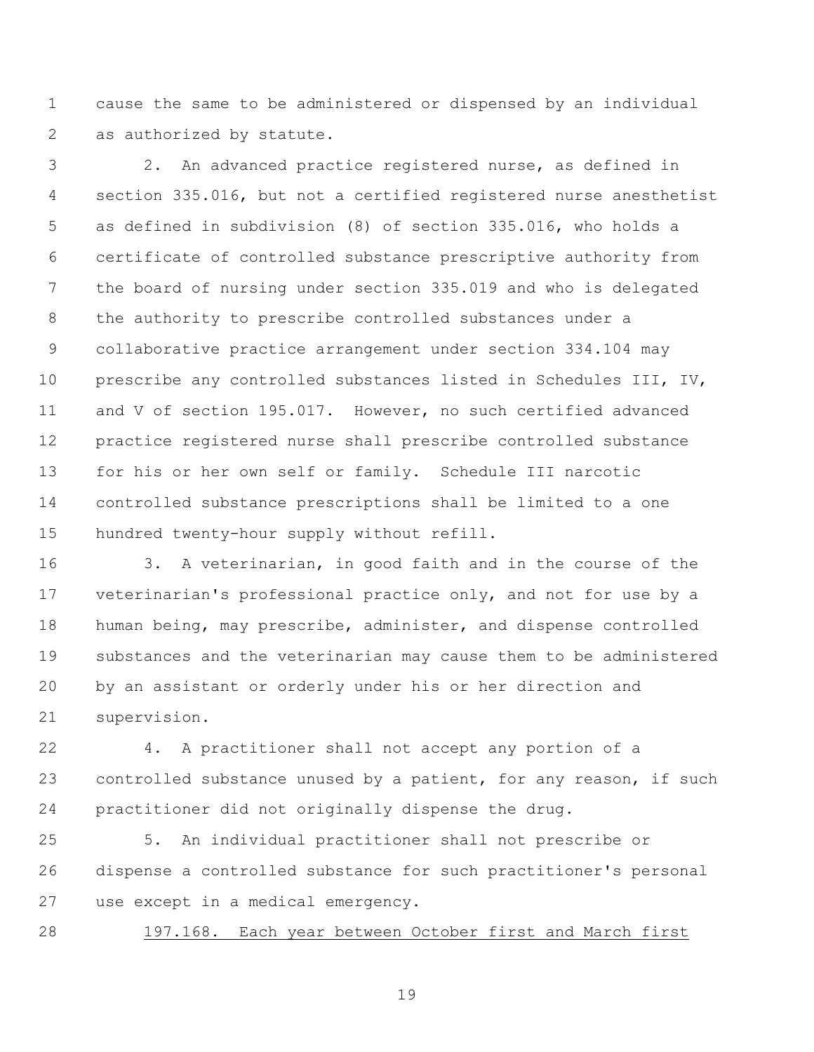cause the same to be administered or dispensed by an individual as authorized by statute.

2. An advanced practice registered nurse, as defined in section 335.016, but not a certified registered nurse anesthetist as defined in subdivision (8) of section 335.016, who holds a certificate of controlled substance prescriptive authority from the board of nursing under section 335.019 and who is delegated the authority to prescribe controlled substances under a collaborative practice arrangement under section 334.104 may prescribe any controlled substances listed in Schedules III, IV, and V of section 195.017. However, no such certified advanced practice registered nurse shall prescribe controlled substance for his or her own self or family. Schedule III narcotic controlled substance prescriptions shall be limited to a one hundred twenty-hour supply without refill.

3. A veterinarian, in good faith and in the course of the veterinarian's professional practice only, and not for use by a human being, may prescribe, administer, and dispense controlled substances and the veterinarian may cause them to be administered by an assistant or orderly under his or her direction and supervision.

4. A practitioner shall not accept any portion of a controlled substance unused by a patient, for any reason, if such practitioner did not originally dispense the drug.

5. An individual practitioner shall not prescribe or dispense a controlled substance for such practitioner's personal use except in a medical emergency.

<u>197.168. Each year between October first and March first</u>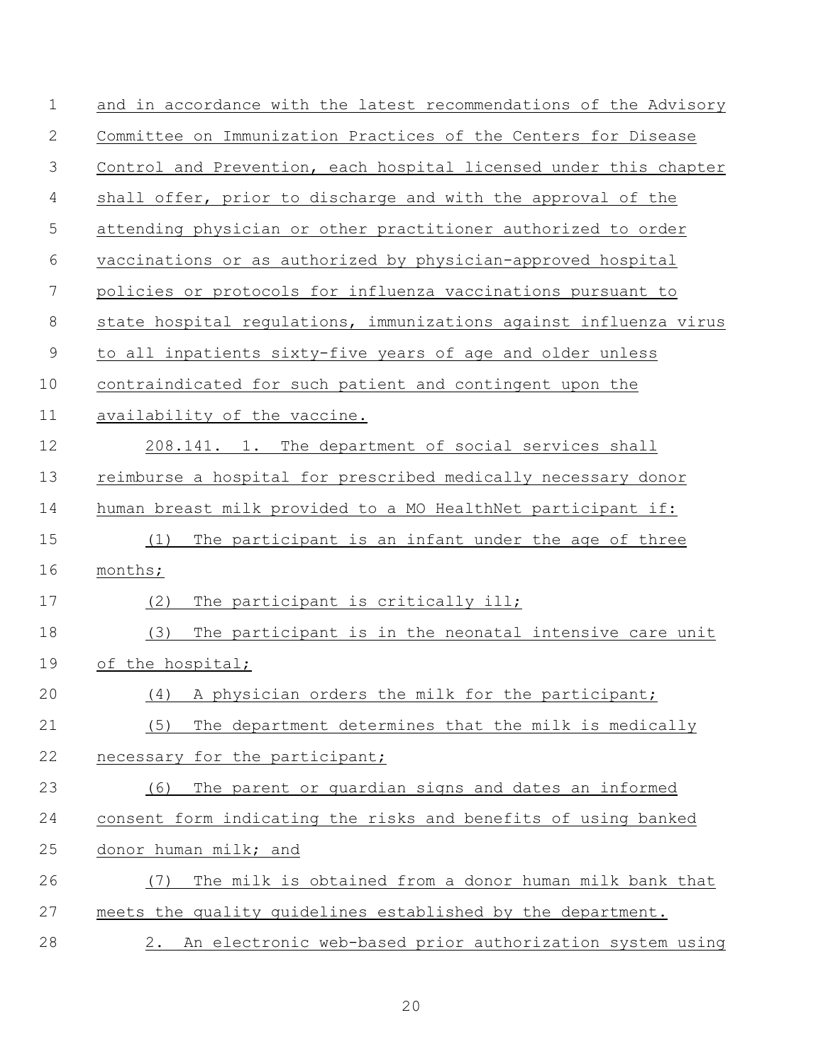and in accordance with the latest recommendations of the Advisory Committee on Immunization Practices of the Centers for Disease Control and Prevention, each hospital licensed under this chapter shall offer, prior to discharge and with the approval of the attending physician or other practitioner authorized to order vaccinations or as authorized by physician-approved hospital policies or protocols for influenza vaccinations pursuant to state hospital regulations, immunizations against influenza virus to all inpatients sixty-five years of age and older unless contraindicated for such patient and contingent upon the availability of the vaccine.

208.141. 1. The department of social services shall reimburse a hospital for prescribed medically necessary donor human breast milk provided to a MO HealthNet participant if:

(1) The participant is an infant under the age of three months;

(2) The participant is critically ill;

(3) The participant is in the neonatal intensive care unit of the hospital;

(4) A physician orders the milk for the participant;

(5) The department determines that the milk is medically necessary for the participant;

(6) The parent or guardian signs and dates an informed consent form indicating the risks and benefits of using banked donor human milk; and

(7) The milk is obtained from a donor human milk bank that meets the quality guidelines established by the department.

2. An electronic web-based prior authorization system using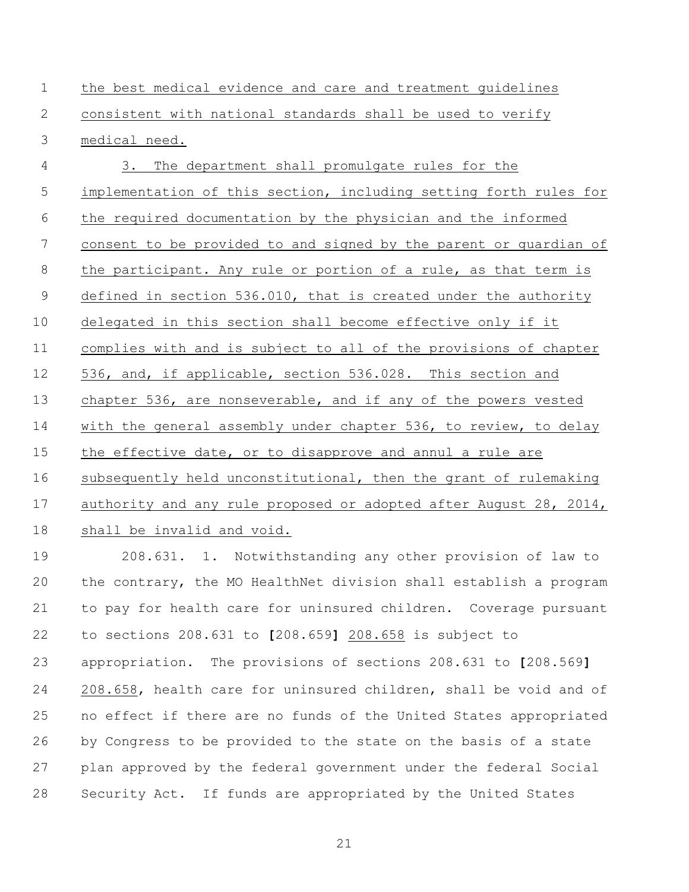the best medical evidence and care and treatment guidelines consistent with national standards shall be used to verify medical need.

3. The department shall promulgate rules for the implementation of this section, including setting forth rules for the required documentation by the physician and the informed consent to be provided to and signed by the parent or guardian of the participant. Any rule or portion of a rule, as that term is defined in section 536.010, that is created under the authority delegated in this section shall become effective only if it complies with and is subject to all of the provisions of chapter 536, and, if applicable, section 536.028. This section and chapter 536, are nonseverable, and if any of the powers vested with the general assembly under chapter 536, to review, to delay the effective date, or to disapprove and annul a rule are subsequently held unconstitutional, then the grant of rulemaking authority and any rule proposed or adopted after August 28, 2014, shall be invalid and void.

208.631. 1. Notwithstanding any other provision of law to the contrary, the MO HealthNet division shall establish a program to pay for health care for uninsured children. Coverage pursuant to sections 208.631 to **[**208.659**]** 208.658 is subject to appropriation. The provisions of sections 208.631 to **[**208.569**]** 208.658, health care for uninsured children, shall be void and of no effect if there are no funds of the United States appropriated by Congress to be provided to the state on the basis of a state plan approved by the federal government under the federal Social Security Act. If funds are appropriated by the United States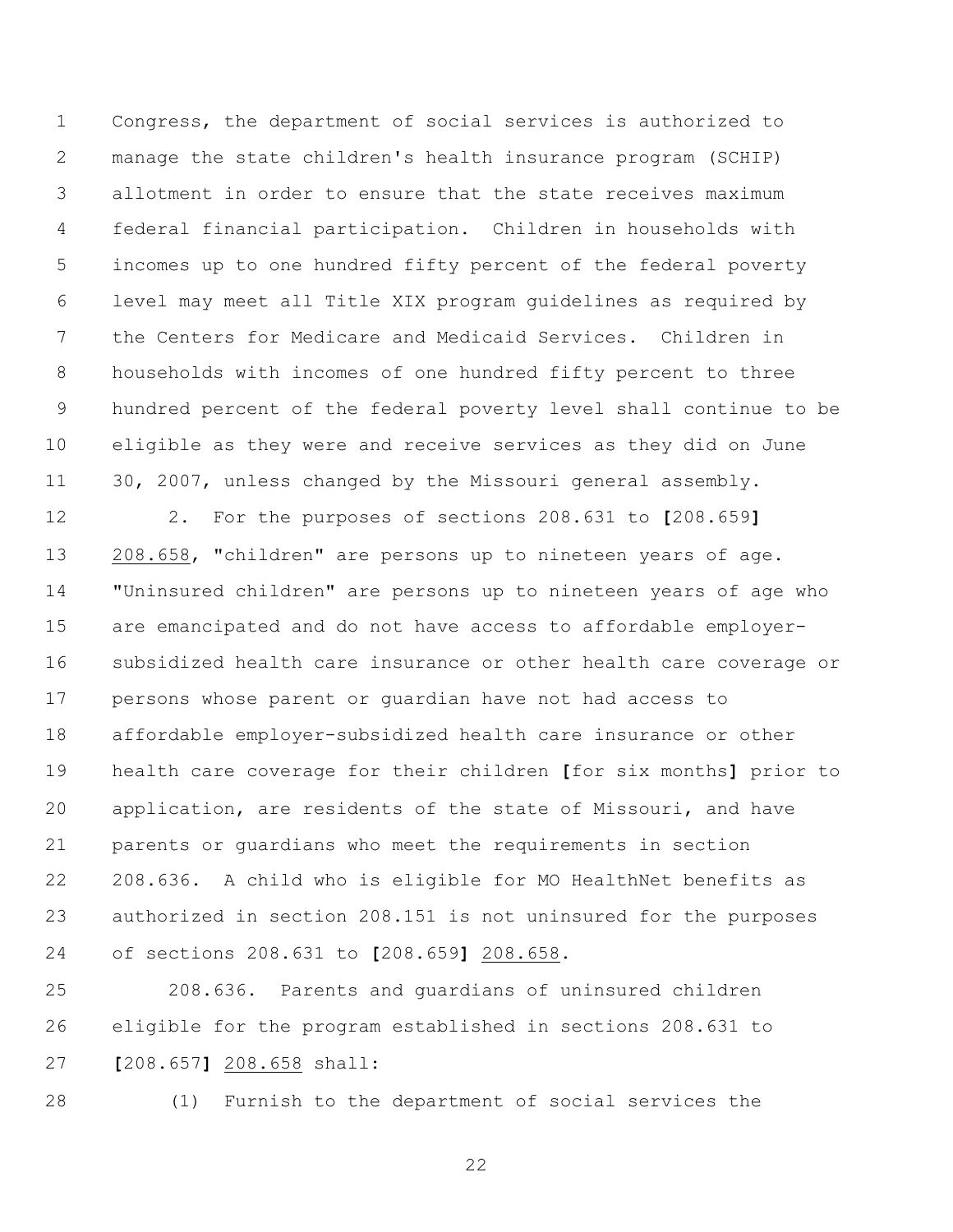Congress, the department of social services is authorized to manage the state children's health insurance program (SCHIP) allotment in order to ensure that the state receives maximum federal financial participation. Children in households with incomes up to one hundred fifty percent of the federal poverty level may meet all Title XIX program guidelines as required by the Centers for Medicare and Medicaid Services. Children in households with incomes of one hundred fifty percent to three hundred percent of the federal poverty level shall continue to be eligible as they were and receive services as they did on June 30, 2007, unless changed by the Missouri general assembly.

2. For the purposes of sections 208.631 to [208.659] 208.658, "children" are persons up to nineteen years of age. "Uninsured children" are persons up to nineteen years of age who are emancipated and do not have access to affordable employer-subsidized health care insurance or other health care coverage or persons whose parent or guardian have not had access to affordable employer-subsidized health care insurance or other health care coverage for their children [for six months] prior to application, are residents of the state of Missouri, and have parents or guardians who meet the requirements in section 208.636. A child who is eligible for MO HealthNet benefits as authorized in section 208.151 is not uninsured for the purposes of sections 208.631 to [208.659] 208.658.

208.636. Parents and guardians of uninsured children eligible for the program established in sections 208.631 to [208.657] 208.658 shall:

(1) Furnish to the department of social services the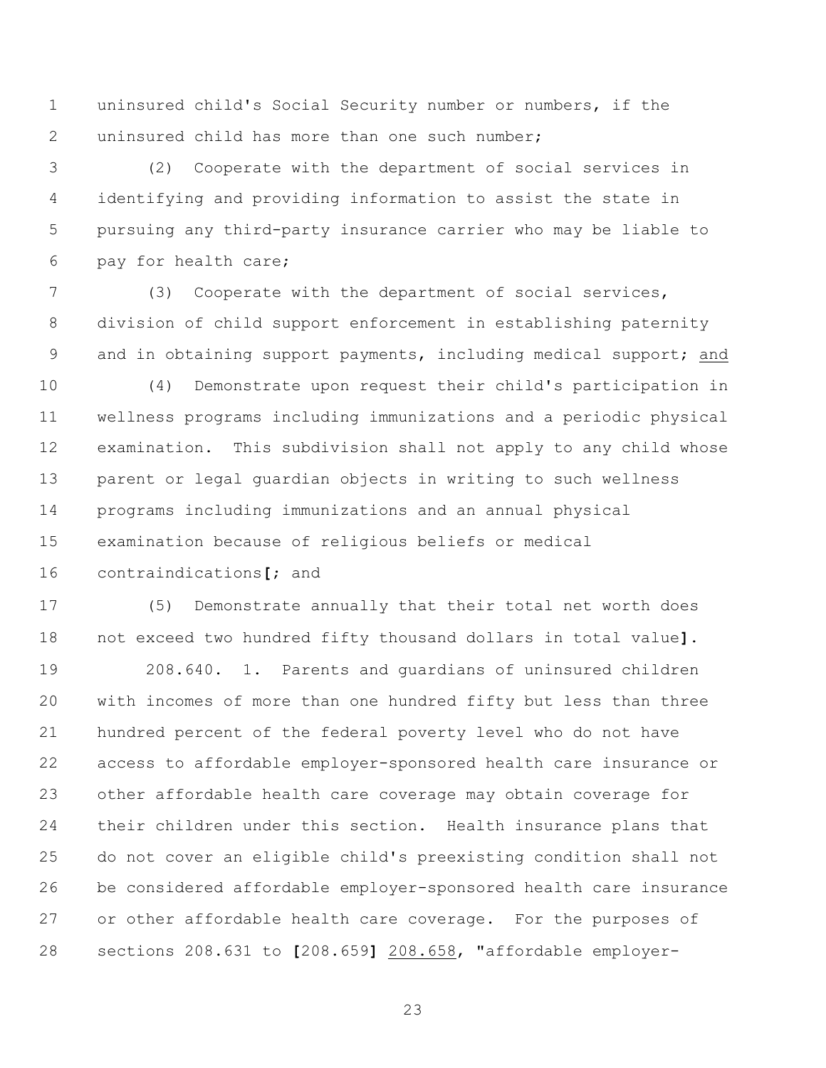uninsured child's Social Security number or numbers, if the uninsured child has more than one such number;

(2) Cooperate with the department of social services in identifying and providing information to assist the state in pursuing any third-party insurance carrier who may be liable to pay for health care;

(3) Cooperate with the department of social services, division of child support enforcement in establishing paternity and in obtaining support payments, including medical support; and

(4) Demonstrate upon request their child's participation in wellness programs including immunizations and a periodic physical examination. This subdivision shall not apply to any child whose parent or legal guardian objects in writing to such wellness programs including immunizations and an annual physical examination because of religious beliefs or medical contraindications[; and

(5) Demonstrate annually that their total net worth does not exceed two hundred fifty thousand dollars in total value].

208.640. 1. Parents and guardians of uninsured children with incomes of more than one hundred fifty but less than three hundred percent of the federal poverty level who do not have access to affordable employer-sponsored health care insurance or other affordable health care coverage may obtain coverage for their children under this section. Health insurance plans that do not cover an eligible child's preexisting condition shall not be considered affordable employer-sponsored health care insurance or other affordable health care coverage. For the purposes of sections 208.631 to [208.659] 208.658, "affordable employer-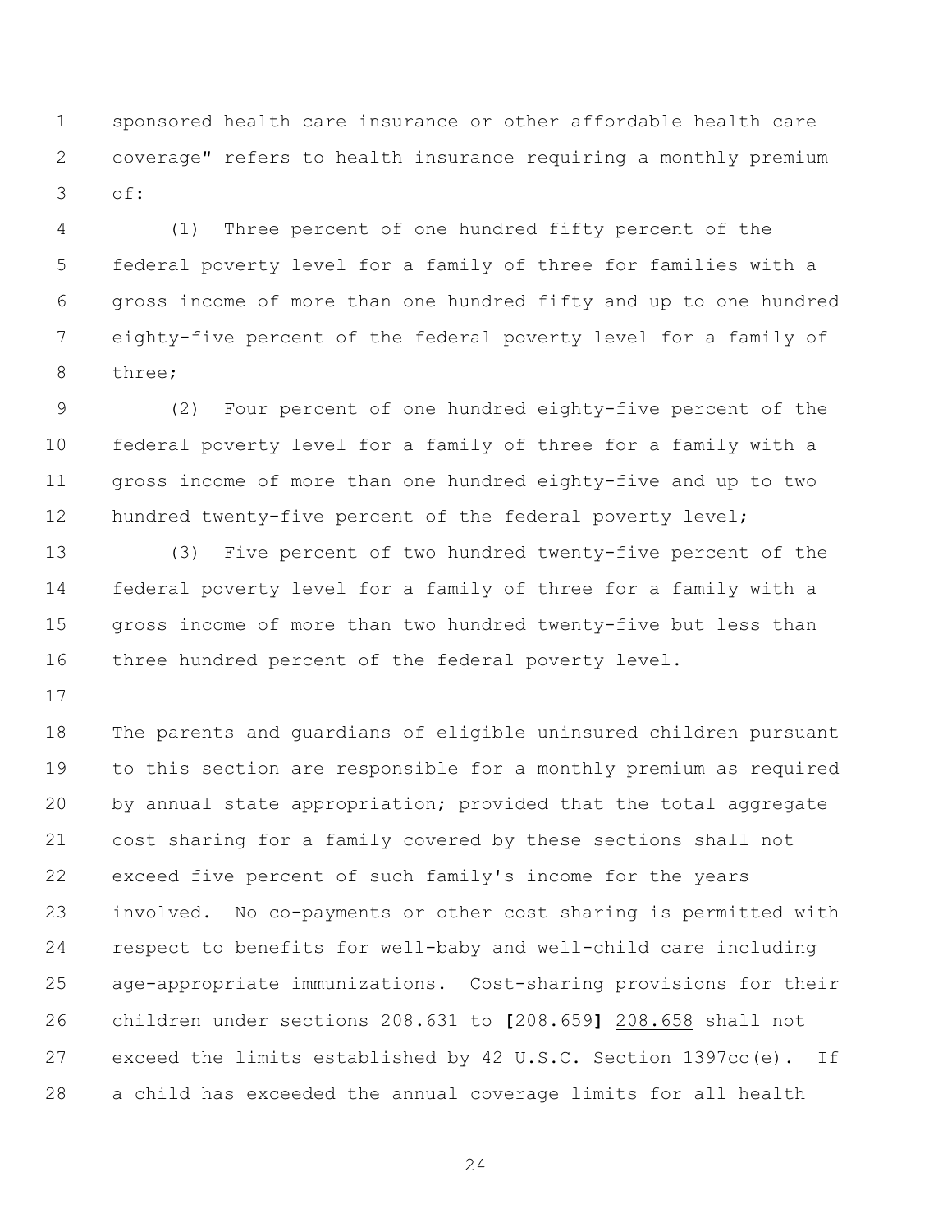sponsored health care insurance or other affordable health care coverage" refers to health insurance requiring a monthly premium of:

(1) Three percent of one hundred fifty percent of the federal poverty level for a family of three for families with a gross income of more than one hundred fifty and up to one hundred eighty-five percent of the federal poverty level for a family of three;

(2) Four percent of one hundred eighty-five percent of the federal poverty level for a family of three for a family with a gross income of more than one hundred eighty-five and up to two hundred twenty-five percent of the federal poverty level;

(3) Five percent of two hundred twenty-five percent of the federal poverty level for a family of three for a family with a gross income of more than two hundred twenty-five but less than three hundred percent of the federal poverty level.

The parents and guardians of eligible uninsured children pursuant to this section are responsible for a monthly premium as required by annual state appropriation; provided that the total aggregate cost sharing for a family covered by these sections shall not exceed five percent of such family's income for the years involved. No co-payments or other cost sharing is permitted with respect to benefits for well-baby and well-child care including age-appropriate immunizations. Cost-sharing provisions for their children under sections 208.631 to **[**208.659**]** <u>208.658</u> shall not exceed the limits established by 42 U.S.C. Section 1397cc(e). If a child has exceeded the annual coverage limits for all health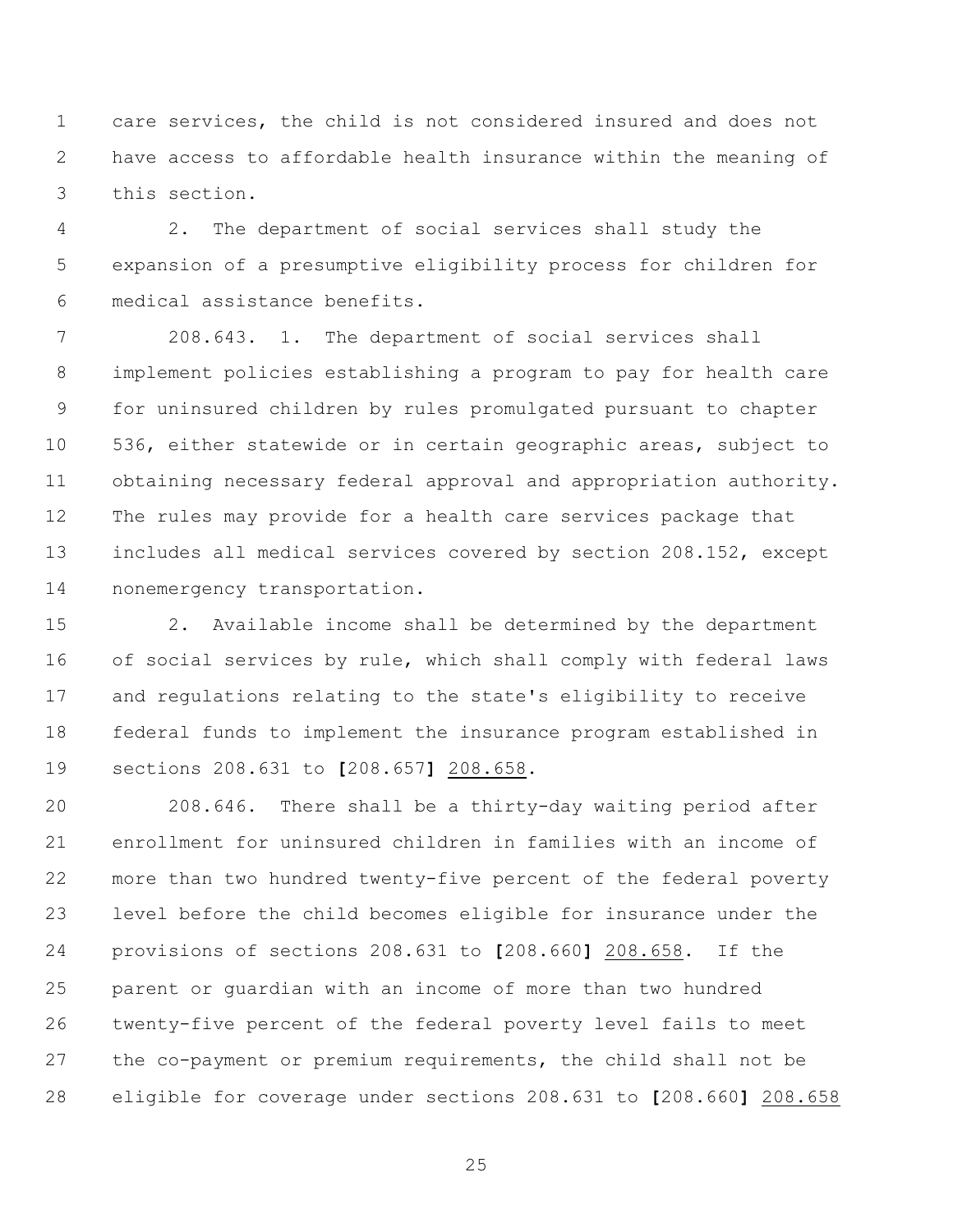care services, the child is not considered insured and does not have access to affordable health insurance within the meaning of this section.

2. The department of social services shall study the expansion of a presumptive eligibility process for children for medical assistance benefits.

208.643. 1. The department of social services shall implement policies establishing a program to pay for health care for uninsured children by rules promulgated pursuant to chapter 536, either statewide or in certain geographic areas, subject to obtaining necessary federal approval and appropriation authority. The rules may provide for a health care services package that includes all medical services covered by section 208.152, except nonemergency transportation.

2. Available income shall be determined by the department of social services by rule, which shall comply with federal laws and regulations relating to the state's eligibility to receive federal funds to implement the insurance program established in sections 208.631 to **[**208.657**]** <u>208.658</u>.

208.646. There shall be a thirty-day waiting period after enrollment for uninsured children in families with an income of more than two hundred twenty-five percent of the federal poverty level before the child becomes eligible for insurance under the provisions of sections 208.631 to **[**208.660**]** <u>208.658</u>. If the parent or guardian with an income of more than two hundred twenty-five percent of the federal poverty level fails to meet the co-payment or premium requirements, the child shall not be eligible for coverage under sections 208.631 to **[**208.660**]** <u>208.658</u>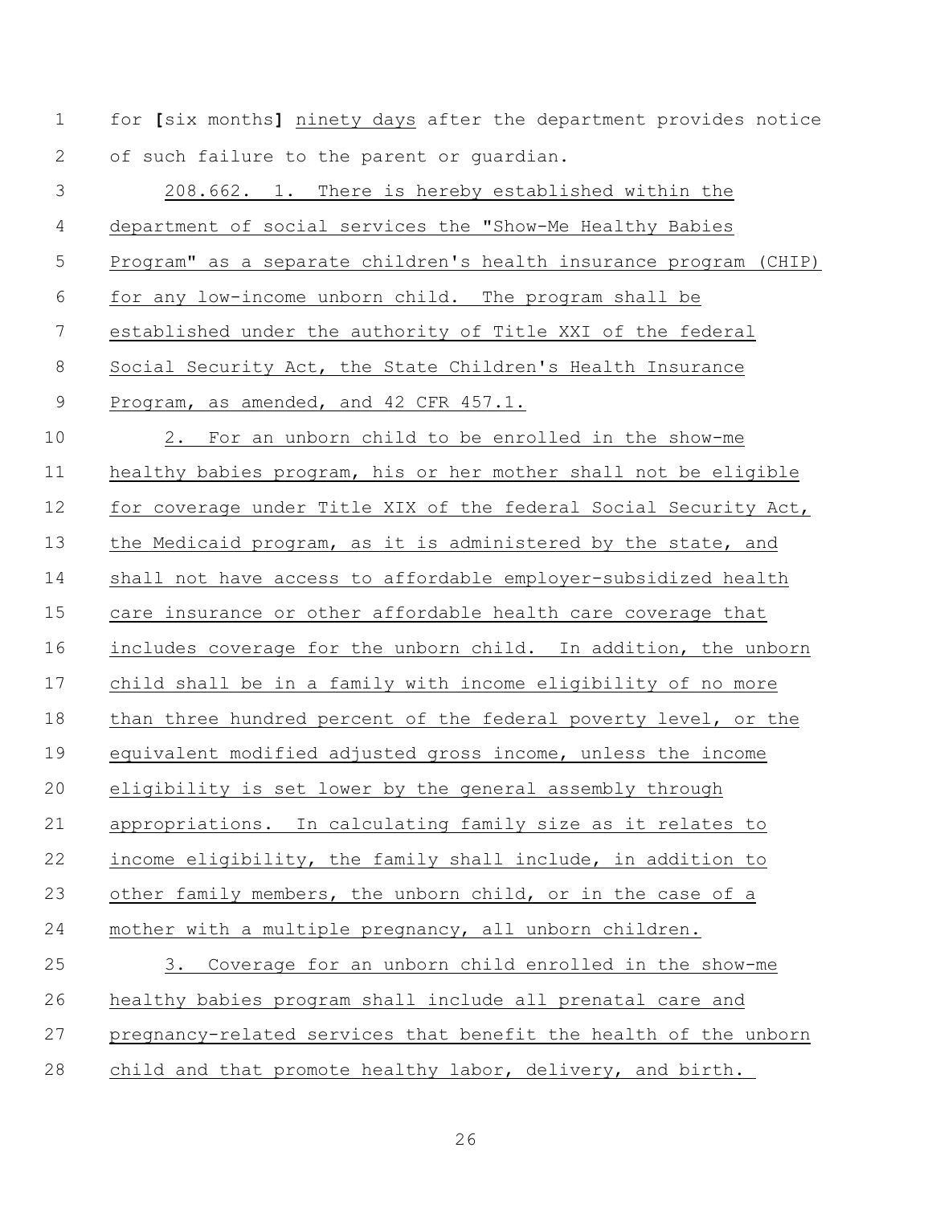for [six months] ninety days after the department provides notice of such failure to the parent or guardian.

208.662. 1. There is hereby established within the department of social services the "Show-Me Healthy Babies Program" as a separate children's health insurance program (CHIP) for any low-income unborn child. The program shall be established under the authority of Title XXI of the federal Social Security Act, the State Children's Health Insurance Program, as amended, and 42 CFR 457.1.

2. For an unborn child to be enrolled in the show-me healthy babies program, his or her mother shall not be eligible for coverage under Title XIX of the federal Social Security Act, the Medicaid program, as it is administered by the state, and shall not have access to affordable employer-subsidized health care insurance or other affordable health care coverage that includes coverage for the unborn child. In addition, the unborn child shall be in a family with income eligibility of no more than three hundred percent of the federal poverty level, or the equivalent modified adjusted gross income, unless the income eligibility is set lower by the general assembly through appropriations. In calculating family size as it relates to income eligibility, the family shall include, in addition to other family members, the unborn child, or in the case of a mother with a multiple pregnancy, all unborn children.

3. Coverage for an unborn child enrolled in the show-me healthy babies program shall include all prenatal care and pregnancy-related services that benefit the health of the unborn child and that promote healthy labor, delivery, and birth.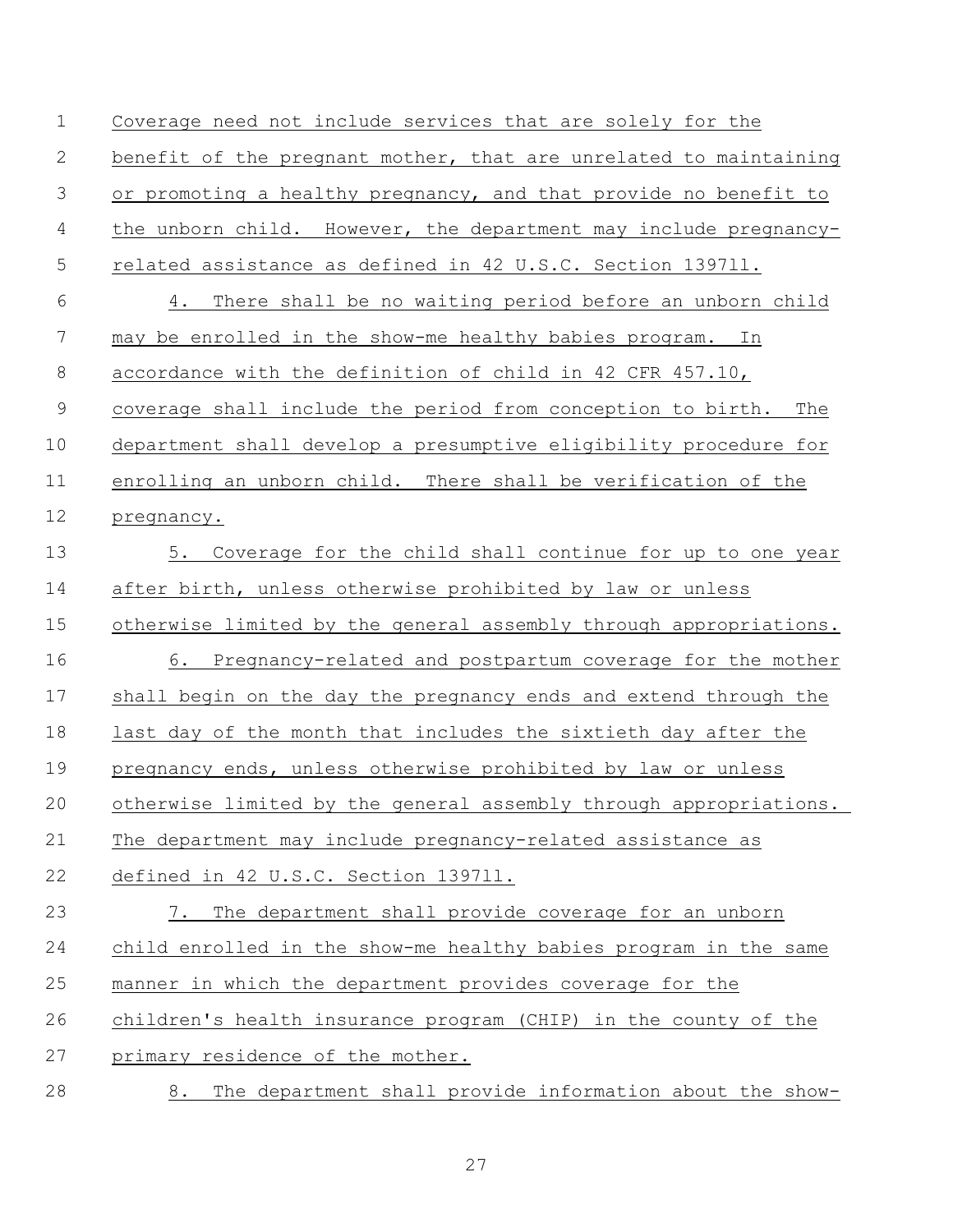Coverage need not include services that are solely for the benefit of the pregnant mother, that are unrelated to maintaining or promoting a healthy pregnancy, and that provide no benefit to the unborn child. However, the department may include pregnancy-related assistance as defined in 42 U.S.C. Section 1397ll.

4. There shall be no waiting period before an unborn child may be enrolled in the show-me healthy babies program. In accordance with the definition of child in 42 CFR 457.10, coverage shall include the period from conception to birth. The department shall develop a presumptive eligibility procedure for enrolling an unborn child. There shall be verification of the pregnancy.

5. Coverage for the child shall continue for up to one year after birth, unless otherwise prohibited by law or unless otherwise limited by the general assembly through appropriations.

6. Pregnancy-related and postpartum coverage for the mother shall begin on the day the pregnancy ends and extend through the last day of the month that includes the sixtieth day after the pregnancy ends, unless otherwise prohibited by law or unless otherwise limited by the general assembly through appropriations. The department may include pregnancy-related assistance as defined in 42 U.S.C. Section 1397ll.

7. The department shall provide coverage for an unborn child enrolled in the show-me healthy babies program in the same manner in which the department provides coverage for the children's health insurance program (CHIP) in the county of the primary residence of the mother.

8. The department shall provide information about the show-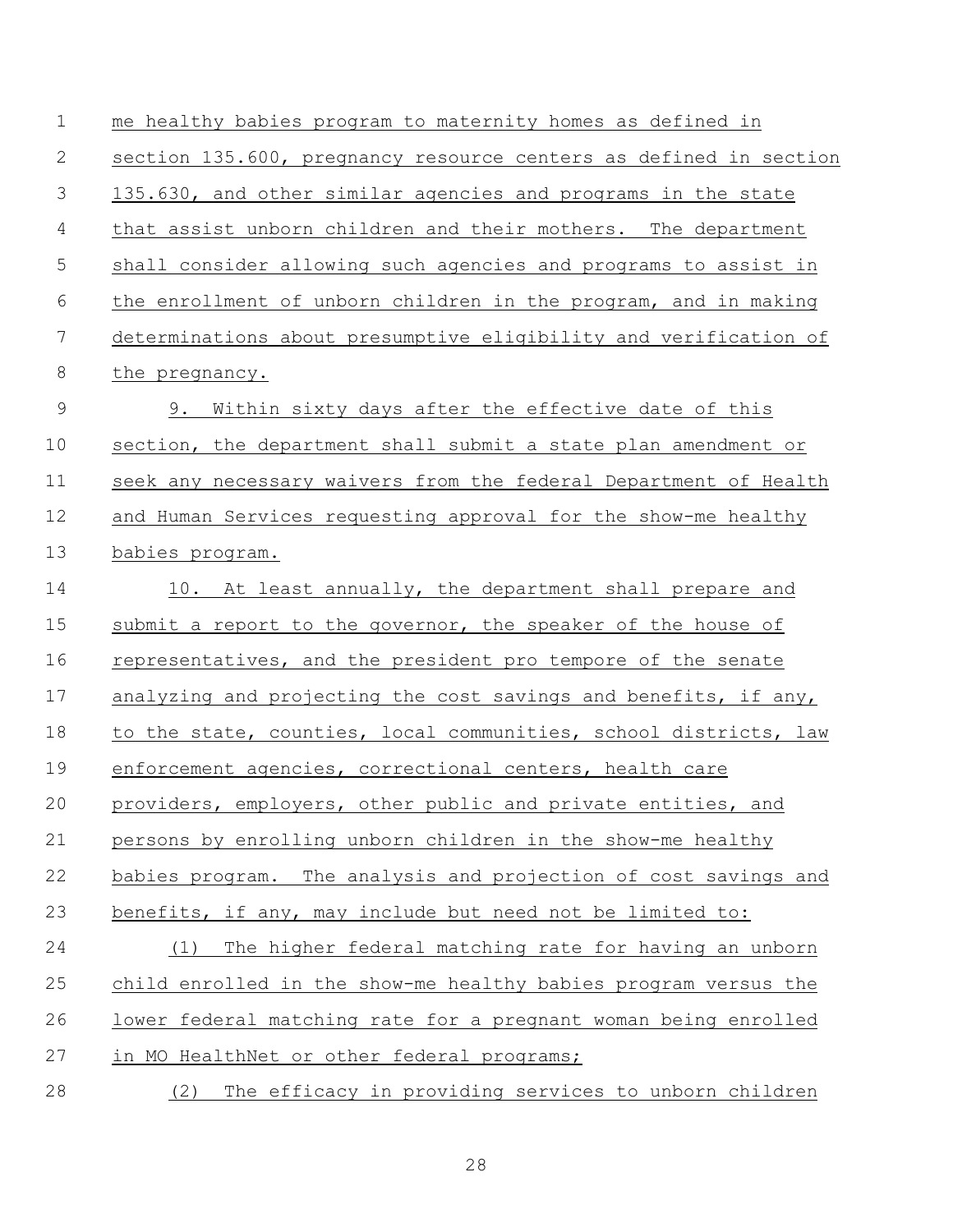me healthy babies program to maternity homes as defined in section 135.600, pregnancy resource centers as defined in section 135.630, and other similar agencies and programs in the state that assist unborn children and their mothers. The department shall consider allowing such agencies and programs to assist in the enrollment of unborn children in the program, and in making determinations about presumptive eligibility and verification of the pregnancy.

9. Within sixty days after the effective date of this section, the department shall submit a state plan amendment or seek any necessary waivers from the federal Department of Health and Human Services requesting approval for the show-me healthy babies program.

10. At least annually, the department shall prepare and submit a report to the governor, the speaker of the house of representatives, and the president pro tempore of the senate analyzing and projecting the cost savings and benefits, if any, to the state, counties, local communities, school districts, law enforcement agencies, correctional centers, health care providers, employers, other public and private entities, and persons by enrolling unborn children in the show-me healthy babies program. The analysis and projection of cost savings and benefits, if any, may include but need not be limited to:

(1) The higher federal matching rate for having an unborn child enrolled in the show-me healthy babies program versus the lower federal matching rate for a pregnant woman being enrolled in MO HealthNet or other federal programs;

(2) The efficacy in providing services to unborn children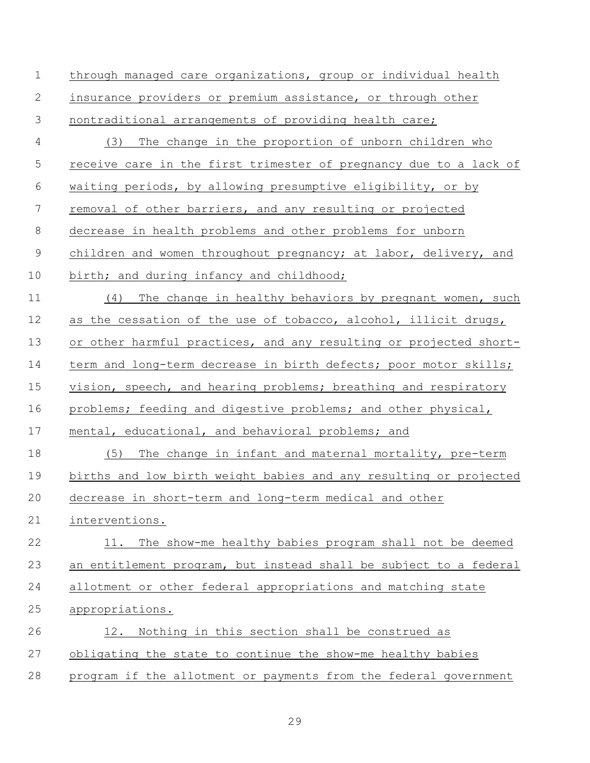through managed care organizations, group or individual health insurance providers or premium assistance, or through other nontraditional arrangements of providing health care;

(3) The change in the proportion of unborn children who receive care in the first trimester of pregnancy due to a lack of waiting periods, by allowing presumptive eligibility, or by removal of other barriers, and any resulting or projected decrease in health problems and other problems for unborn children and women throughout pregnancy; at labor, delivery, and birth; and during infancy and childhood;

(4) The change in healthy behaviors by pregnant women, such as the cessation of the use of tobacco, alcohol, illicit drugs, or other harmful practices, and any resulting or projected short-term and long-term decrease in birth defects; poor motor skills; vision, speech, and hearing problems; breathing and respiratory problems; feeding and digestive problems; and other physical, mental, educational, and behavioral problems; and

(5) The change in infant and maternal mortality, pre-term births and low birth weight babies and any resulting or projected decrease in short-term and long-term medical and other interventions.

11. The show-me healthy babies program shall not be deemed an entitlement program, but instead shall be subject to a federal allotment or other federal appropriations and matching state appropriations.

12. Nothing in this section shall be construed as obligating the state to continue the show-me healthy babies program if the allotment or payments from the federal government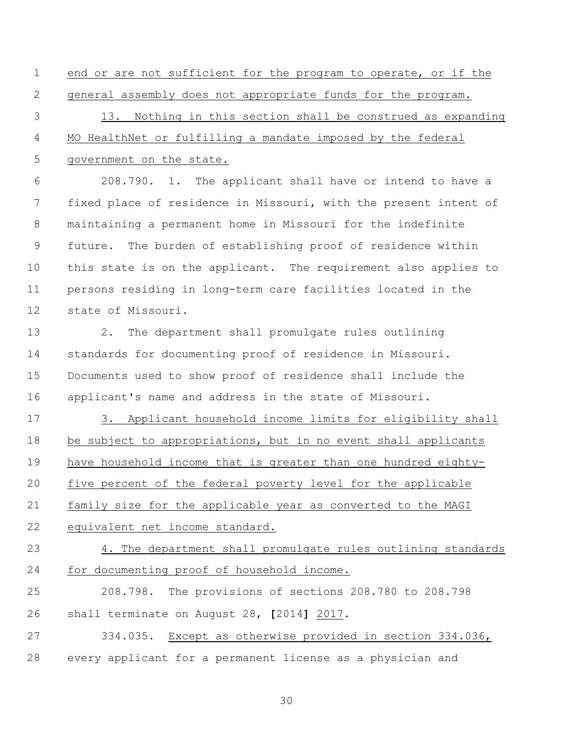end or are not sufficient for the program to operate, or if the general assembly does not appropriate funds for the program.

13. Nothing in this section shall be construed as expanding MO HealthNet or fulfilling a mandate imposed by the federal government on the state.

208.790. 1. The applicant shall have or intend to have a fixed place of residence in Missouri, with the present intent of maintaining a permanent home in Missouri for the indefinite future. The burden of establishing proof of residence within this state is on the applicant. The requirement also applies to persons residing in long-term care facilities located in the state of Missouri.

2. The department shall promulgate rules outlining standards for documenting proof of residence in Missouri. Documents used to show proof of residence shall include the applicant's name and address in the state of Missouri.

3. Applicant household income limits for eligibility shall be subject to appropriations, but in no event shall applicants have household income that is greater than one hundred eighty-five percent of the federal poverty level for the applicable family size for the applicable year as converted to the MAGI equivalent net income standard.

4. The department shall promulgate rules outlining standards for documenting proof of household income.

208.798. The provisions of sections 208.780 to 208.798 shall terminate on August 28, [2014] 2017.

334.035. Except as otherwise provided in section 334.036, every applicant for a permanent license as a physician and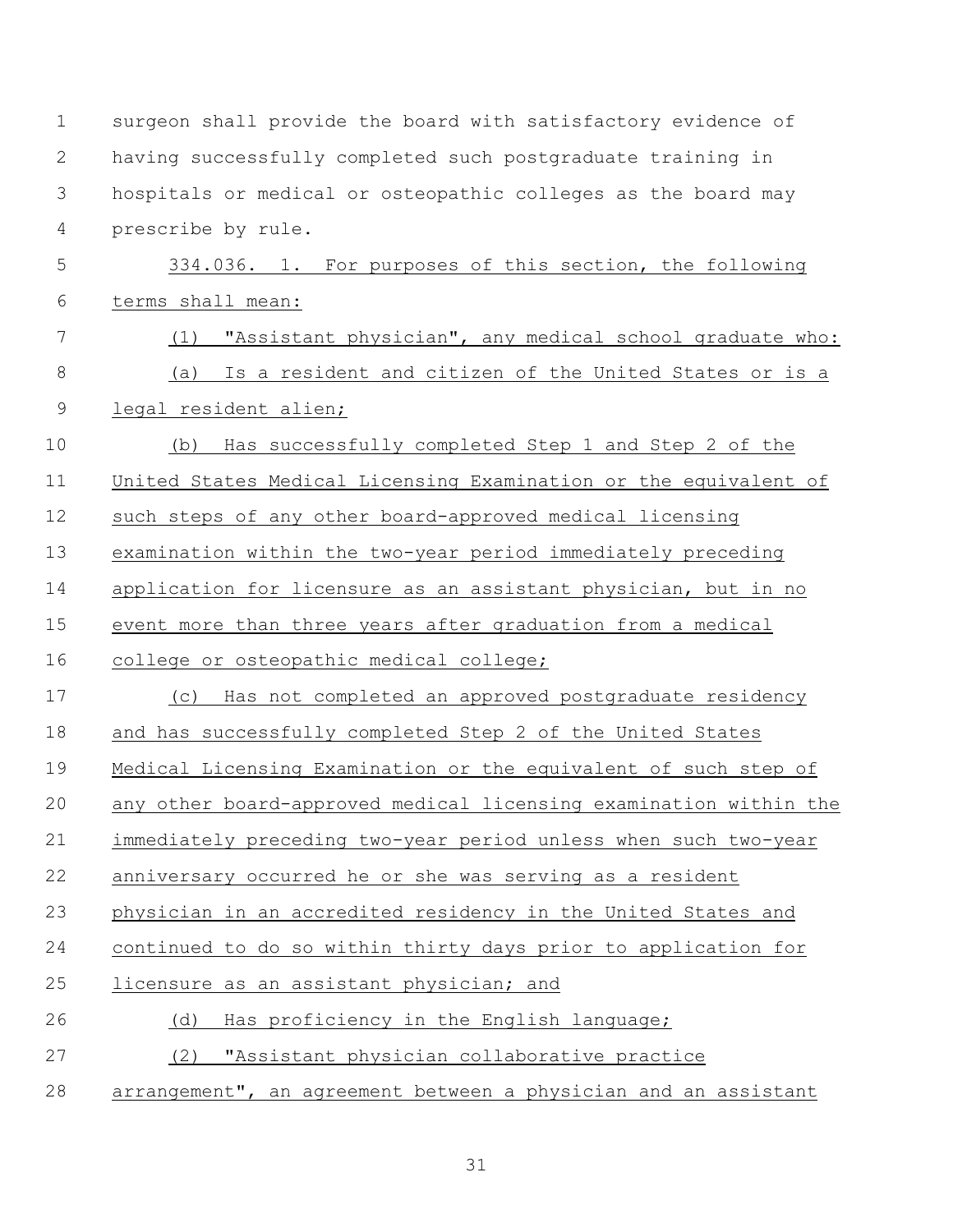surgeon shall provide the board with satisfactory evidence of having successfully completed such postgraduate training in hospitals or medical or osteopathic colleges as the board may prescribe by rule.

334.036. 1. For purposes of this section, the following terms shall mean:

(1) "Assistant physician", any medical school graduate who:

(a) Is a resident and citizen of the United States or is a legal resident alien;

(b) Has successfully completed Step 1 and Step 2 of the United States Medical Licensing Examination or the equivalent of such steps of any other board-approved medical licensing examination within the two-year period immediately preceding application for licensure as an assistant physician, but in no event more than three years after graduation from a medical college or osteopathic medical college;

(c) Has not completed an approved postgraduate residency and has successfully completed Step 2 of the United States Medical Licensing Examination or the equivalent of such step of any other board-approved medical licensing examination within the immediately preceding two-year period unless when such two-year anniversary occurred he or she was serving as a resident physician in an accredited residency in the United States and continued to do so within thirty days prior to application for licensure as an assistant physician; and

(d) Has proficiency in the English language;

(2) "Assistant physician collaborative practice arrangement", an agreement between a physician and an assistant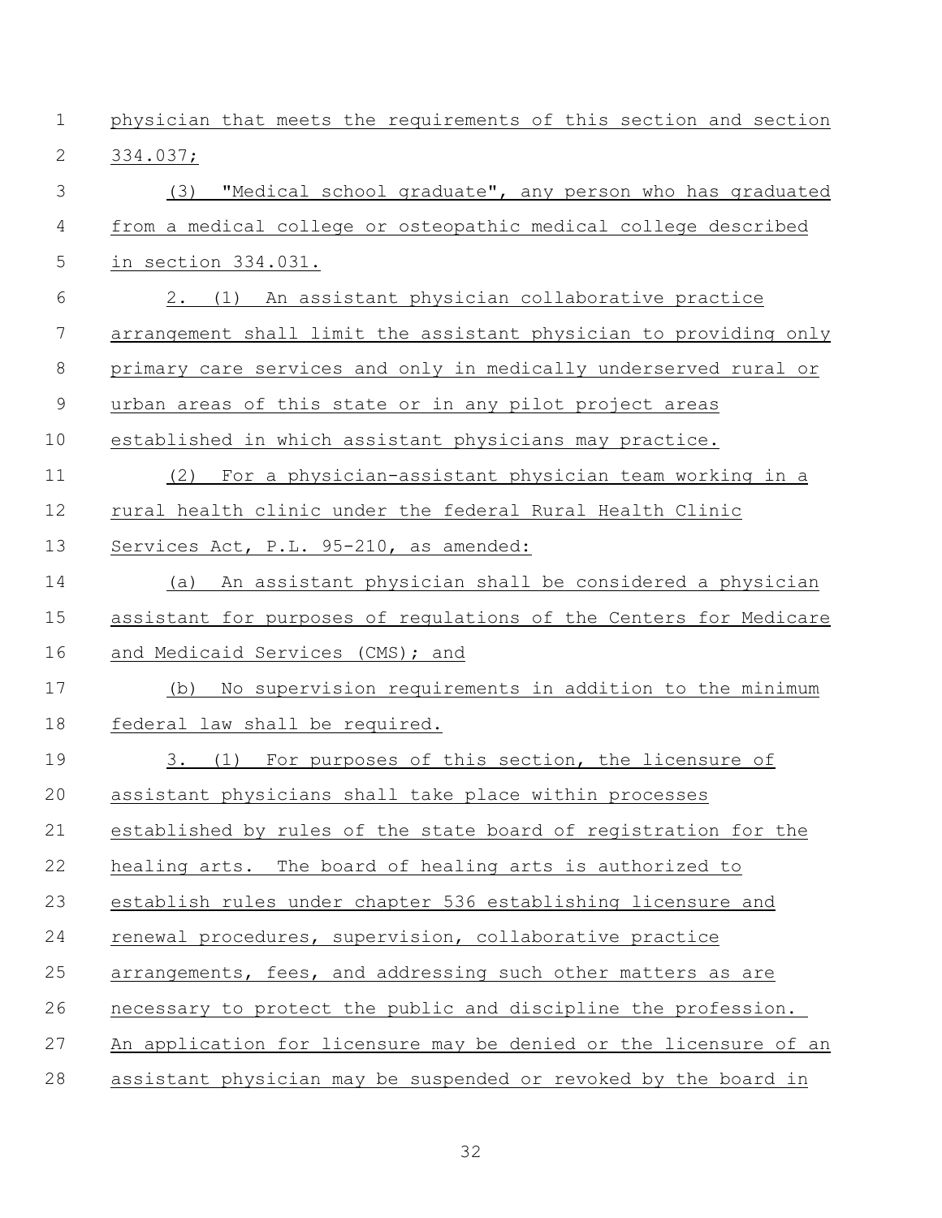physician that meets the requirements of this section and section 334.037;

(3) "Medical school graduate", any person who has graduated from a medical college or osteopathic medical college described in section 334.031.

2. (1) An assistant physician collaborative practice arrangement shall limit the assistant physician to providing only primary care services and only in medically underserved rural or urban areas of this state or in any pilot project areas established in which assistant physicians may practice.

(2) For a physician-assistant physician team working in a rural health clinic under the federal Rural Health Clinic Services Act, P.L. 95-210, as amended:

(a) An assistant physician shall be considered a physician assistant for purposes of regulations of the Centers for Medicare and Medicaid Services (CMS); and

(b) No supervision requirements in addition to the minimum federal law shall be required.

3. (1) For purposes of this section, the licensure of assistant physicians shall take place within processes established by rules of the state board of registration for the healing arts. The board of healing arts is authorized to establish rules under chapter 536 establishing licensure and renewal procedures, supervision, collaborative practice arrangements, fees, and addressing such other matters as are necessary to protect the public and discipline the profession. An application for licensure may be denied or the licensure of an assistant physician may be suspended or revoked by the board in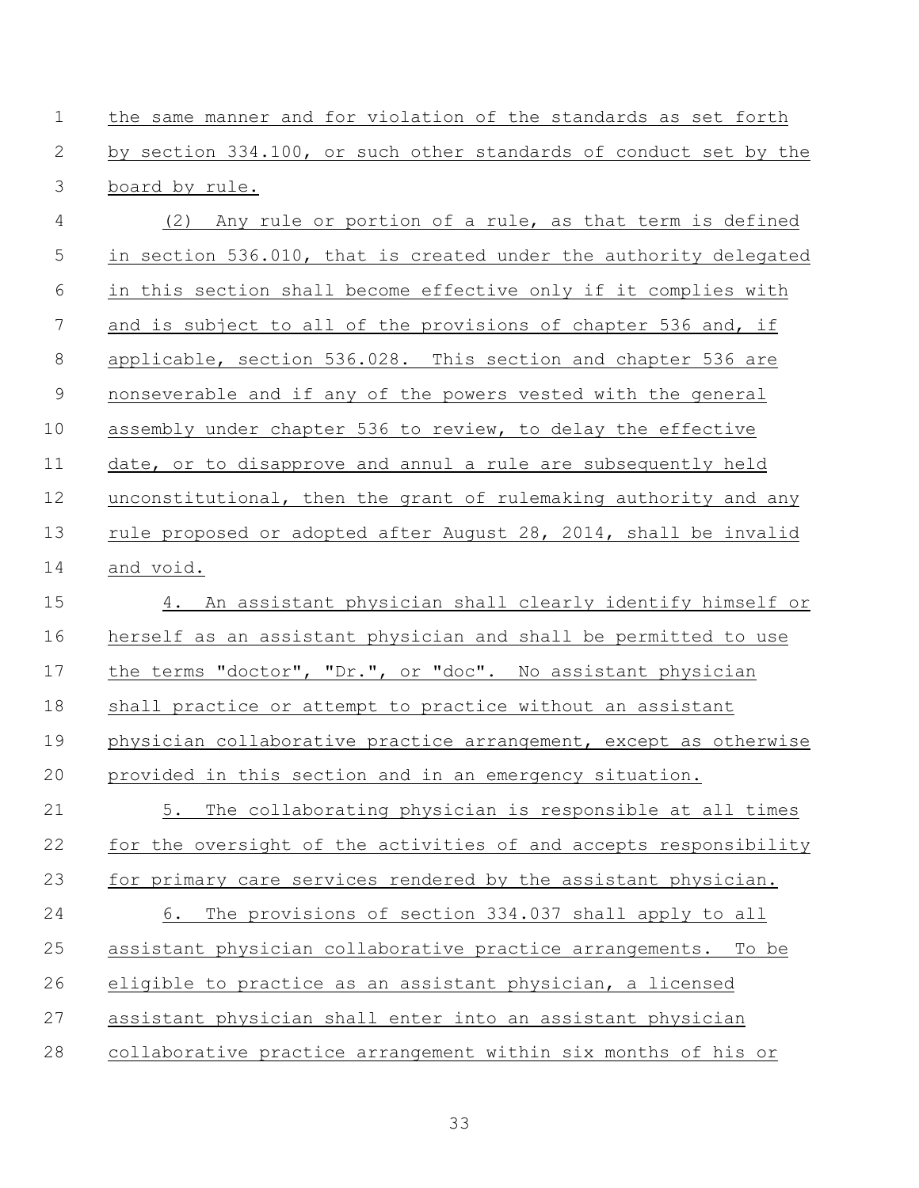the same manner and for violation of the standards as set forth by section 334.100, or such other standards of conduct set by the board by rule.

(2) Any rule or portion of a rule, as that term is defined in section 536.010, that is created under the authority delegated in this section shall become effective only if it complies with and is subject to all of the provisions of chapter 536 and, if applicable, section 536.028. This section and chapter 536 are nonseverable and if any of the powers vested with the general assembly under chapter 536 to review, to delay the effective date, or to disapprove and annul a rule are subsequently held unconstitutional, then the grant of rulemaking authority and any rule proposed or adopted after August 28, 2014, shall be invalid and void.

4. An assistant physician shall clearly identify himself or herself as an assistant physician and shall be permitted to use the terms "doctor", "Dr.", or "doc". No assistant physician shall practice or attempt to practice without an assistant physician collaborative practice arrangement, except as otherwise provided in this section and in an emergency situation.

5. The collaborating physician is responsible at all times for the oversight of the activities of and accepts responsibility for primary care services rendered by the assistant physician.

6. The provisions of section 334.037 shall apply to all assistant physician collaborative practice arrangements. To be eligible to practice as an assistant physician, a licensed assistant physician shall enter into an assistant physician collaborative practice arrangement within six months of his or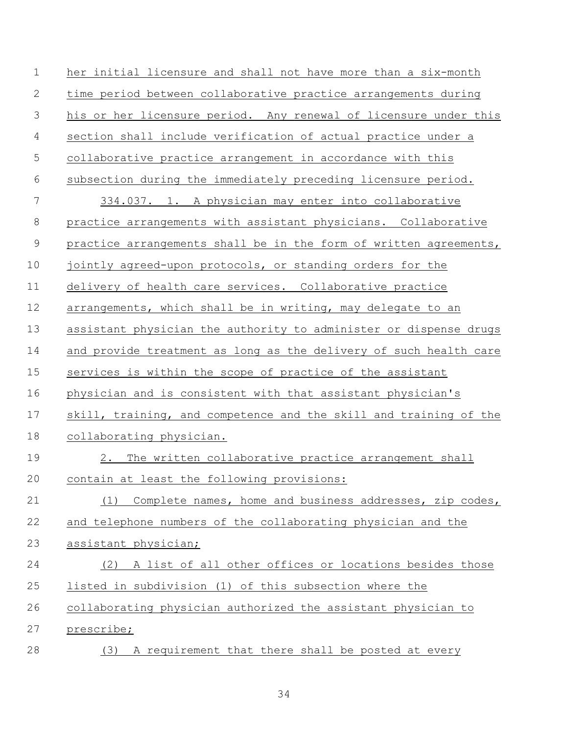her initial licensure and shall not have more than a six-month time period between collaborative practice arrangements during his or her licensure period. Any renewal of licensure under this section shall include verification of actual practice under a collaborative practice arrangement in accordance with this subsection during the immediately preceding licensure period.

334.037. 1. A physician may enter into collaborative practice arrangements with assistant physicians. Collaborative practice arrangements shall be in the form of written agreements, jointly agreed-upon protocols, or standing orders for the delivery of health care services. Collaborative practice arrangements, which shall be in writing, may delegate to an assistant physician the authority to administer or dispense drugs and provide treatment as long as the delivery of such health care services is within the scope of practice of the assistant physician and is consistent with that assistant physician's skill, training, and competence and the skill and training of the collaborating physician.

2. The written collaborative practice arrangement shall contain at least the following provisions:

(1) Complete names, home and business addresses, zip codes, and telephone numbers of the collaborating physician and the assistant physician;

(2) A list of all other offices or locations besides those listed in subdivision (1) of this subsection where the collaborating physician authorized the assistant physician to prescribe;

(3) A requirement that there shall be posted at every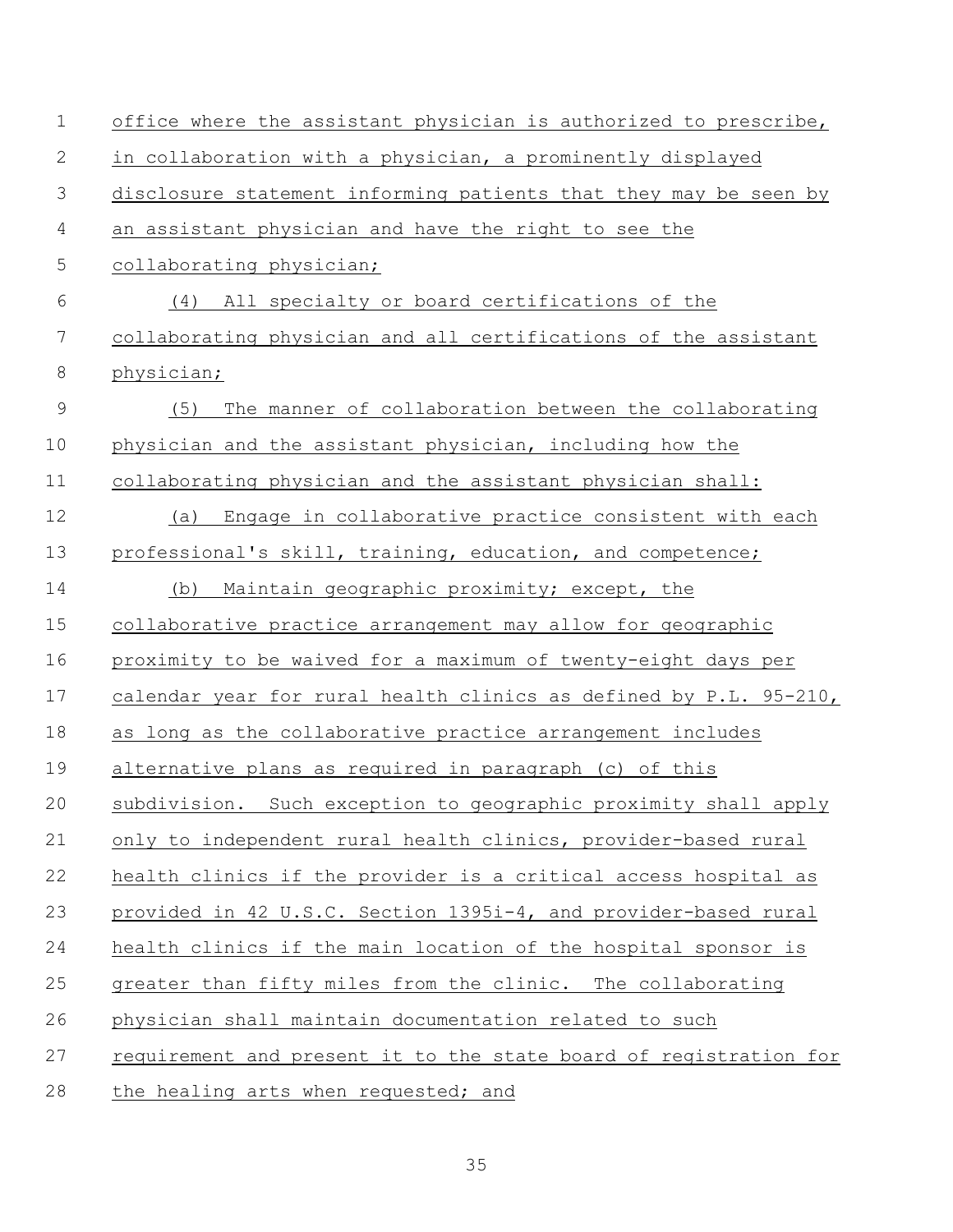office where the assistant physician is authorized to prescribe, in collaboration with a physician, a prominently displayed disclosure statement informing patients that they may be seen by an assistant physician and have the right to see the collaborating physician;

(4) All specialty or board certifications of the collaborating physician and all certifications of the assistant physician;

(5) The manner of collaboration between the collaborating physician and the assistant physician, including how the collaborating physician and the assistant physician shall:

(a) Engage in collaborative practice consistent with each professional's skill, training, education, and competence;

(b) Maintain geographic proximity; except, the collaborative practice arrangement may allow for geographic proximity to be waived for a maximum of twenty-eight days per calendar year for rural health clinics as defined by P.L. 95-210, as long as the collaborative practice arrangement includes alternative plans as required in paragraph (c) of this subdivision. Such exception to geographic proximity shall apply only to independent rural health clinics, provider-based rural health clinics if the provider is a critical access hospital as provided in 42 U.S.C. Section 1395i-4, and provider-based rural health clinics if the main location of the hospital sponsor is greater than fifty miles from the clinic. The collaborating physician shall maintain documentation related to such requirement and present it to the state board of registration for the healing arts when requested; and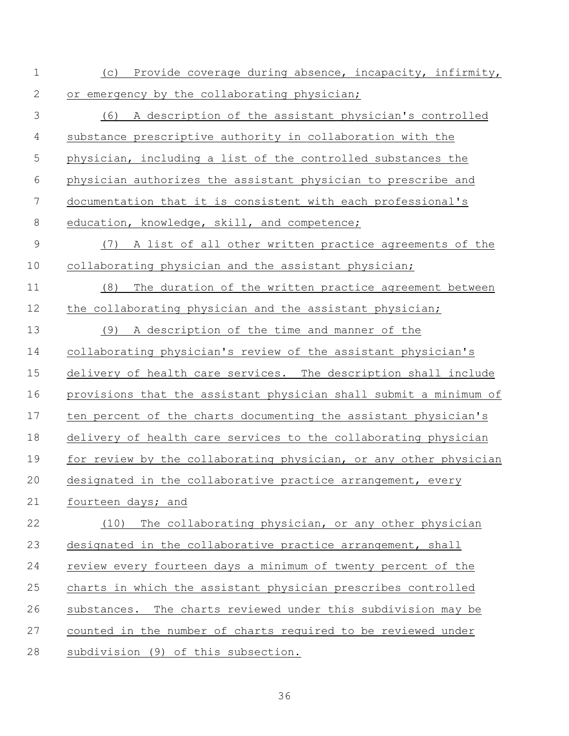(c) Provide coverage during absence, incapacity, infirmity, or emergency by the collaborating physician;

(6) A description of the assistant physician's controlled substance prescriptive authority in collaboration with the physician, including a list of the controlled substances the physician authorizes the assistant physician to prescribe and documentation that it is consistent with each professional's education, knowledge, skill, and competence;

(7) A list of all other written practice agreements of the collaborating physician and the assistant physician;

(8) The duration of the written practice agreement between the collaborating physician and the assistant physician;

(9) A description of the time and manner of the collaborating physician's review of the assistant physician's delivery of health care services. The description shall include provisions that the assistant physician shall submit a minimum of ten percent of the charts documenting the assistant physician's delivery of health care services to the collaborating physician for review by the collaborating physician, or any other physician designated in the collaborative practice arrangement, every fourteen days; and

(10) The collaborating physician, or any other physician designated in the collaborative practice arrangement, shall review every fourteen days a minimum of twenty percent of the charts in which the assistant physician prescribes controlled substances. The charts reviewed under this subdivision may be counted in the number of charts required to be reviewed under subdivision (9) of this subsection.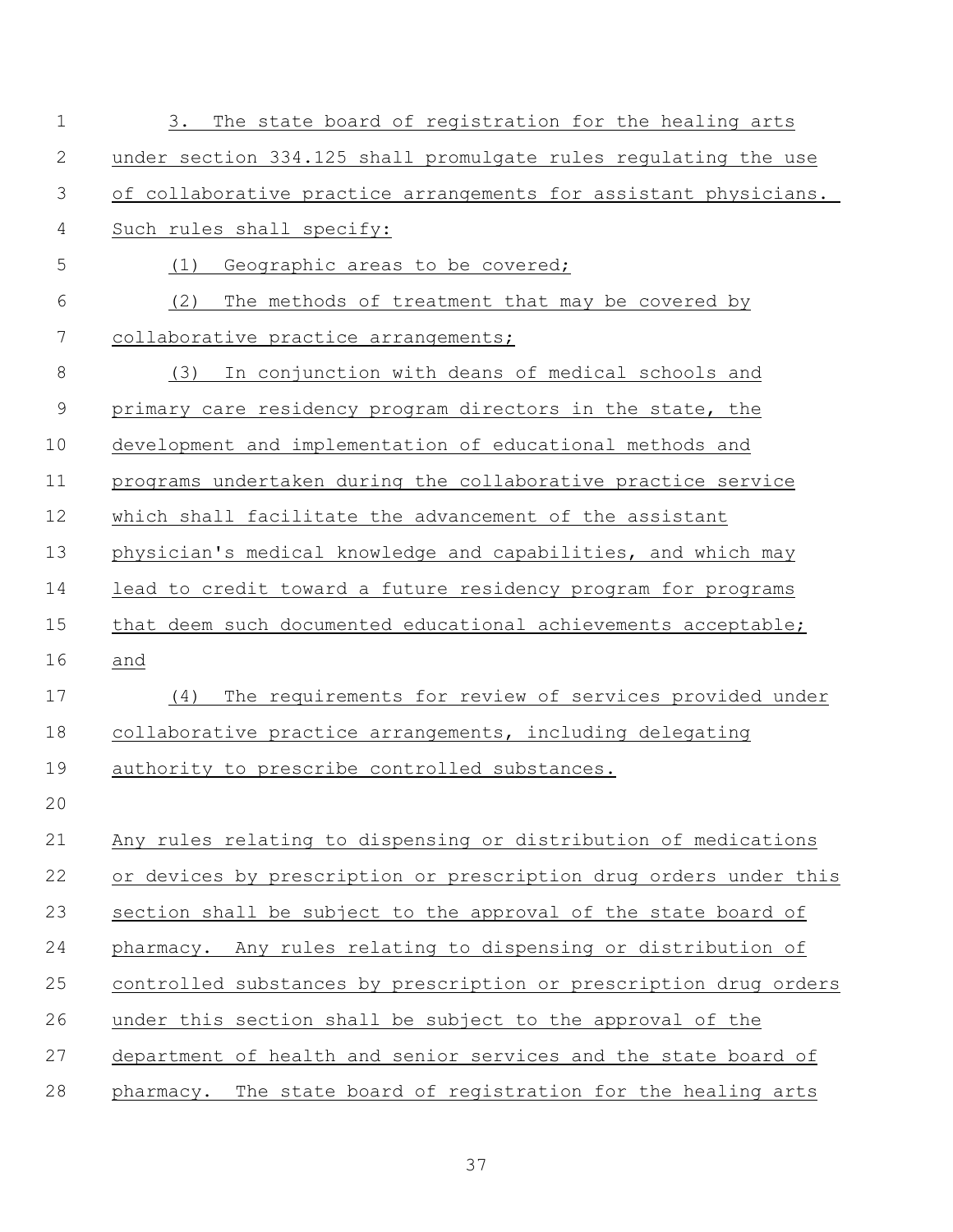3. The state board of registration for the healing arts under section 334.125 shall promulgate rules regulating the use of collaborative practice arrangements for assistant physicians. Such rules shall specify:

(1) Geographic areas to be covered;

(2) The methods of treatment that may be covered by collaborative practice arrangements;

(3) In conjunction with deans of medical schools and primary care residency program directors in the state, the development and implementation of educational methods and programs undertaken during the collaborative practice service which shall facilitate the advancement of the assistant physician's medical knowledge and capabilities, and which may lead to credit toward a future residency program for programs that deem such documented educational achievements acceptable; and

(4) The requirements for review of services provided under collaborative practice arrangements, including delegating authority to prescribe controlled substances.

Any rules relating to dispensing or distribution of medications or devices by prescription or prescription drug orders under this section shall be subject to the approval of the state board of pharmacy. Any rules relating to dispensing or distribution of controlled substances by prescription or prescription drug orders under this section shall be subject to the approval of the department of health and senior services and the state board of pharmacy. The state board of registration for the healing arts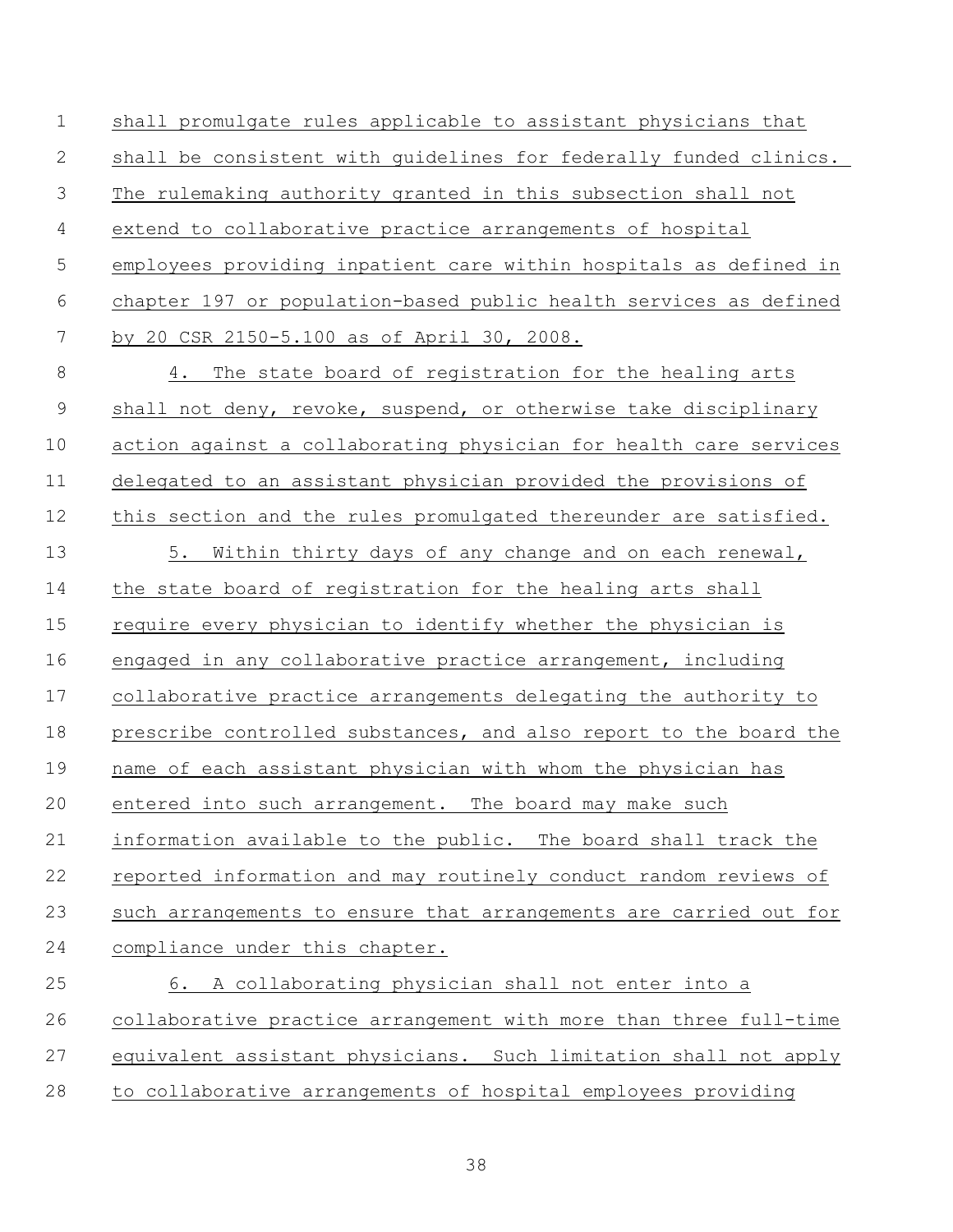shall promulgate rules applicable to assistant physicians that shall be consistent with guidelines for federally funded clinics. The rulemaking authority granted in this subsection shall not extend to collaborative practice arrangements of hospital employees providing inpatient care within hospitals as defined in chapter 197 or population-based public health services as defined by 20 CSR 2150-5.100 as of April 30, 2008.

4. The state board of registration for the healing arts shall not deny, revoke, suspend, or otherwise take disciplinary action against a collaborating physician for health care services delegated to an assistant physician provided the provisions of this section and the rules promulgated thereunder are satisfied.

5. Within thirty days of any change and on each renewal, the state board of registration for the healing arts shall require every physician to identify whether the physician is engaged in any collaborative practice arrangement, including collaborative practice arrangements delegating the authority to prescribe controlled substances, and also report to the board the name of each assistant physician with whom the physician has entered into such arrangement. The board may make such information available to the public. The board shall track the reported information and may routinely conduct random reviews of such arrangements to ensure that arrangements are carried out for compliance under this chapter.

6. A collaborating physician shall not enter into a collaborative practice arrangement with more than three full-time equivalent assistant physicians. Such limitation shall not apply to collaborative arrangements of hospital employees providing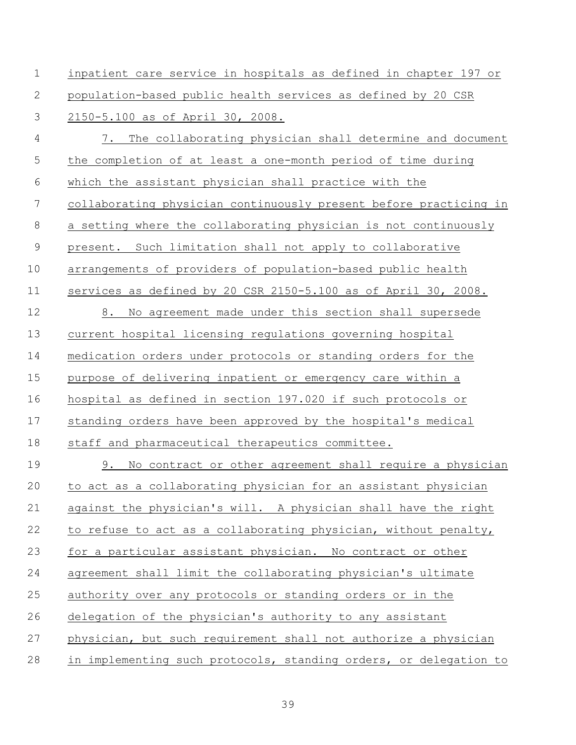inpatient care service in hospitals as defined in chapter 197 or population-based public health services as defined by 20 CSR 2150-5.100 as of April 30, 2008.

7. The collaborating physician shall determine and document the completion of at least a one-month period of time during which the assistant physician shall practice with the collaborating physician continuously present before practicing in a setting where the collaborating physician is not continuously present. Such limitation shall not apply to collaborative arrangements of providers of population-based public health services as defined by 20 CSR 2150-5.100 as of April 30, 2008.

8. No agreement made under this section shall supersede current hospital licensing regulations governing hospital medication orders under protocols or standing orders for the purpose of delivering inpatient or emergency care within a hospital as defined in section 197.020 if such protocols or standing orders have been approved by the hospital's medical staff and pharmaceutical therapeutics committee.

9. No contract or other agreement shall require a physician to act as a collaborating physician for an assistant physician against the physician's will. A physician shall have the right to refuse to act as a collaborating physician, without penalty, for a particular assistant physician. No contract or other agreement shall limit the collaborating physician's ultimate authority over any protocols or standing orders or in the delegation of the physician's authority to any assistant physician, but such requirement shall not authorize a physician in implementing such protocols, standing orders, or delegation to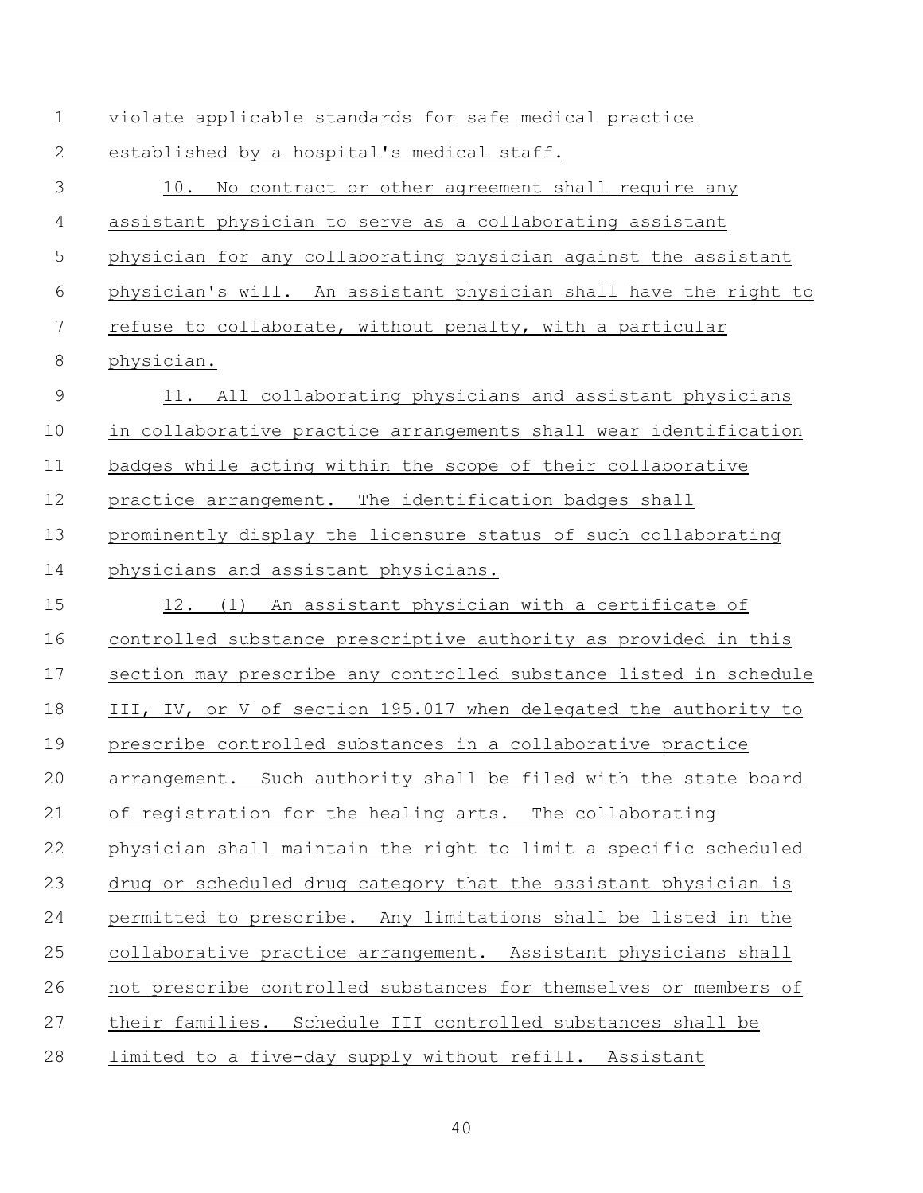violate applicable standards for safe medical practice established by a hospital's medical staff.

10. No contract or other agreement shall require any assistant physician to serve as a collaborating assistant physician for any collaborating physician against the assistant physician's will. An assistant physician shall have the right to refuse to collaborate, without penalty, with a particular physician.

11. All collaborating physicians and assistant physicians in collaborative practice arrangements shall wear identification badges while acting within the scope of their collaborative practice arrangement. The identification badges shall prominently display the licensure status of such collaborating physicians and assistant physicians.

12. (1) An assistant physician with a certificate of controlled substance prescriptive authority as provided in this section may prescribe any controlled substance listed in schedule III, IV, or V of section 195.017 when delegated the authority to prescribe controlled substances in a collaborative practice arrangement. Such authority shall be filed with the state board of registration for the healing arts. The collaborating physician shall maintain the right to limit a specific scheduled drug or scheduled drug category that the assistant physician is permitted to prescribe. Any limitations shall be listed in the collaborative practice arrangement. Assistant physicians shall not prescribe controlled substances for themselves or members of their families. Schedule III controlled substances shall be limited to a five-day supply without refill. Assistant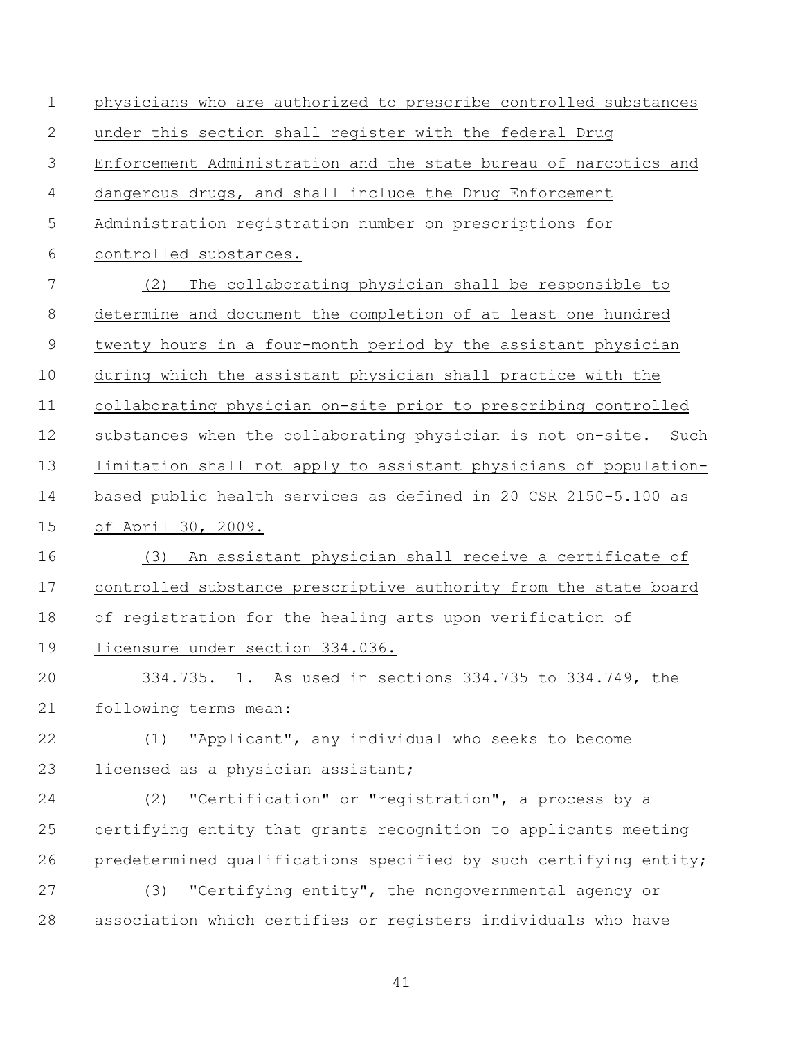physicians who are authorized to prescribe controlled substances under this section shall register with the federal Drug Enforcement Administration and the state bureau of narcotics and dangerous drugs, and shall include the Drug Enforcement Administration registration number on prescriptions for controlled substances.

(2) The collaborating physician shall be responsible to determine and document the completion of at least one hundred twenty hours in a four-month period by the assistant physician during which the assistant physician shall practice with the collaborating physician on-site prior to prescribing controlled substances when the collaborating physician is not on-site. Such limitation shall not apply to assistant physicians of population-based public health services as defined in 20 CSR 2150-5.100 as of April 30, 2009.

(3) An assistant physician shall receive a certificate of controlled substance prescriptive authority from the state board of registration for the healing arts upon verification of licensure under section 334.036.

334.735. 1. As used in sections 334.735 to 334.749, the following terms mean:

(1) "Applicant", any individual who seeks to become licensed as a physician assistant;

(2) "Certification" or "registration", a process by a certifying entity that grants recognition to applicants meeting predetermined qualifications specified by such certifying entity;

(3) "Certifying entity", the nongovernmental agency or association which certifies or registers individuals who have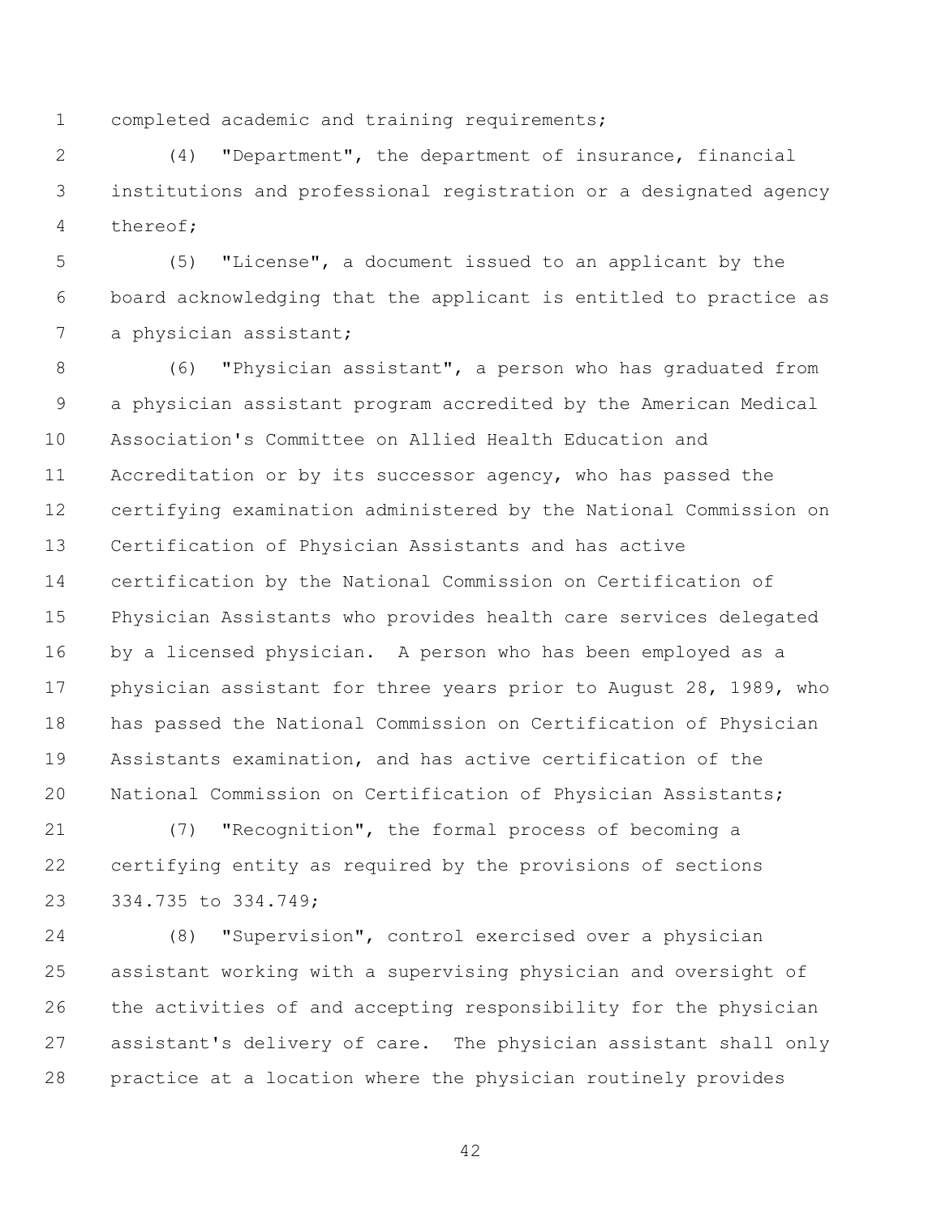completed academic and training requirements;

(4) "Department", the department of insurance, financial institutions and professional registration or a designated agency thereof;

(5) "License", a document issued to an applicant by the board acknowledging that the applicant is entitled to practice as a physician assistant;

(6) "Physician assistant", a person who has graduated from a physician assistant program accredited by the American Medical Association's Committee on Allied Health Education and Accreditation or by its successor agency, who has passed the certifying examination administered by the National Commission on Certification of Physician Assistants and has active certification by the National Commission on Certification of Physician Assistants who provides health care services delegated by a licensed physician. A person who has been employed as a physician assistant for three years prior to August 28, 1989, who has passed the National Commission on Certification of Physician Assistants examination, and has active certification of the National Commission on Certification of Physician Assistants;

(7) "Recognition", the formal process of becoming a certifying entity as required by the provisions of sections 334.735 to 334.749;

(8) "Supervision", control exercised over a physician assistant working with a supervising physician and oversight of the activities of and accepting responsibility for the physician assistant's delivery of care. The physician assistant shall only practice at a location where the physician routinely provides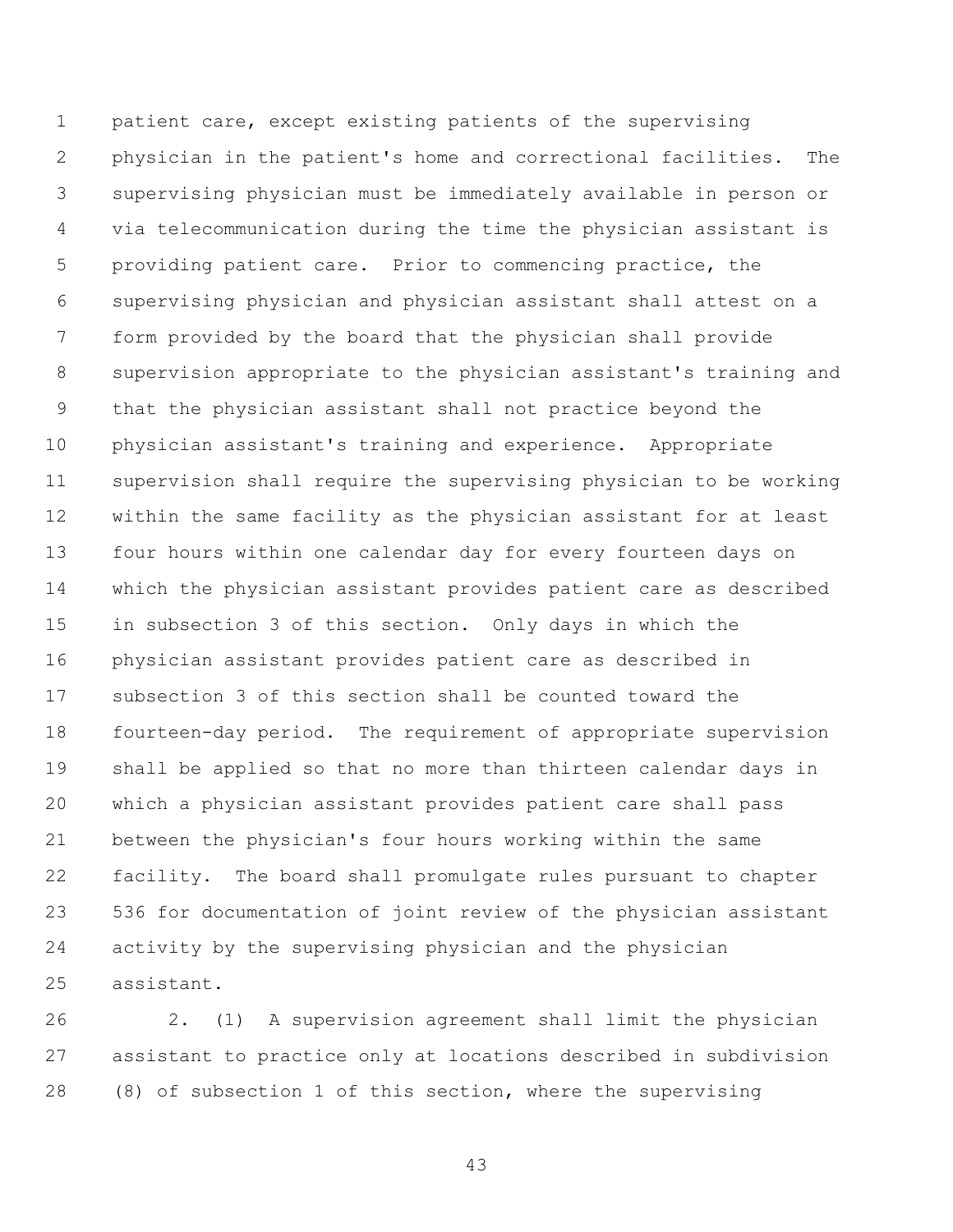patient care, except existing patients of the supervising physician in the patient's home and correctional facilities. The supervising physician must be immediately available in person or via telecommunication during the time the physician assistant is providing patient care. Prior to commencing practice, the supervising physician and physician assistant shall attest on a form provided by the board that the physician shall provide supervision appropriate to the physician assistant's training and that the physician assistant shall not practice beyond the physician assistant's training and experience. Appropriate supervision shall require the supervising physician to be working within the same facility as the physician assistant for at least four hours within one calendar day for every fourteen days on which the physician assistant provides patient care as described in subsection 3 of this section. Only days in which the physician assistant provides patient care as described in subsection 3 of this section shall be counted toward the fourteen-day period. The requirement of appropriate supervision shall be applied so that no more than thirteen calendar days in which a physician assistant provides patient care shall pass between the physician's four hours working within the same facility. The board shall promulgate rules pursuant to chapter 536 for documentation of joint review of the physician assistant activity by the supervising physician and the physician assistant.

2. (1) A supervision agreement shall limit the physician assistant to practice only at locations described in subdivision (8) of subsection 1 of this section, where the supervising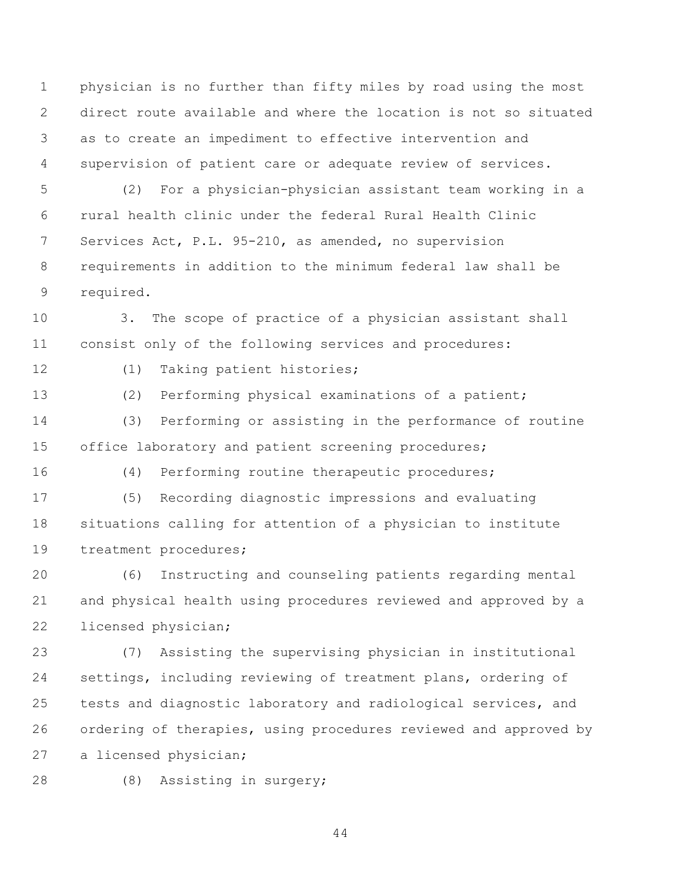physician is no further than fifty miles by road using the most direct route available and where the location is not so situated as to create an impediment to effective intervention and supervision of patient care or adequate review of services.

(2) For a physician-physician assistant team working in a rural health clinic under the federal Rural Health Clinic Services Act, P.L. 95-210, as amended, no supervision requirements in addition to the minimum federal law shall be required.

3. The scope of practice of a physician assistant shall consist only of the following services and procedures:

(1) Taking patient histories;

(2) Performing physical examinations of a patient;

(3) Performing or assisting in the performance of routine office laboratory and patient screening procedures;

(4) Performing routine therapeutic procedures;

(5) Recording diagnostic impressions and evaluating situations calling for attention of a physician to institute treatment procedures;

(6) Instructing and counseling patients regarding mental and physical health using procedures reviewed and approved by a licensed physician;

(7) Assisting the supervising physician in institutional settings, including reviewing of treatment plans, ordering of tests and diagnostic laboratory and radiological services, and ordering of therapies, using procedures reviewed and approved by a licensed physician;

(8) Assisting in surgery;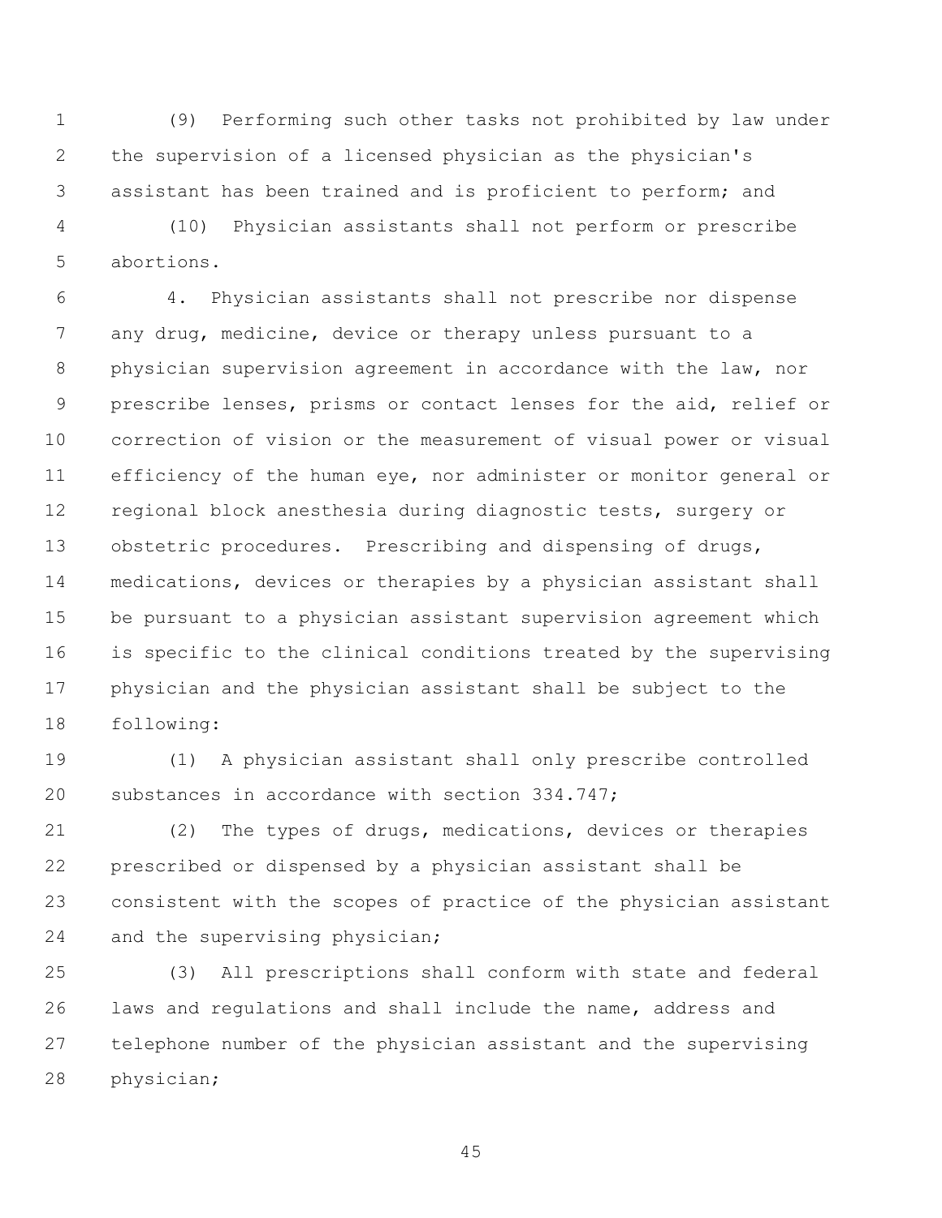(9) Performing such other tasks not prohibited by law under the supervision of a licensed physician as the physician's assistant has been trained and is proficient to perform; and

(10) Physician assistants shall not perform or prescribe abortions.

4. Physician assistants shall not prescribe nor dispense any drug, medicine, device or therapy unless pursuant to a physician supervision agreement in accordance with the law, nor prescribe lenses, prisms or contact lenses for the aid, relief or correction of vision or the measurement of visual power or visual efficiency of the human eye, nor administer or monitor general or regional block anesthesia during diagnostic tests, surgery or obstetric procedures. Prescribing and dispensing of drugs, medications, devices or therapies by a physician assistant shall be pursuant to a physician assistant supervision agreement which is specific to the clinical conditions treated by the supervising physician and the physician assistant shall be subject to the following:

(1) A physician assistant shall only prescribe controlled substances in accordance with section 334.747;

(2) The types of drugs, medications, devices or therapies prescribed or dispensed by a physician assistant shall be consistent with the scopes of practice of the physician assistant and the supervising physician;

(3) All prescriptions shall conform with state and federal laws and regulations and shall include the name, address and telephone number of the physician assistant and the supervising physician;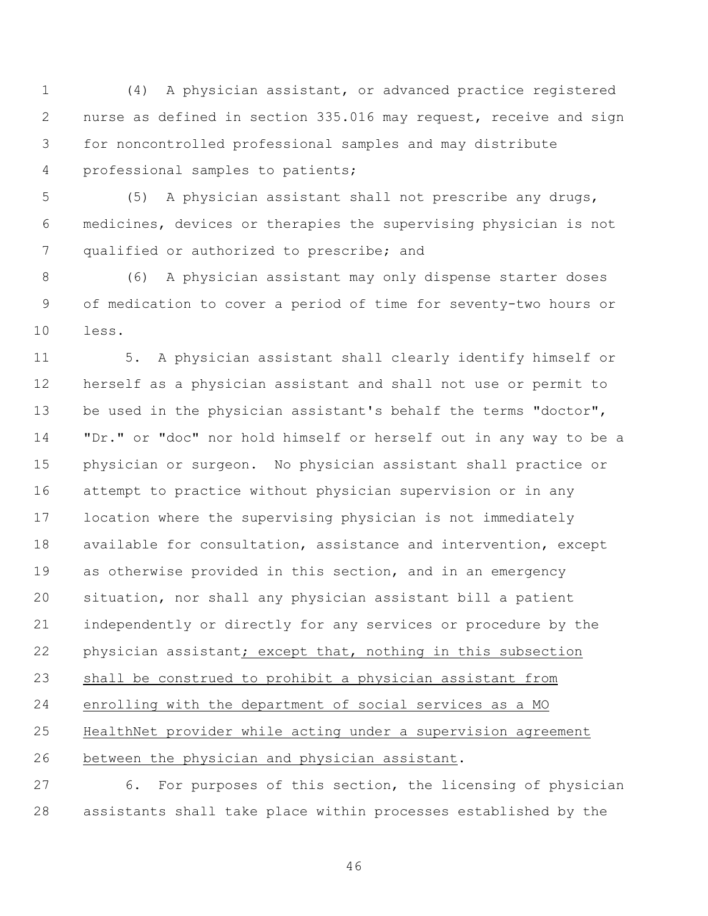(4) A physician assistant, or advanced practice registered nurse as defined in section 335.016 may request, receive and sign for noncontrolled professional samples and may distribute professional samples to patients;

(5) A physician assistant shall not prescribe any drugs, medicines, devices or therapies the supervising physician is not qualified or authorized to prescribe; and

(6) A physician assistant may only dispense starter doses of medication to cover a period of time for seventy-two hours or less.

5. A physician assistant shall clearly identify himself or herself as a physician assistant and shall not use or permit to be used in the physician assistant's behalf the terms "doctor", "Dr." or "doc" nor hold himself or herself out in any way to be a physician or surgeon. No physician assistant shall practice or attempt to practice without physician supervision or in any location where the supervising physician is not immediately available for consultation, assistance and intervention, except as otherwise provided in this section, and in an emergency situation, nor shall any physician assistant bill a patient independently or directly for any services or procedure by the physician assistant<u>; except that, nothing in this subsection shall be construed to prohibit a physician assistant from enrolling with the department of social services as a MO HealthNet provider while acting under a supervision agreement between the physician and physician assistant</u>.

6. For purposes of this section, the licensing of physician assistants shall take place within processes established by the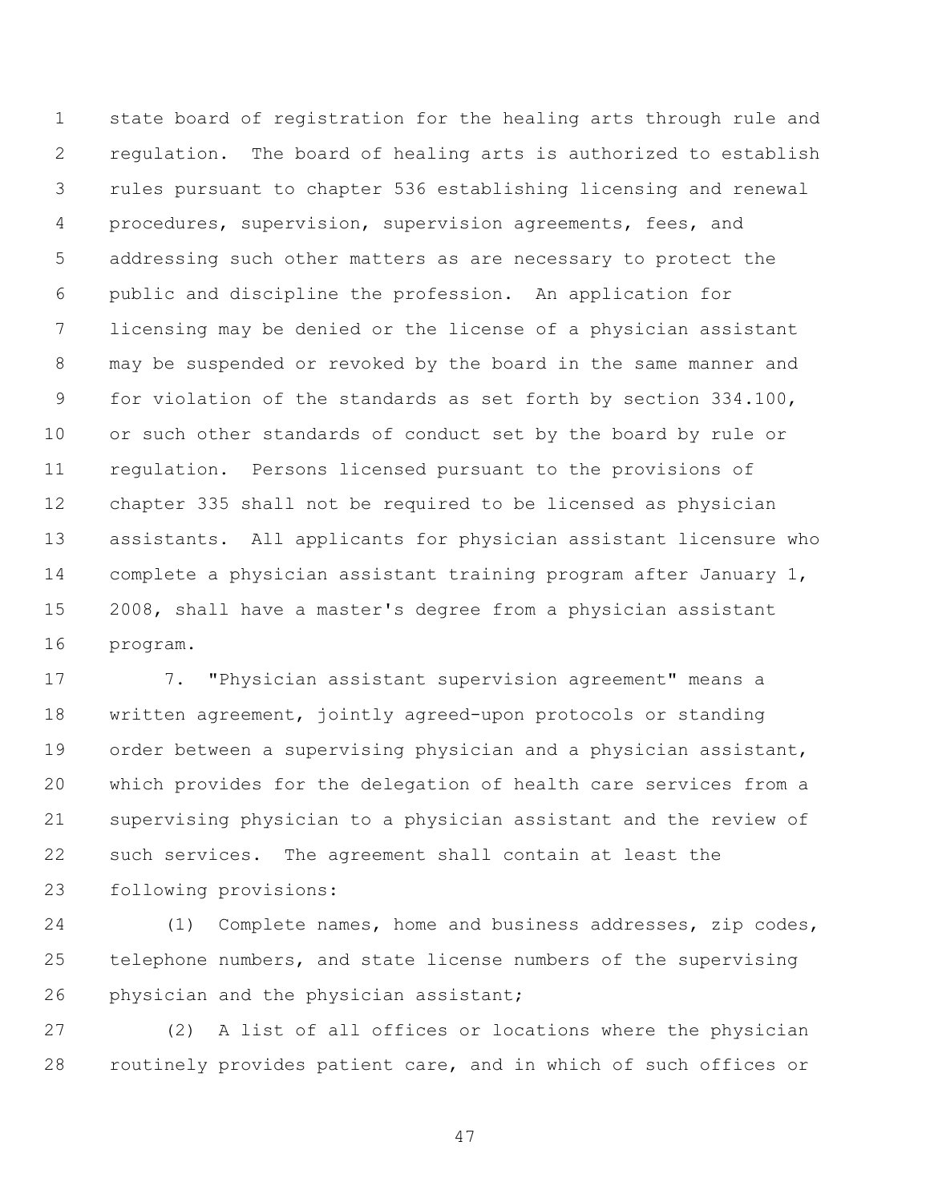state board of registration for the healing arts through rule and regulation. The board of healing arts is authorized to establish rules pursuant to chapter 536 establishing licensing and renewal procedures, supervision, supervision agreements, fees, and addressing such other matters as are necessary to protect the public and discipline the profession. An application for licensing may be denied or the license of a physician assistant may be suspended or revoked by the board in the same manner and for violation of the standards as set forth by section 334.100, or such other standards of conduct set by the board by rule or regulation. Persons licensed pursuant to the provisions of chapter 335 shall not be required to be licensed as physician assistants. All applicants for physician assistant licensure who complete a physician assistant training program after January 1, 2008, shall have a master's degree from a physician assistant program.

7. "Physician assistant supervision agreement" means a written agreement, jointly agreed-upon protocols or standing order between a supervising physician and a physician assistant, which provides for the delegation of health care services from a supervising physician to a physician assistant and the review of such services. The agreement shall contain at least the following provisions:

(1) Complete names, home and business addresses, zip codes, telephone numbers, and state license numbers of the supervising physician and the physician assistant;

(2) A list of all offices or locations where the physician routinely provides patient care, and in which of such offices or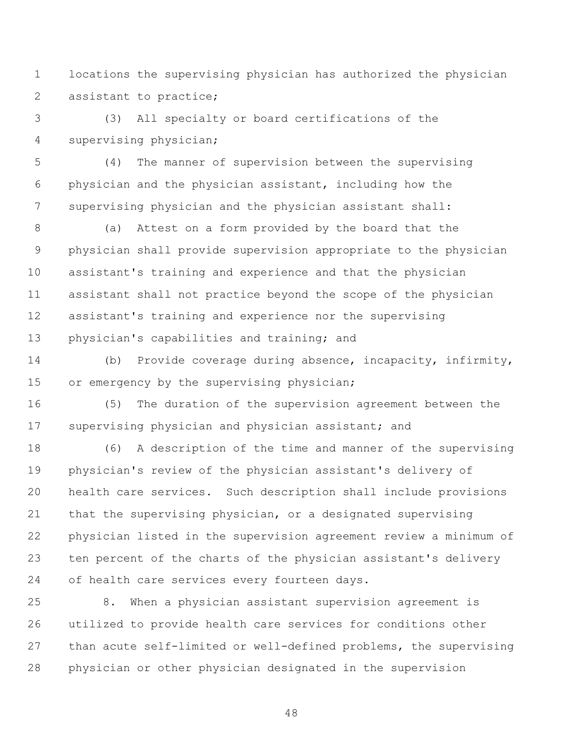locations the supervising physician has authorized the physician assistant to practice;

(3) All specialty or board certifications of the supervising physician;

(4) The manner of supervision between the supervising physician and the physician assistant, including how the supervising physician and the physician assistant shall:

(a) Attest on a form provided by the board that the physician shall provide supervision appropriate to the physician assistant's training and experience and that the physician assistant shall not practice beyond the scope of the physician assistant's training and experience nor the supervising physician's capabilities and training; and

(b) Provide coverage during absence, incapacity, infirmity, or emergency by the supervising physician;

(5) The duration of the supervision agreement between the supervising physician and physician assistant; and

(6) A description of the time and manner of the supervising physician's review of the physician assistant's delivery of health care services. Such description shall include provisions that the supervising physician, or a designated supervising physician listed in the supervision agreement review a minimum of ten percent of the charts of the physician assistant's delivery of health care services every fourteen days.

8. When a physician assistant supervision agreement is utilized to provide health care services for conditions other than acute self-limited or well-defined problems, the supervising physician or other physician designated in the supervision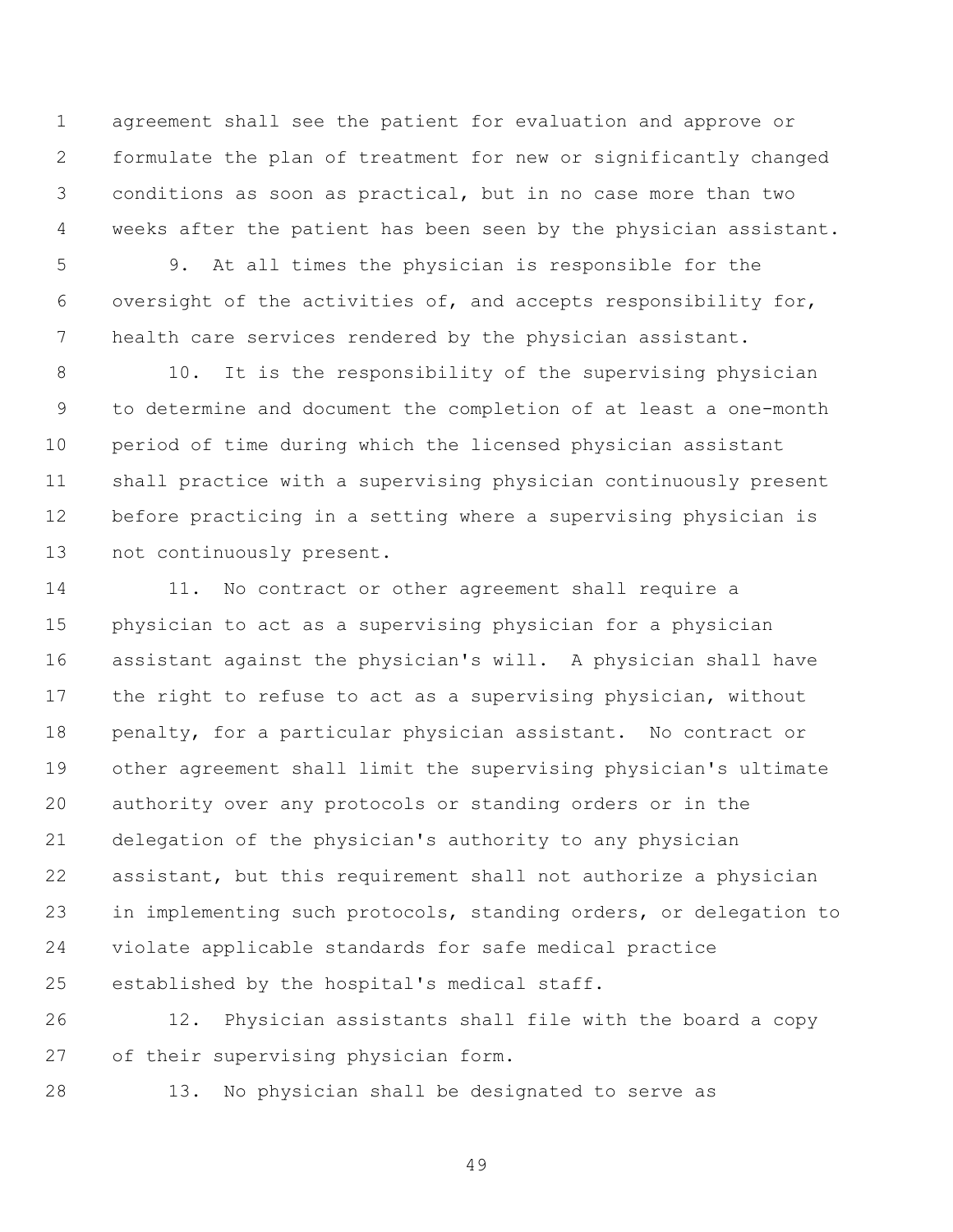agreement shall see the patient for evaluation and approve or formulate the plan of treatment for new or significantly changed conditions as soon as practical, but in no case more than two weeks after the patient has been seen by the physician assistant.

9. At all times the physician is responsible for the oversight of the activities of, and accepts responsibility for, health care services rendered by the physician assistant.

10. It is the responsibility of the supervising physician to determine and document the completion of at least a one-month period of time during which the licensed physician assistant shall practice with a supervising physician continuously present before practicing in a setting where a supervising physician is not continuously present.

11. No contract or other agreement shall require a physician to act as a supervising physician for a physician assistant against the physician's will. A physician shall have the right to refuse to act as a supervising physician, without penalty, for a particular physician assistant. No contract or other agreement shall limit the supervising physician's ultimate authority over any protocols or standing orders or in the delegation of the physician's authority to any physician assistant, but this requirement shall not authorize a physician in implementing such protocols, standing orders, or delegation to violate applicable standards for safe medical practice established by the hospital's medical staff.

12. Physician assistants shall file with the board a copy of their supervising physician form.

13. No physician shall be designated to serve as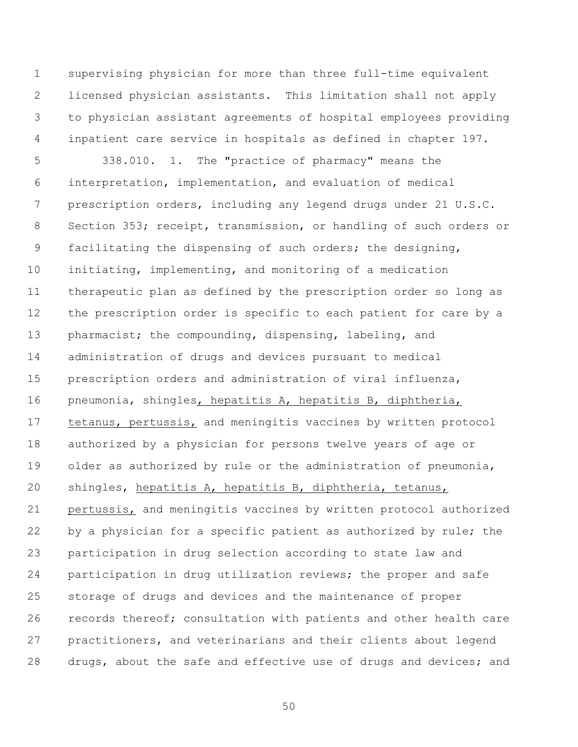supervising physician for more than three full-time equivalent licensed physician assistants. This limitation shall not apply to physician assistant agreements of hospital employees providing inpatient care service in hospitals as defined in chapter 197.

338.010. 1. The "practice of pharmacy" means the interpretation, implementation, and evaluation of medical prescription orders, including any legend drugs under 21 U.S.C. Section 353; receipt, transmission, or handling of such orders or facilitating the dispensing of such orders; the designing, initiating, implementing, and monitoring of a medication therapeutic plan as defined by the prescription order so long as the prescription order is specific to each patient for care by a pharmacist; the compounding, dispensing, labeling, and administration of drugs and devices pursuant to medical prescription orders and administration of viral influenza, pneumonia, shingles<u>, hepatitis A, hepatitis B, diphtheria, tetanus, pertussis,</u> and meningitis vaccines by written protocol authorized by a physician for persons twelve years of age or older as authorized by rule or the administration of pneumonia, shingles, <u>hepatitis A, hepatitis B, diphtheria, tetanus, pertussis,</u> and meningitis vaccines by written protocol authorized by a physician for a specific patient as authorized by rule; the participation in drug selection according to state law and participation in drug utilization reviews; the proper and safe storage of drugs and devices and the maintenance of proper records thereof; consultation with patients and other health care practitioners, and veterinarians and their clients about legend drugs, about the safe and effective use of drugs and devices; and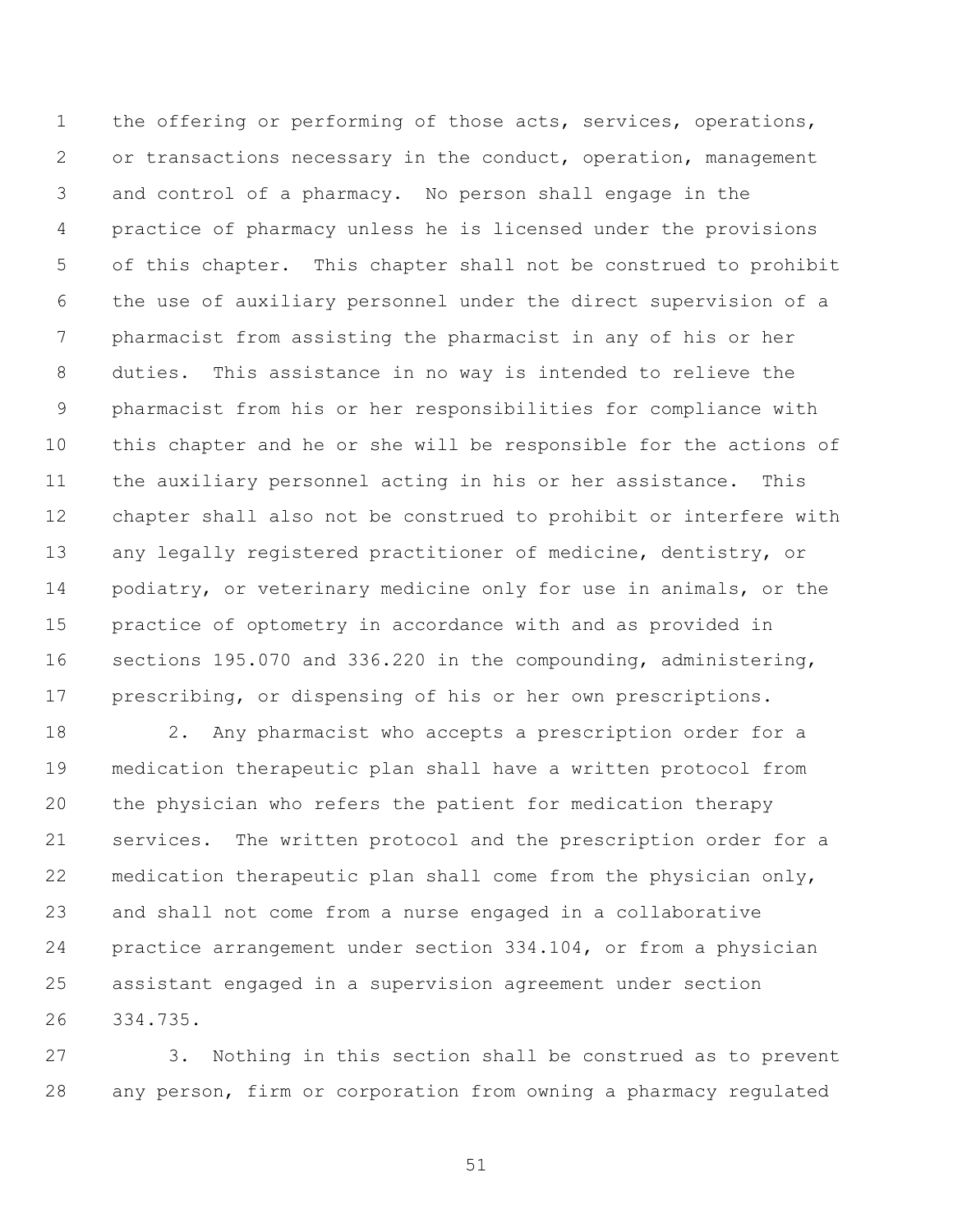the offering or performing of those acts, services, operations, or transactions necessary in the conduct, operation, management and control of a pharmacy. No person shall engage in the practice of pharmacy unless he is licensed under the provisions of this chapter. This chapter shall not be construed to prohibit the use of auxiliary personnel under the direct supervision of a pharmacist from assisting the pharmacist in any of his or her duties. This assistance in no way is intended to relieve the pharmacist from his or her responsibilities for compliance with this chapter and he or she will be responsible for the actions of the auxiliary personnel acting in his or her assistance. This chapter shall also not be construed to prohibit or interfere with any legally registered practitioner of medicine, dentistry, or podiatry, or veterinary medicine only for use in animals, or the practice of optometry in accordance with and as provided in sections 195.070 and 336.220 in the compounding, administering, prescribing, or dispensing of his or her own prescriptions.

2. Any pharmacist who accepts a prescription order for a medication therapeutic plan shall have a written protocol from the physician who refers the patient for medication therapy services. The written protocol and the prescription order for a medication therapeutic plan shall come from the physician only, and shall not come from a nurse engaged in a collaborative practice arrangement under section 334.104, or from a physician assistant engaged in a supervision agreement under section 334.735.

3. Nothing in this section shall be construed as to prevent any person, firm or corporation from owning a pharmacy regulated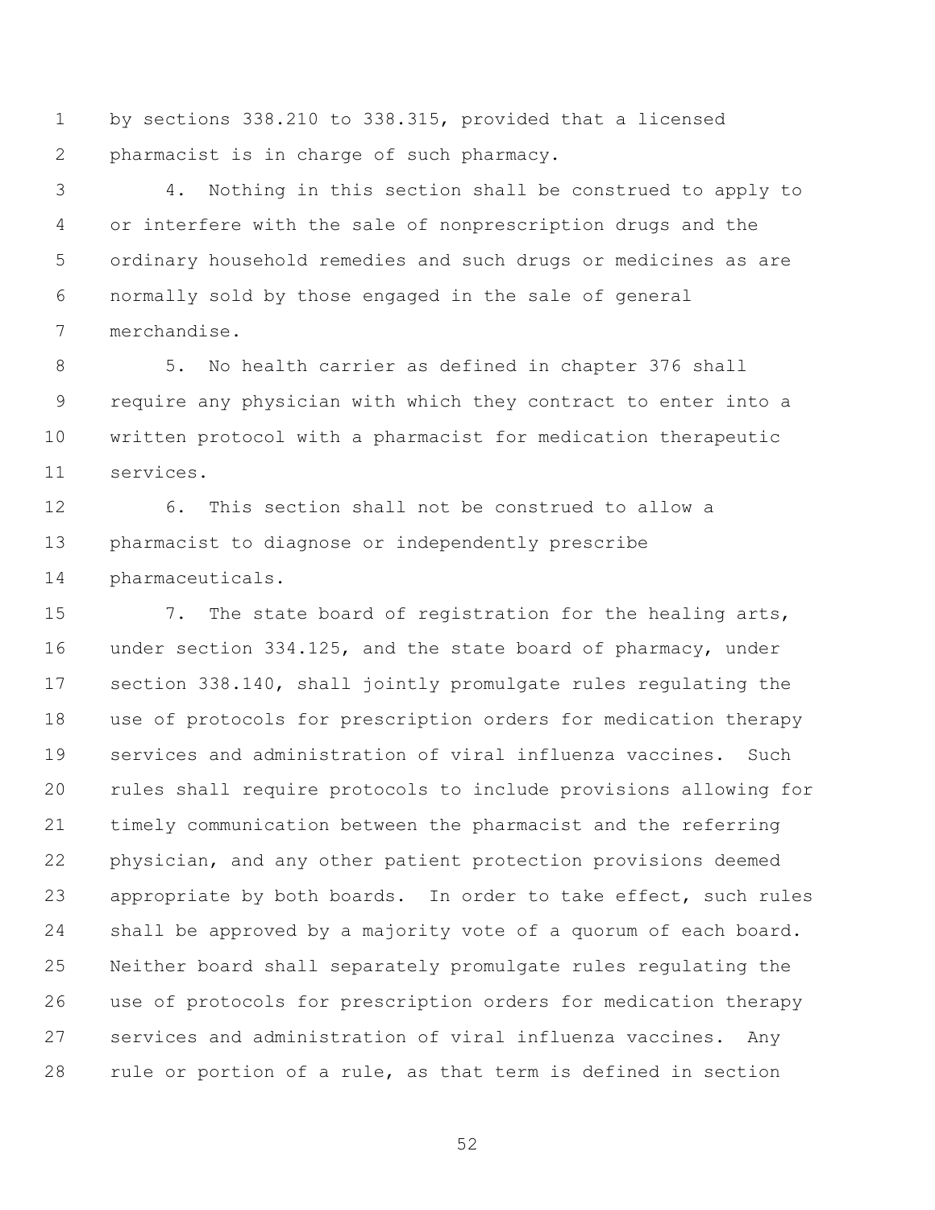by sections 338.210 to 338.315, provided that a licensed pharmacist is in charge of such pharmacy.

4. Nothing in this section shall be construed to apply to or interfere with the sale of nonprescription drugs and the ordinary household remedies and such drugs or medicines as are normally sold by those engaged in the sale of general merchandise.

5. No health carrier as defined in chapter 376 shall require any physician with which they contract to enter into a written protocol with a pharmacist for medication therapeutic services.

6. This section shall not be construed to allow a pharmacist to diagnose or independently prescribe pharmaceuticals.

7. The state board of registration for the healing arts, under section 334.125, and the state board of pharmacy, under section 338.140, shall jointly promulgate rules regulating the use of protocols for prescription orders for medication therapy services and administration of viral influenza vaccines. Such rules shall require protocols to include provisions allowing for timely communication between the pharmacist and the referring physician, and any other patient protection provisions deemed appropriate by both boards. In order to take effect, such rules shall be approved by a majority vote of a quorum of each board. Neither board shall separately promulgate rules regulating the use of protocols for prescription orders for medication therapy services and administration of viral influenza vaccines. Any rule or portion of a rule, as that term is defined in section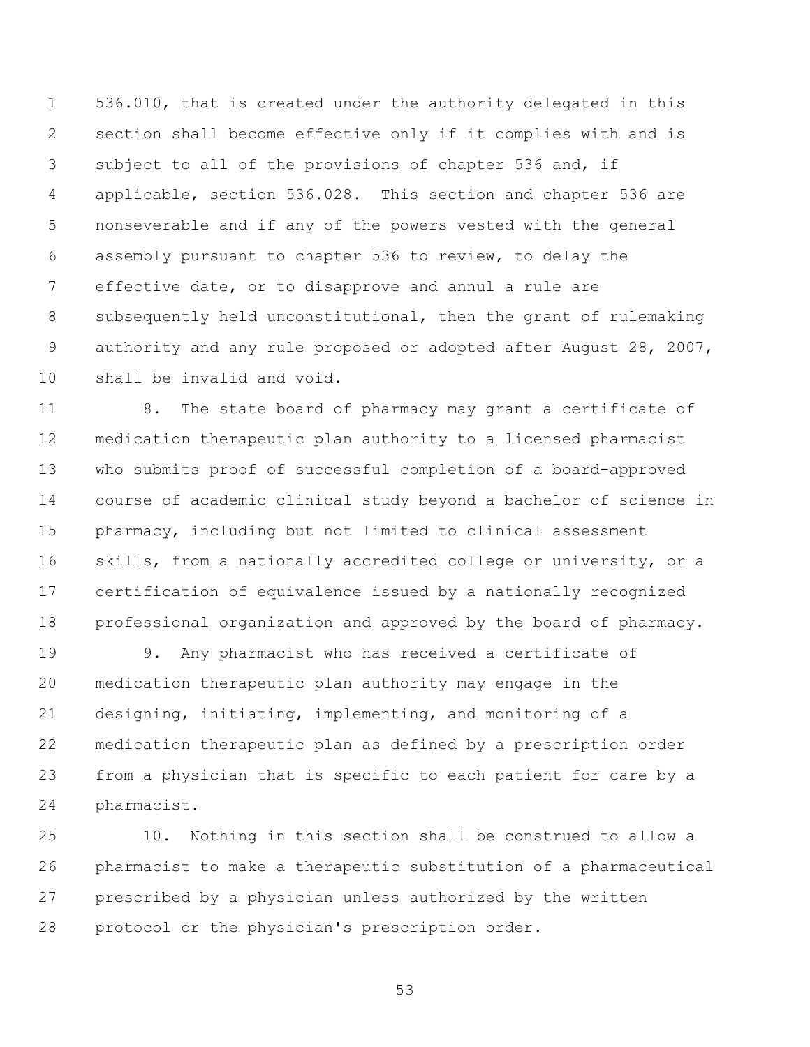536.010, that is created under the authority delegated in this section shall become effective only if it complies with and is subject to all of the provisions of chapter 536 and, if applicable, section 536.028. This section and chapter 536 are nonseverable and if any of the powers vested with the general assembly pursuant to chapter 536 to review, to delay the effective date, or to disapprove and annul a rule are subsequently held unconstitutional, then the grant of rulemaking authority and any rule proposed or adopted after August 28, 2007, shall be invalid and void.

8. The state board of pharmacy may grant a certificate of medication therapeutic plan authority to a licensed pharmacist who submits proof of successful completion of a board-approved course of academic clinical study beyond a bachelor of science in pharmacy, including but not limited to clinical assessment skills, from a nationally accredited college or university, or a certification of equivalence issued by a nationally recognized professional organization and approved by the board of pharmacy.

9. Any pharmacist who has received a certificate of medication therapeutic plan authority may engage in the designing, initiating, implementing, and monitoring of a medication therapeutic plan as defined by a prescription order from a physician that is specific to each patient for care by a pharmacist.

10. Nothing in this section shall be construed to allow a pharmacist to make a therapeutic substitution of a pharmaceutical prescribed by a physician unless authorized by the written protocol or the physician's prescription order.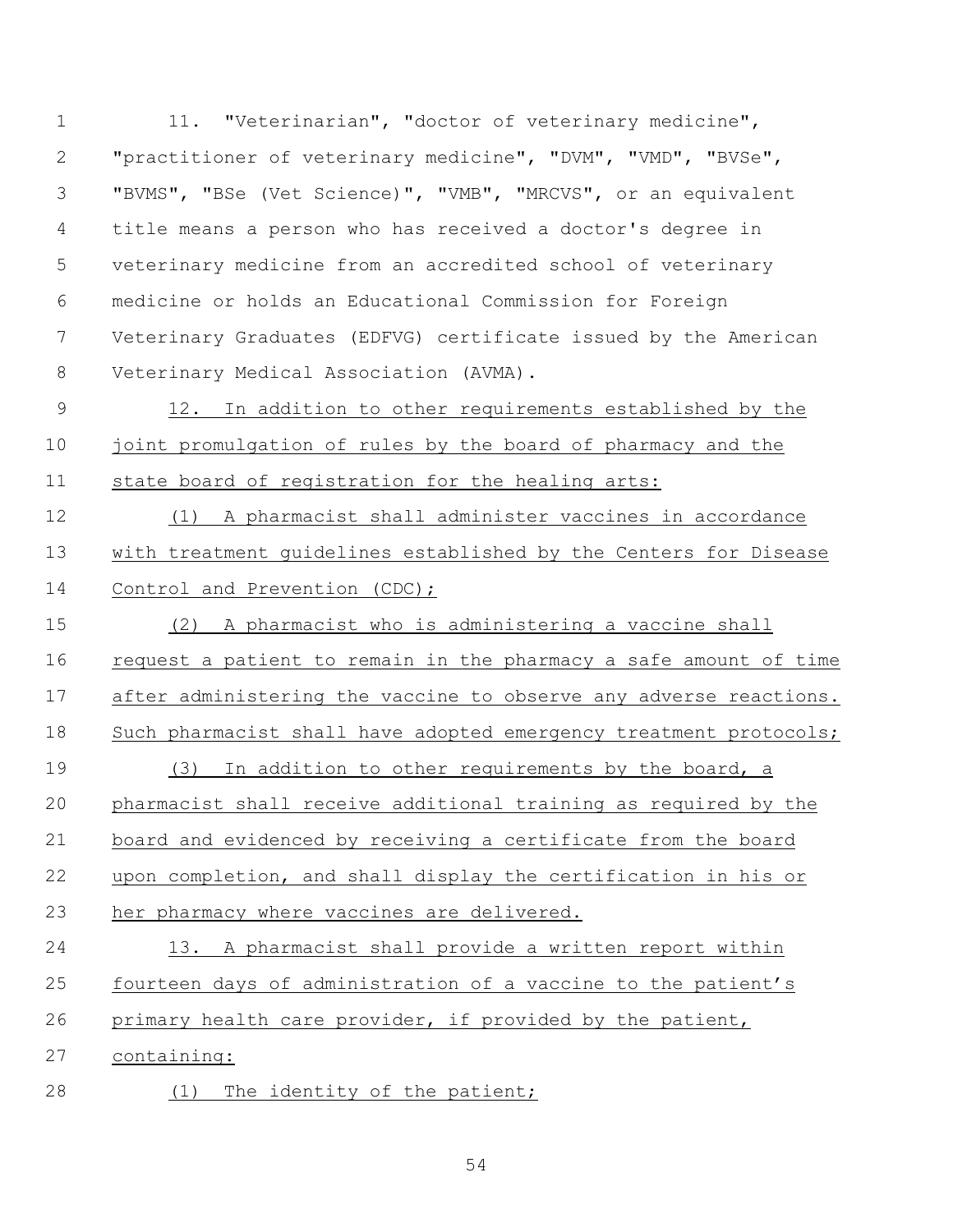11. "Veterinarian", "doctor of veterinary medicine", "practitioner of veterinary medicine", "DVM", "VMD", "BVSe", "BVMS", "BSe (Vet Science)", "VMB", "MRCVS", or an equivalent title means a person who has received a doctor's degree in veterinary medicine from an accredited school of veterinary medicine or holds an Educational Commission for Foreign Veterinary Graduates (EDFVG) certificate issued by the American Veterinary Medical Association (AVMA).

12. In addition to other requirements established by the joint promulgation of rules by the board of pharmacy and the state board of registration for the healing arts:

(1) A pharmacist shall administer vaccines in accordance with treatment guidelines established by the Centers for Disease Control and Prevention (CDC);

(2) A pharmacist who is administering a vaccine shall request a patient to remain in the pharmacy a safe amount of time after administering the vaccine to observe any adverse reactions. Such pharmacist shall have adopted emergency treatment protocols;

(3) In addition to other requirements by the board, a pharmacist shall receive additional training as required by the board and evidenced by receiving a certificate from the board upon completion, and shall display the certification in his or her pharmacy where vaccines are delivered.

13. A pharmacist shall provide a written report within fourteen days of administration of a vaccine to the patient's primary health care provider, if provided by the patient, containing:

(1) The identity of the patient;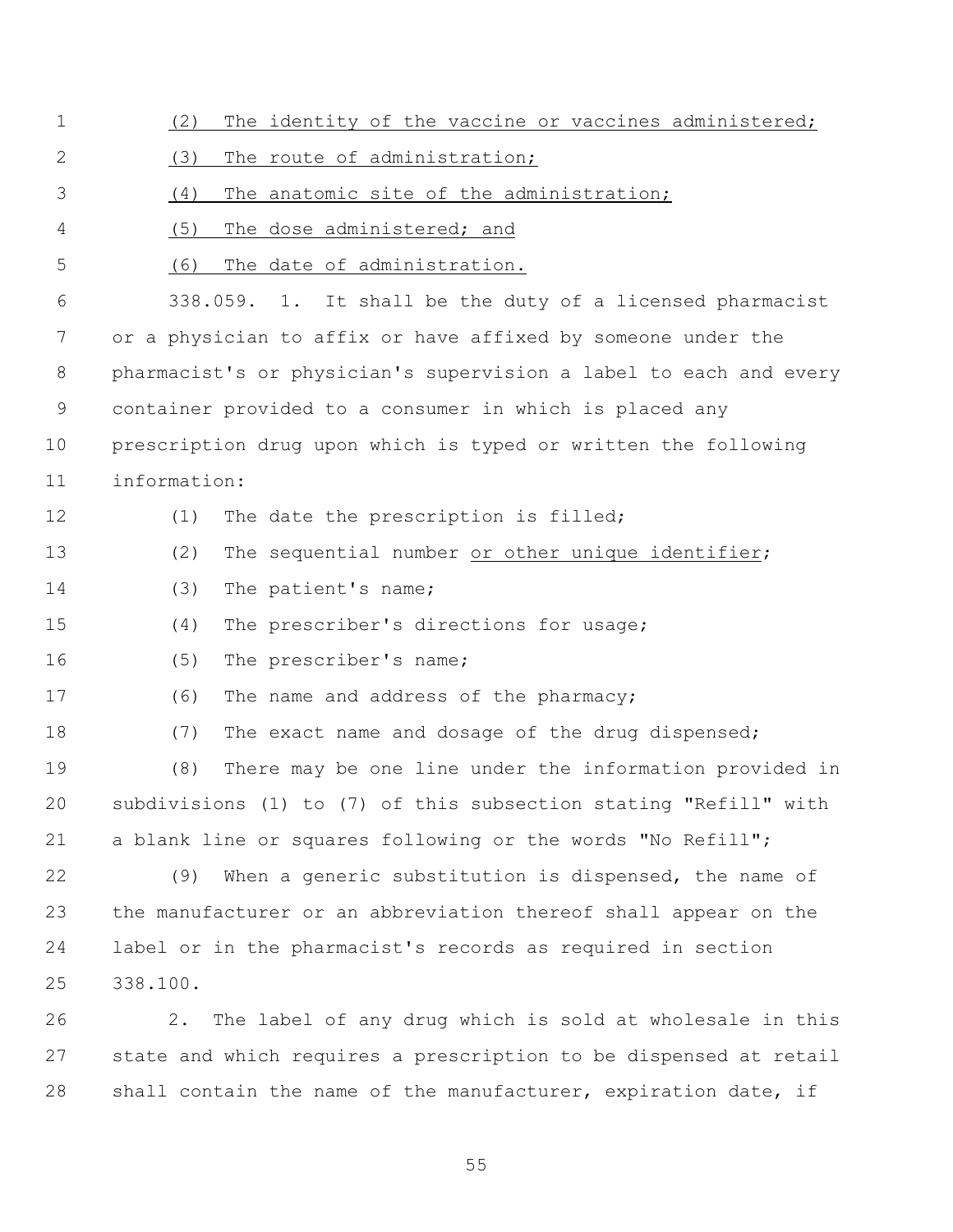(2) The identity of the vaccine or vaccines administered;

(3) The route of administration;

(4) The anatomic site of the administration;

(5) The dose administered; and

(6) The date of administration.

338.059. 1. It shall be the duty of a licensed pharmacist or a physician to affix or have affixed by someone under the pharmacist's or physician's supervision a label to each and every container provided to a consumer in which is placed any prescription drug upon which is typed or written the following information:

(1) The date the prescription is filled;

(2) The sequential number or other unique identifier;

(3) The patient's name;

(4) The prescriber's directions for usage;

(5) The prescriber's name;

(6) The name and address of the pharmacy;

(7) The exact name and dosage of the drug dispensed;

(8) There may be one line under the information provided in subdivisions (1) to (7) of this subsection stating "Refill" with a blank line or squares following or the words "No Refill";

(9) When a generic substitution is dispensed, the name of the manufacturer or an abbreviation thereof shall appear on the label or in the pharmacist's records as required in section 338.100.

2. The label of any drug which is sold at wholesale in this state and which requires a prescription to be dispensed at retail shall contain the name of the manufacturer, expiration date, if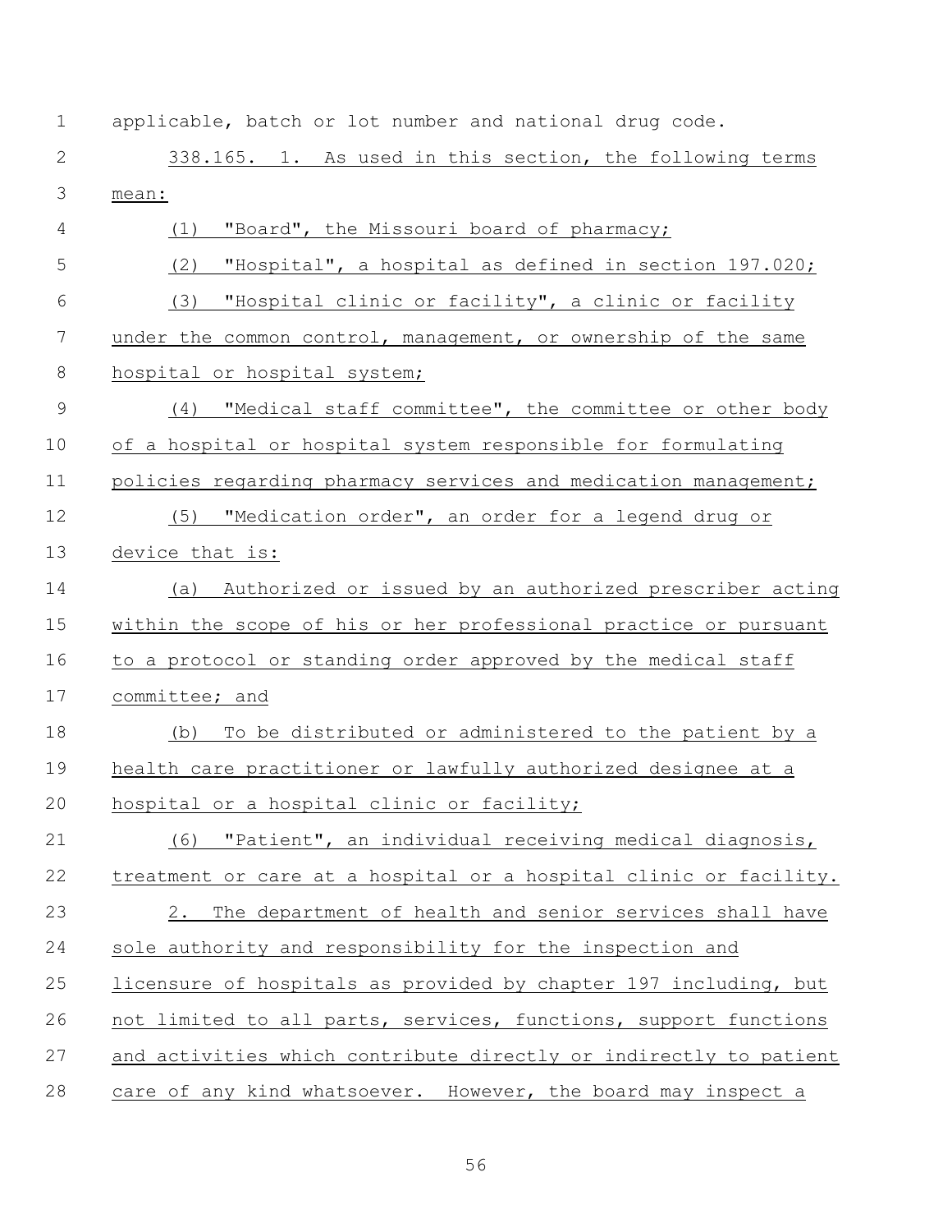applicable, batch or lot number and national drug code.

338.165. 1. As used in this section, the following terms mean:

(1) "Board", the Missouri board of pharmacy;

(2) "Hospital", a hospital as defined in section 197.020;

(3) "Hospital clinic or facility", a clinic or facility under the common control, management, or ownership of the same hospital or hospital system;

(4) "Medical staff committee", the committee or other body of a hospital or hospital system responsible for formulating policies regarding pharmacy services and medication management;

(5) "Medication order", an order for a legend drug or device that is:

(a) Authorized or issued by an authorized prescriber acting within the scope of his or her professional practice or pursuant to a protocol or standing order approved by the medical staff committee; and

(b) To be distributed or administered to the patient by a health care practitioner or lawfully authorized designee at a hospital or a hospital clinic or facility;

(6) "Patient", an individual receiving medical diagnosis, treatment or care at a hospital or a hospital clinic or facility.

2. The department of health and senior services shall have sole authority and responsibility for the inspection and licensure of hospitals as provided by chapter 197 including, but not limited to all parts, services, functions, support functions and activities which contribute directly or indirectly to patient care of any kind whatsoever. However, the board may inspect a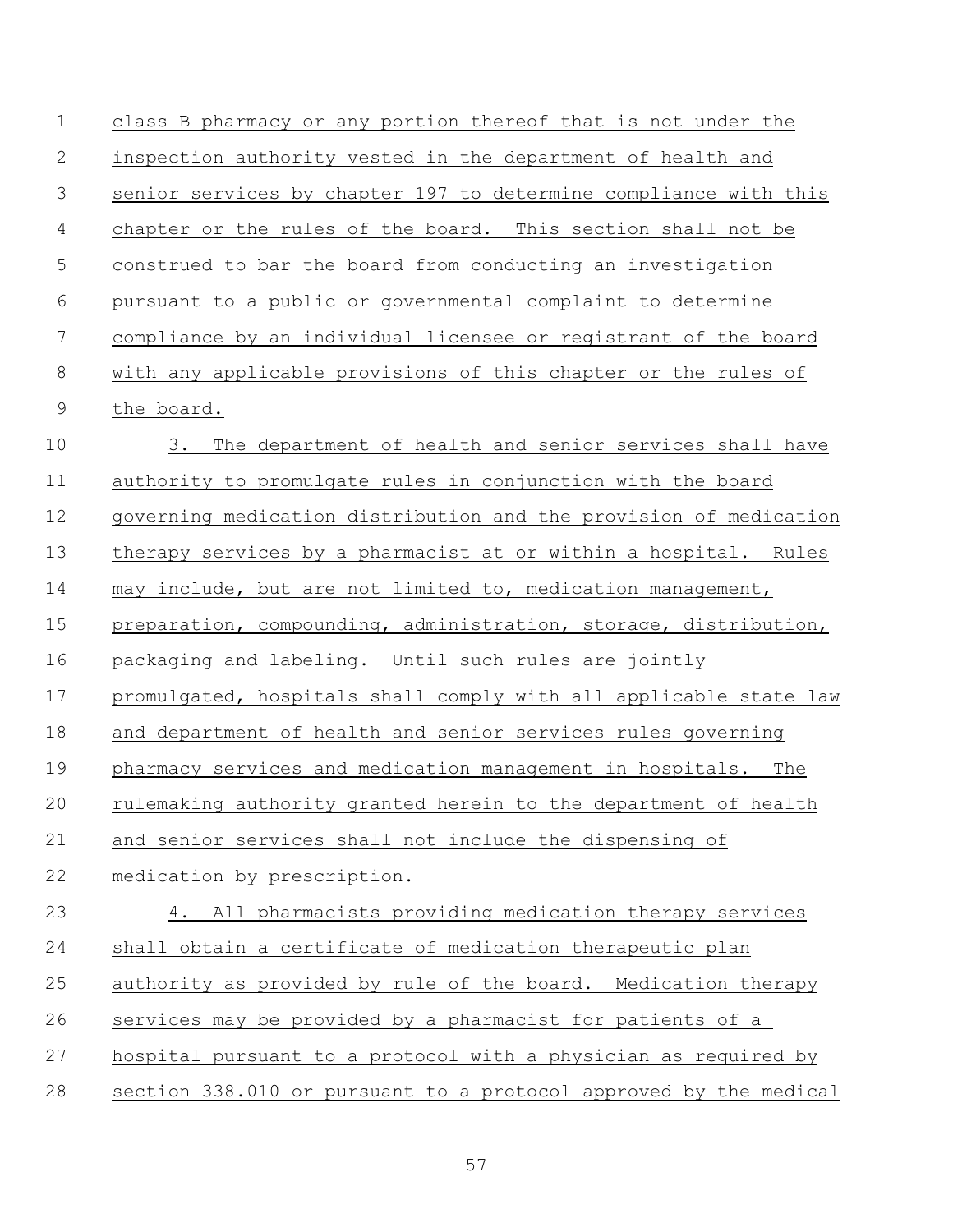class B pharmacy or any portion thereof that is not under the inspection authority vested in the department of health and senior services by chapter 197 to determine compliance with this chapter or the rules of the board. This section shall not be construed to bar the board from conducting an investigation pursuant to a public or governmental complaint to determine compliance by an individual licensee or registrant of the board with any applicable provisions of this chapter or the rules of the board.

3. The department of health and senior services shall have authority to promulgate rules in conjunction with the board governing medication distribution and the provision of medication therapy services by a pharmacist at or within a hospital. Rules may include, but are not limited to, medication management, preparation, compounding, administration, storage, distribution, packaging and labeling. Until such rules are jointly promulgated, hospitals shall comply with all applicable state law and department of health and senior services rules governing pharmacy services and medication management in hospitals. The rulemaking authority granted herein to the department of health and senior services shall not include the dispensing of medication by prescription.

4. All pharmacists providing medication therapy services shall obtain a certificate of medication therapeutic plan authority as provided by rule of the board. Medication therapy services may be provided by a pharmacist for patients of a hospital pursuant to a protocol with a physician as required by section 338.010 or pursuant to a protocol approved by the medical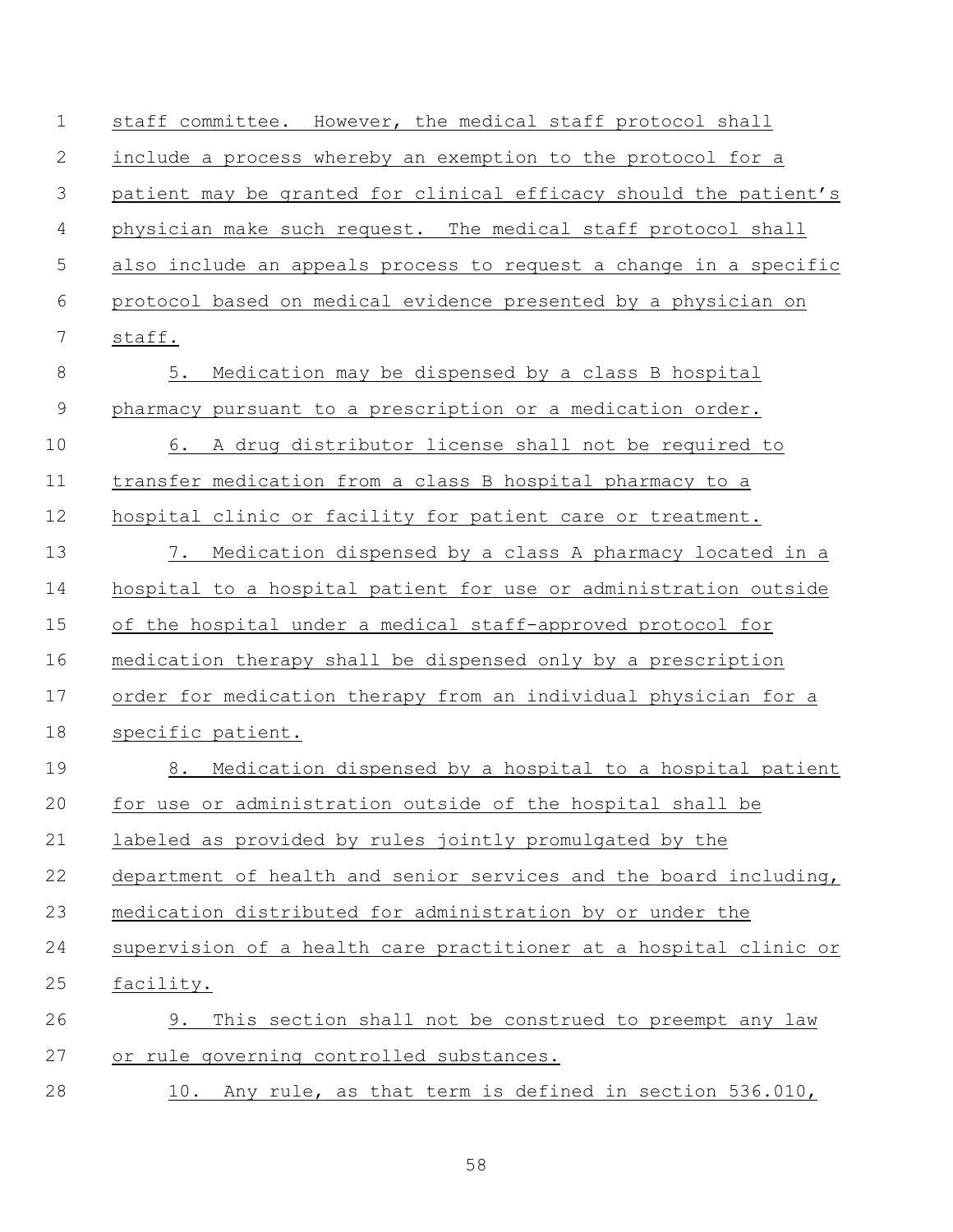staff committee. However, the medical staff protocol shall include a process whereby an exemption to the protocol for a patient may be granted for clinical efficacy should the patient's physician make such request. The medical staff protocol shall also include an appeals process to request a change in a specific protocol based on medical evidence presented by a physician on staff.

5. Medication may be dispensed by a class B hospital pharmacy pursuant to a prescription or a medication order.

6. A drug distributor license shall not be required to transfer medication from a class B hospital pharmacy to a hospital clinic or facility for patient care or treatment.

7. Medication dispensed by a class A pharmacy located in a hospital to a hospital patient for use or administration outside of the hospital under a medical staff-approved protocol for medication therapy shall be dispensed only by a prescription order for medication therapy from an individual physician for a specific patient.

8. Medication dispensed by a hospital to a hospital patient for use or administration outside of the hospital shall be labeled as provided by rules jointly promulgated by the department of health and senior services and the board including, medication distributed for administration by or under the supervision of a health care practitioner at a hospital clinic or facility.

9. This section shall not be construed to preempt any law or rule governing controlled substances.

10. Any rule, as that term is defined in section 536.010,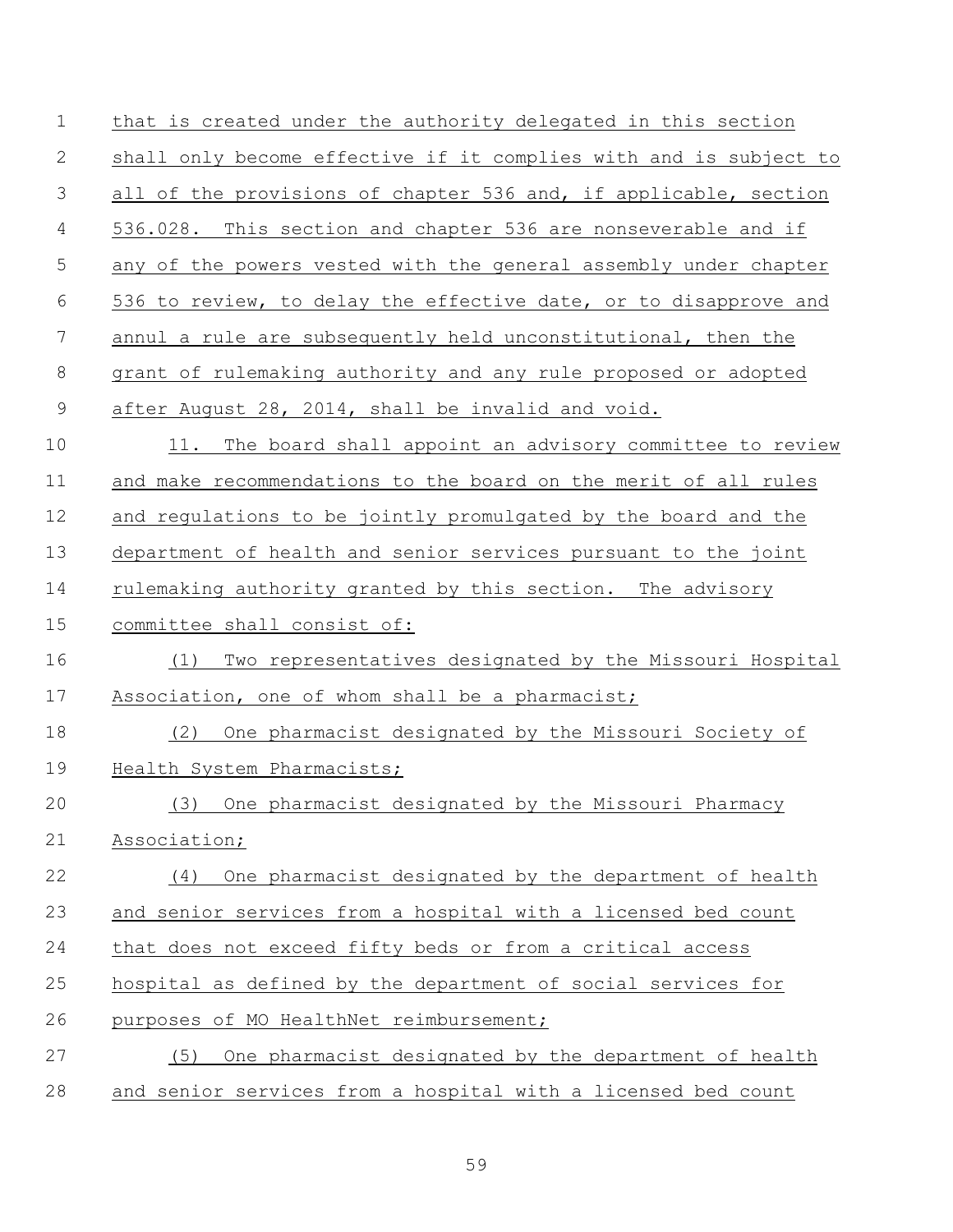that is created under the authority delegated in this section shall only become effective if it complies with and is subject to all of the provisions of chapter 536 and, if applicable, section 536.028. This section and chapter 536 are nonseverable and if any of the powers vested with the general assembly under chapter 536 to review, to delay the effective date, or to disapprove and annul a rule are subsequently held unconstitutional, then the grant of rulemaking authority and any rule proposed or adopted after August 28, 2014, shall be invalid and void.

11. The board shall appoint an advisory committee to review and make recommendations to the board on the merit of all rules and regulations to be jointly promulgated by the board and the department of health and senior services pursuant to the joint rulemaking authority granted by this section. The advisory committee shall consist of:

(1) Two representatives designated by the Missouri Hospital Association, one of whom shall be a pharmacist;

(2) One pharmacist designated by the Missouri Society of Health System Pharmacists;

(3) One pharmacist designated by the Missouri Pharmacy Association;

(4) One pharmacist designated by the department of health and senior services from a hospital with a licensed bed count that does not exceed fifty beds or from a critical access hospital as defined by the department of social services for purposes of MO HealthNet reimbursement;

(5) One pharmacist designated by the department of health and senior services from a hospital with a licensed bed count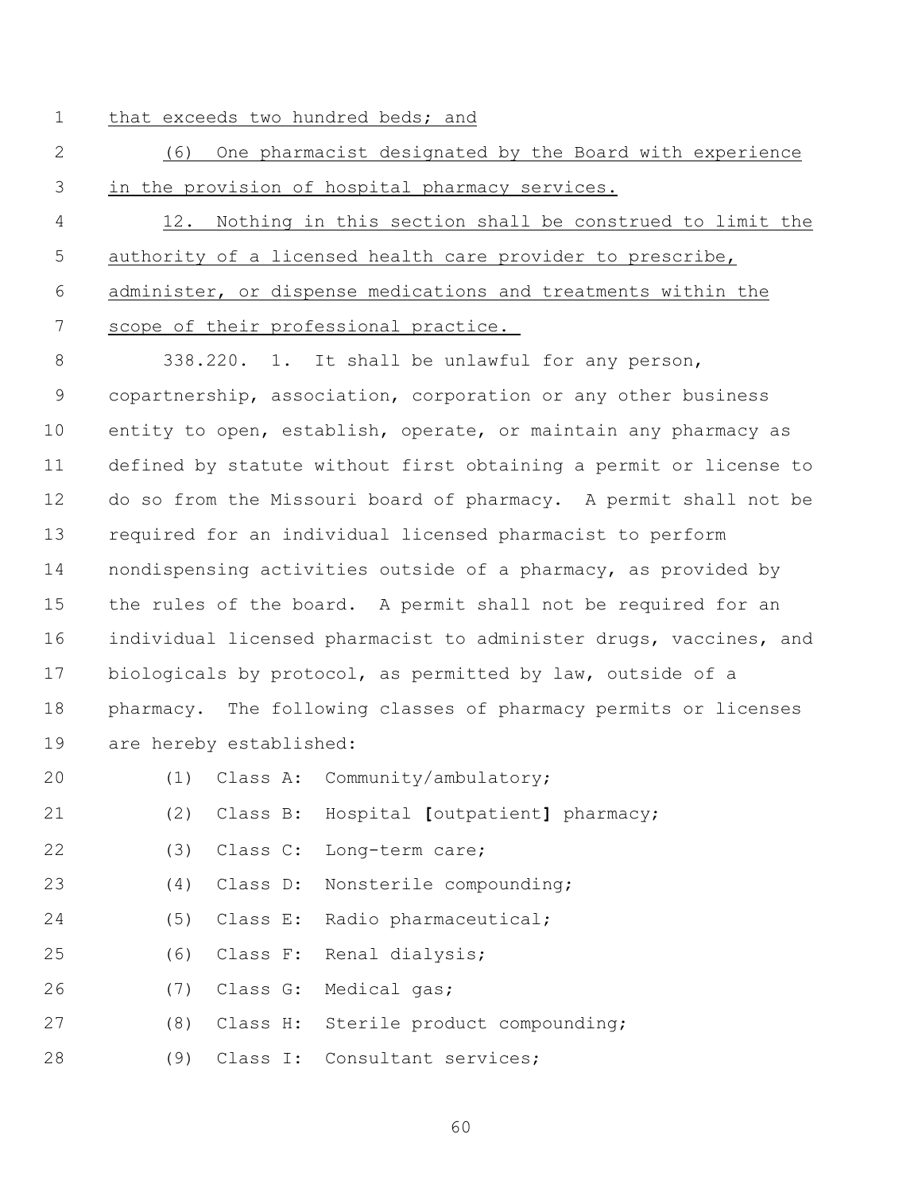that exceeds two hundred beds; and

(6) One pharmacist designated by the Board with experience in the provision of hospital pharmacy services.

12. Nothing in this section shall be construed to limit the authority of a licensed health care provider to prescribe, administer, or dispense medications and treatments within the scope of their professional practice.

338.220. 1. It shall be unlawful for any person, copartnership, association, corporation or any other business entity to open, establish, operate, or maintain any pharmacy as defined by statute without first obtaining a permit or license to do so from the Missouri board of pharmacy. A permit shall not be required for an individual licensed pharmacist to perform nondispensing activities outside of a pharmacy, as provided by the rules of the board. A permit shall not be required for an individual licensed pharmacist to administer drugs, vaccines, and biologicals by protocol, as permitted by law, outside of a pharmacy. The following classes of pharmacy permits or licenses are hereby established:

(1) Class A: Community/ambulatory;

(2) Class B: Hospital **[**outpatient**]** pharmacy;

(3) Class C: Long-term care;

(4) Class D: Nonsterile compounding;

(5) Class E: Radio pharmaceutical;

(6) Class F: Renal dialysis;

(7) Class G: Medical gas;

(8) Class H: Sterile product compounding;

(9) Class I: Consultant services;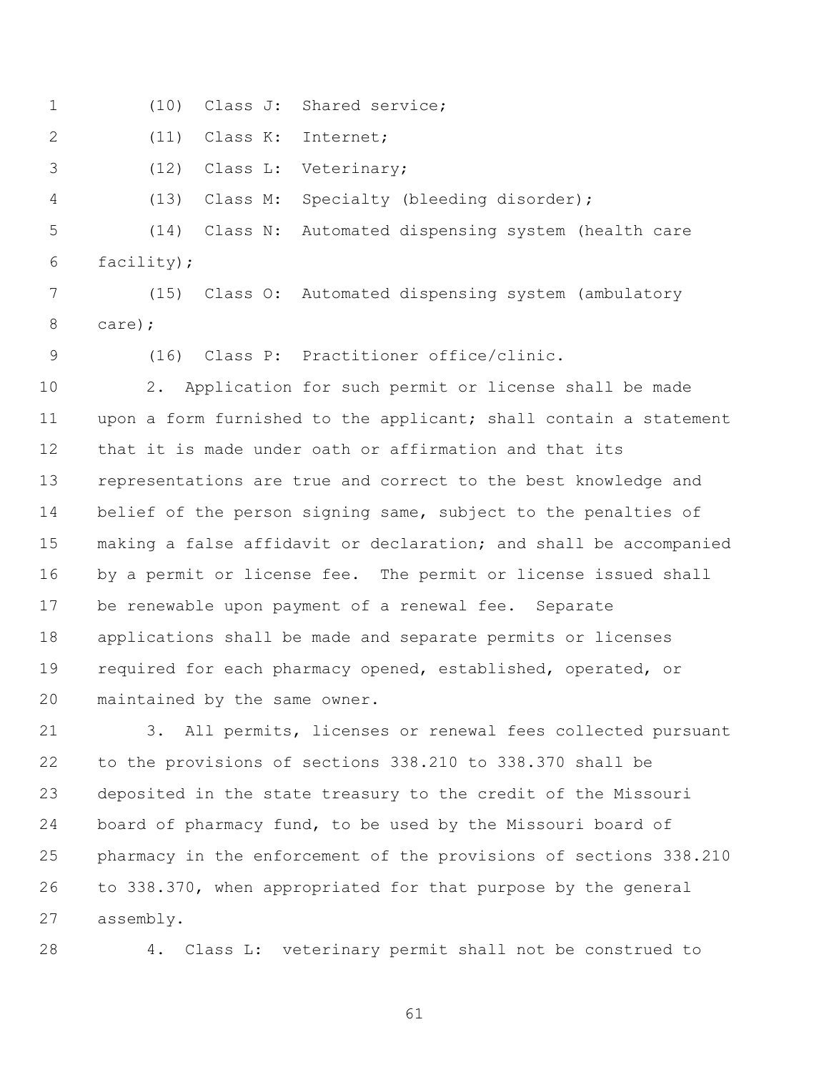(10) Class J: Shared service;

(11) Class K: Internet;

(12) Class L: Veterinary;

(13) Class M: Specialty (bleeding disorder);

(14) Class N: Automated dispensing system (health care facility);

(15) Class O: Automated dispensing system (ambulatory care);

(16) Class P: Practitioner office/clinic.

2. Application for such permit or license shall be made upon a form furnished to the applicant; shall contain a statement that it is made under oath or affirmation and that its representations are true and correct to the best knowledge and belief of the person signing same, subject to the penalties of making a false affidavit or declaration; and shall be accompanied by a permit or license fee. The permit or license issued shall be renewable upon payment of a renewal fee. Separate applications shall be made and separate permits or licenses required for each pharmacy opened, established, operated, or maintained by the same owner.

3. All permits, licenses or renewal fees collected pursuant to the provisions of sections 338.210 to 338.370 shall be deposited in the state treasury to the credit of the Missouri board of pharmacy fund, to be used by the Missouri board of pharmacy in the enforcement of the provisions of sections 338.210 to 338.370, when appropriated for that purpose by the general assembly.

4. Class L: veterinary permit shall not be construed to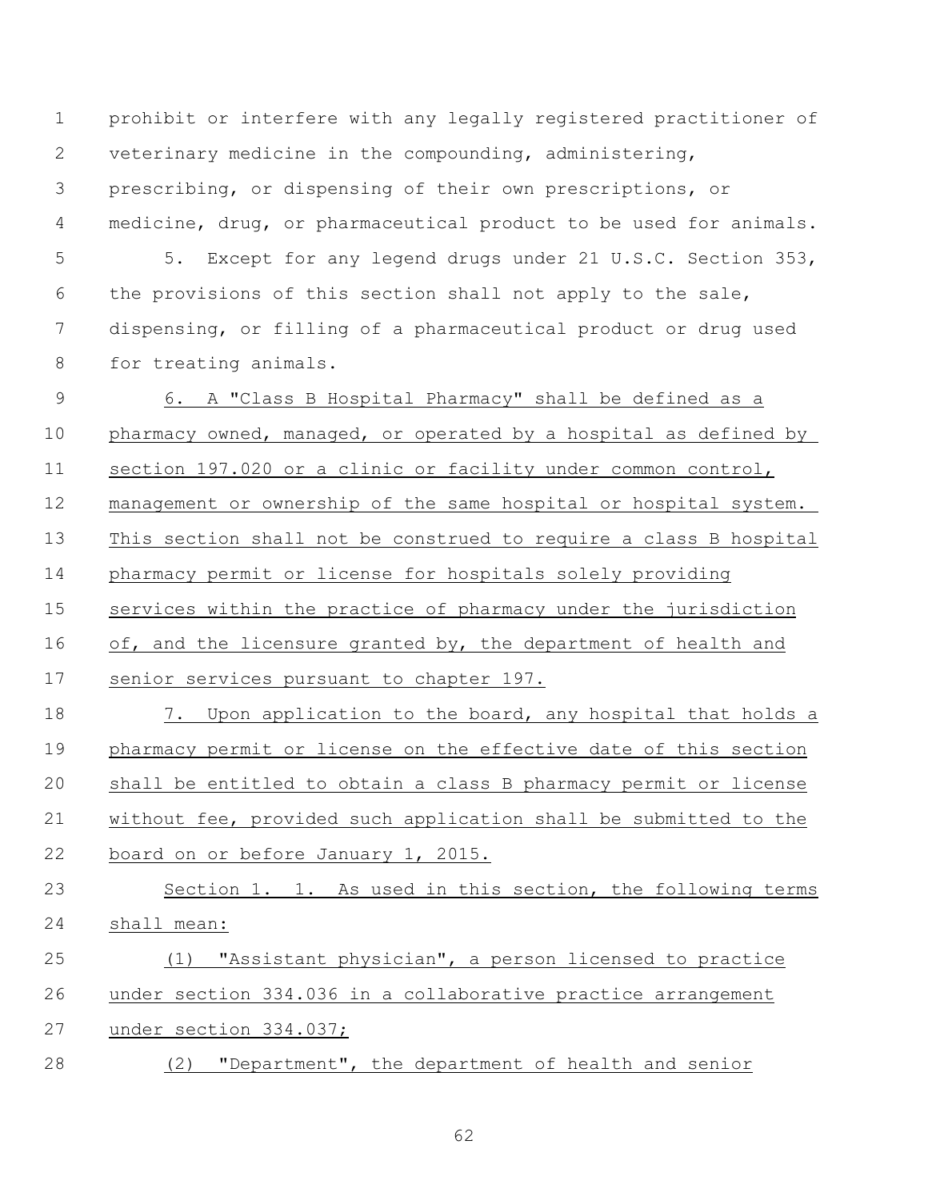prohibit or interfere with any legally registered practitioner of veterinary medicine in the compounding, administering, prescribing, or dispensing of their own prescriptions, or medicine, drug, or pharmaceutical product to be used for animals.

5. Except for any legend drugs under 21 U.S.C. Section 353, the provisions of this section shall not apply to the sale, dispensing, or filling of a pharmaceutical product or drug used for treating animals.

6. A "Class B Hospital Pharmacy" shall be defined as a pharmacy owned, managed, or operated by a hospital as defined by section 197.020 or a clinic or facility under common control, management or ownership of the same hospital or hospital system. This section shall not be construed to require a class B hospital pharmacy permit or license for hospitals solely providing services within the practice of pharmacy under the jurisdiction of, and the licensure granted by, the department of health and senior services pursuant to chapter 197.

7. Upon application to the board, any hospital that holds a pharmacy permit or license on the effective date of this section shall be entitled to obtain a class B pharmacy permit or license without fee, provided such application shall be submitted to the board on or before January 1, 2015.

Section 1. 1. As used in this section, the following terms shall mean:

(1) "Assistant physician", a person licensed to practice under section 334.036 in a collaborative practice arrangement under section 334.037;

(2) "Department", the department of health and senior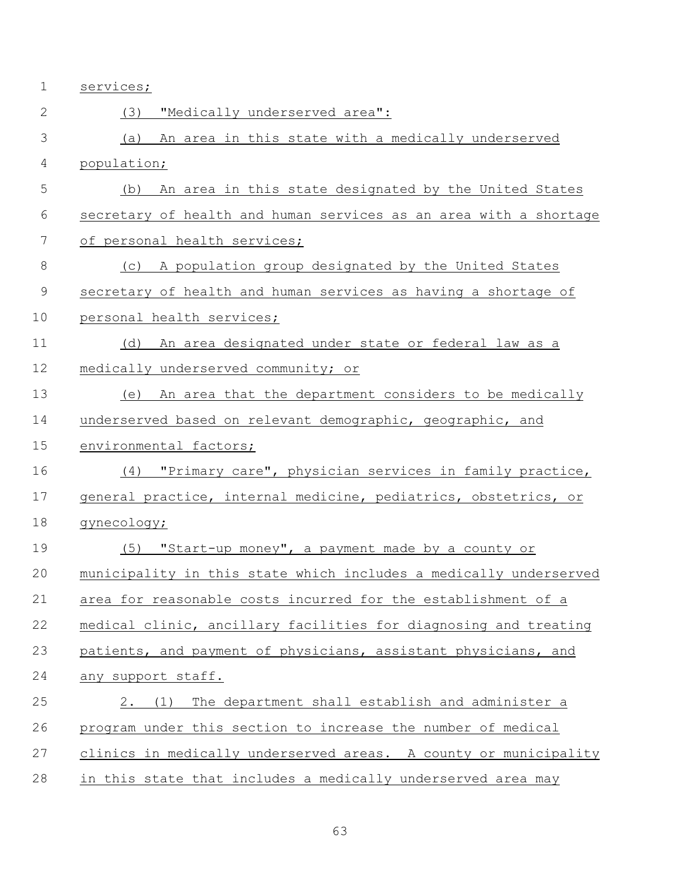services;

(3) "Medically underserved area":

(a) An area in this state with a medically underserved population;

(b) An area in this state designated by the United States secretary of health and human services as an area with a shortage of personal health services;

(c) A population group designated by the United States secretary of health and human services as having a shortage of personal health services;

(d) An area designated under state or federal law as a medically underserved community; or

(e) An area that the department considers to be medically underserved based on relevant demographic, geographic, and environmental factors;

(4) "Primary care", physician services in family practice, general practice, internal medicine, pediatrics, obstetrics, or gynecology;

(5) "Start-up money", a payment made by a county or municipality in this state which includes a medically underserved area for reasonable costs incurred for the establishment of a medical clinic, ancillary facilities for diagnosing and treating patients, and payment of physicians, assistant physicians, and any support staff.

2. (1) The department shall establish and administer a program under this section to increase the number of medical clinics in medically underserved areas. A county or municipality in this state that includes a medically underserved area may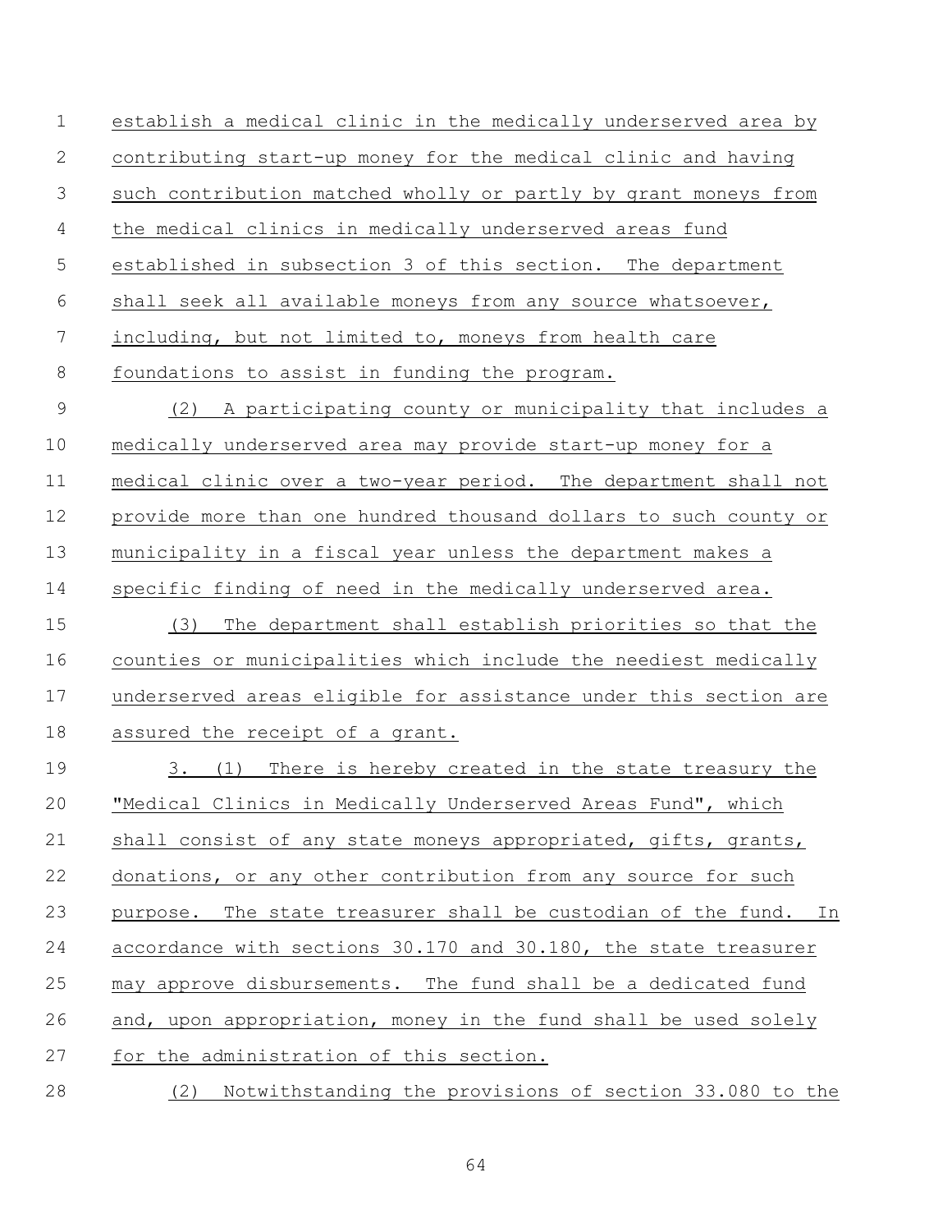establish a medical clinic in the medically underserved area by contributing start-up money for the medical clinic and having such contribution matched wholly or partly by grant moneys from the medical clinics in medically underserved areas fund established in subsection 3 of this section. The department shall seek all available moneys from any source whatsoever, including, but not limited to, moneys from health care foundations to assist in funding the program.

(2) A participating county or municipality that includes a medically underserved area may provide start-up money for a medical clinic over a two-year period. The department shall not provide more than one hundred thousand dollars to such county or municipality in a fiscal year unless the department makes a specific finding of need in the medically underserved area.

(3) The department shall establish priorities so that the counties or municipalities which include the neediest medically underserved areas eligible for assistance under this section are assured the receipt of a grant.

3. (1) There is hereby created in the state treasury the "Medical Clinics in Medically Underserved Areas Fund", which shall consist of any state moneys appropriated, gifts, grants, donations, or any other contribution from any source for such purpose. The state treasurer shall be custodian of the fund. In accordance with sections 30.170 and 30.180, the state treasurer may approve disbursements. The fund shall be a dedicated fund and, upon appropriation, money in the fund shall be used solely for the administration of this section.

(2) Notwithstanding the provisions of section 33.080 to the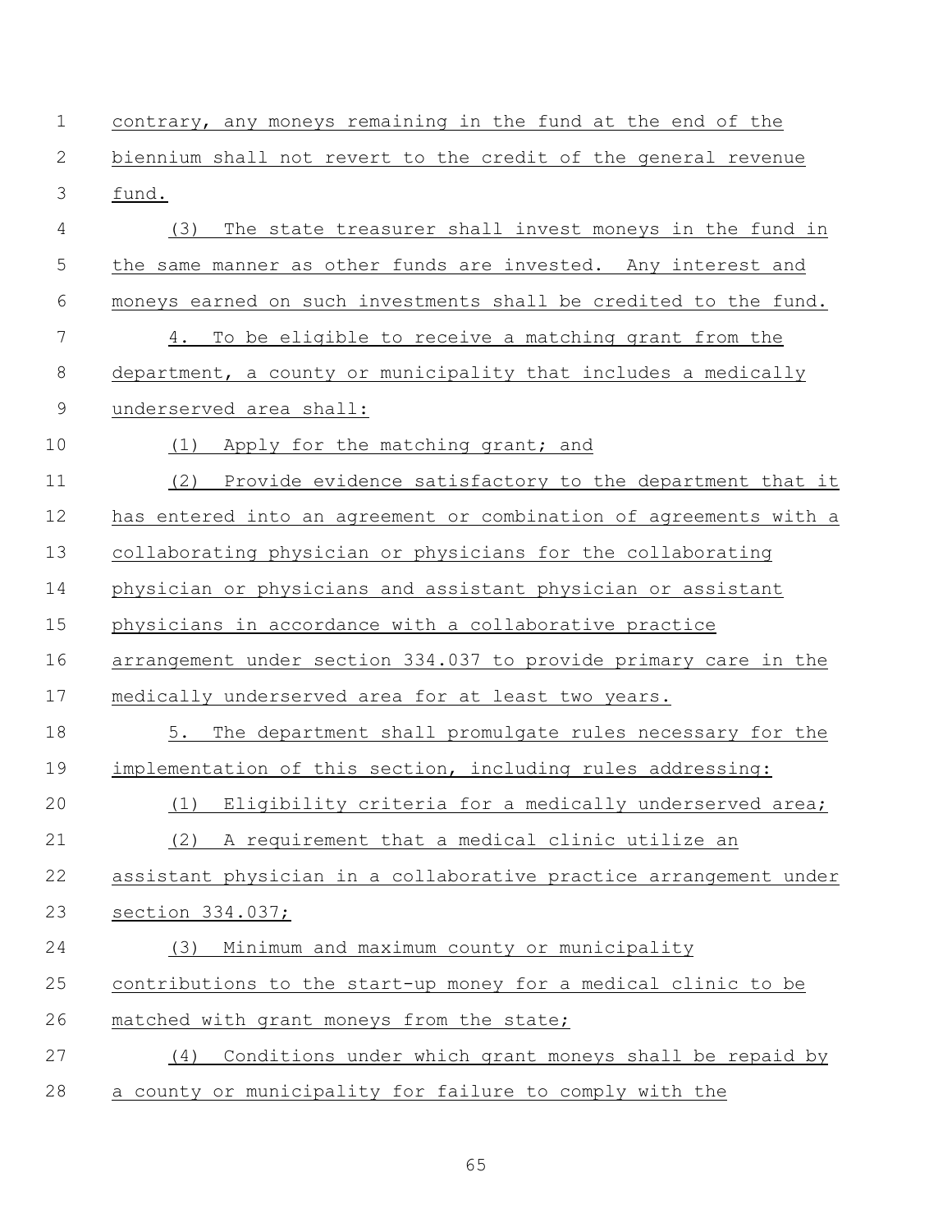contrary, any moneys remaining in the fund at the end of the biennium shall not revert to the credit of the general revenue fund.

(3) The state treasurer shall invest moneys in the fund in the same manner as other funds are invested. Any interest and moneys earned on such investments shall be credited to the fund.

4. To be eligible to receive a matching grant from the department, a county or municipality that includes a medically underserved area shall:

(1) Apply for the matching grant; and

(2) Provide evidence satisfactory to the department that it has entered into an agreement or combination of agreements with a collaborating physician or physicians for the collaborating physician or physicians and assistant physician or assistant physicians in accordance with a collaborative practice arrangement under section 334.037 to provide primary care in the medically underserved area for at least two years.

5. The department shall promulgate rules necessary for the implementation of this section, including rules addressing:

(1) Eligibility criteria for a medically underserved area;

(2) A requirement that a medical clinic utilize an assistant physician in a collaborative practice arrangement under section 334.037;

(3) Minimum and maximum county or municipality contributions to the start-up money for a medical clinic to be matched with grant moneys from the state;

(4) Conditions under which grant moneys shall be repaid by a county or municipality for failure to comply with the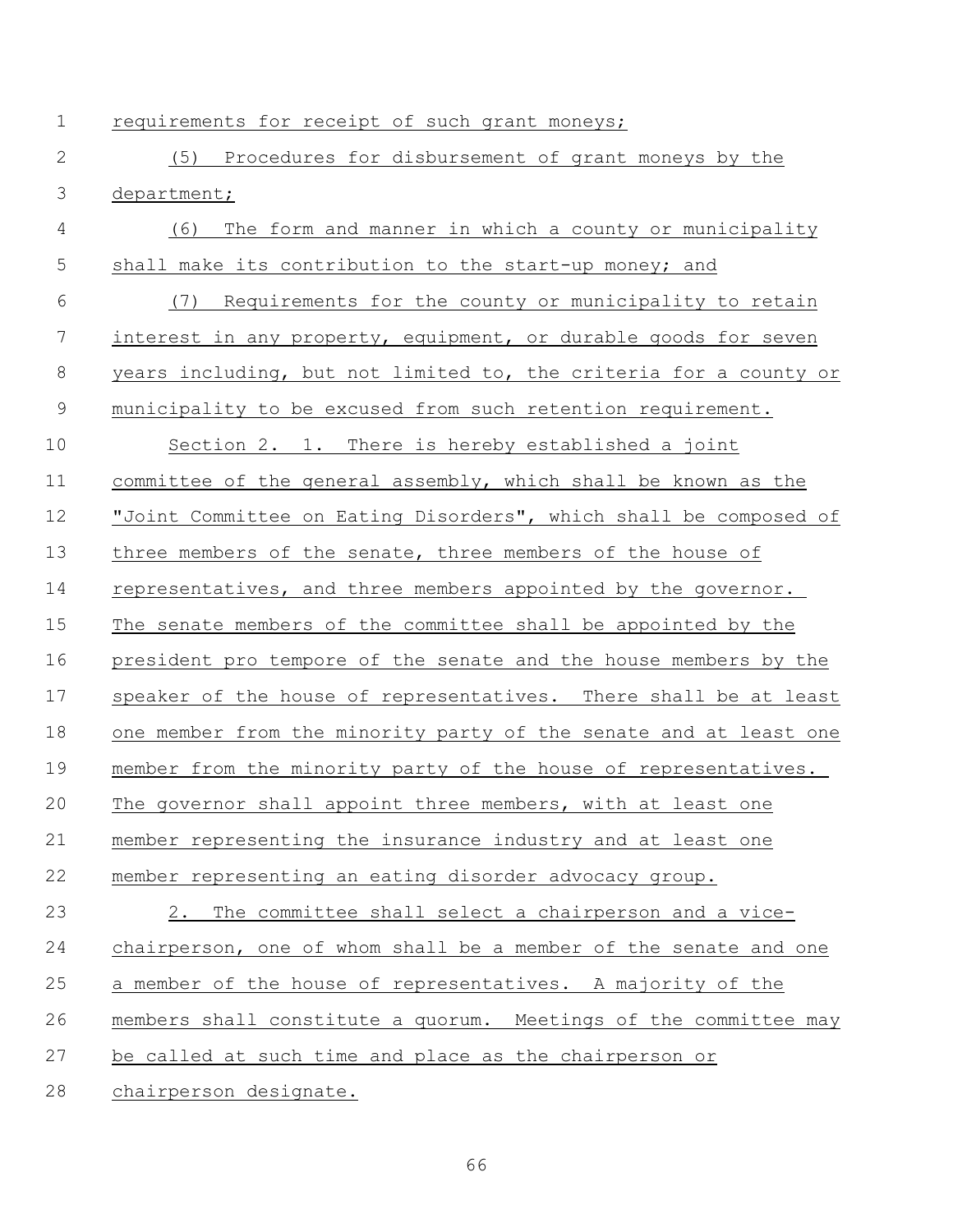requirements for receipt of such grant moneys;

(5) Procedures for disbursement of grant moneys by the department;

(6) The form and manner in which a county or municipality shall make its contribution to the start-up money; and

(7) Requirements for the county or municipality to retain interest in any property, equipment, or durable goods for seven years including, but not limited to, the criteria for a county or municipality to be excused from such retention requirement.

Section 2. 1. There is hereby established a joint committee of the general assembly, which shall be known as the "Joint Committee on Eating Disorders", which shall be composed of three members of the senate, three members of the house of representatives, and three members appointed by the governor. The senate members of the committee shall be appointed by the president pro tempore of the senate and the house members by the speaker of the house of representatives. There shall be at least one member from the minority party of the senate and at least one member from the minority party of the house of representatives. The governor shall appoint three members, with at least one member representing the insurance industry and at least one member representing an eating disorder advocacy group.

2. The committee shall select a chairperson and a vice-chairperson, one of whom shall be a member of the senate and one a member of the house of representatives. A majority of the members shall constitute a quorum. Meetings of the committee may be called at such time and place as the chairperson or chairperson designate.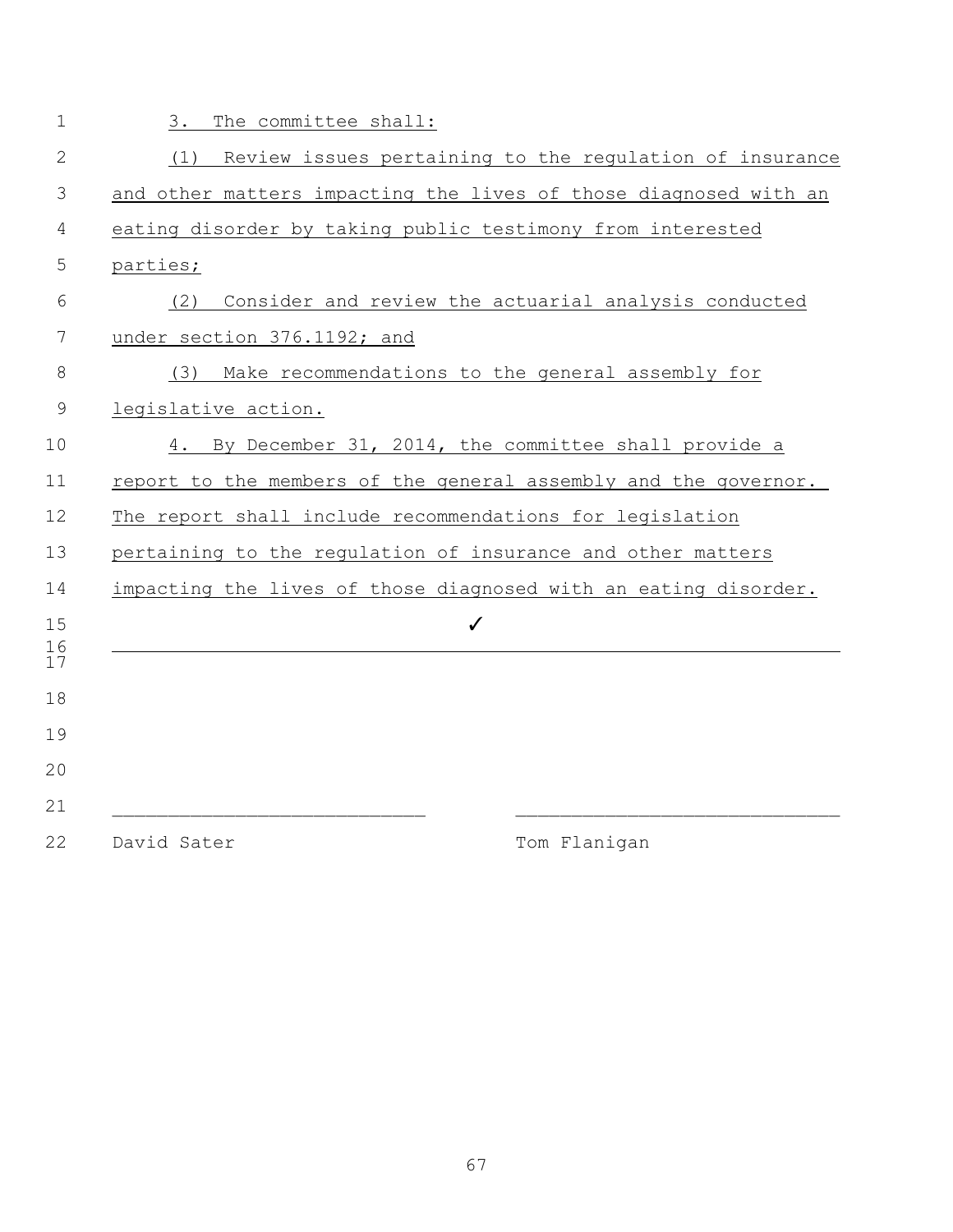3. The committee shall:

(1) Review issues pertaining to the regulation of insurance and other matters impacting the lives of those diagnosed with an eating disorder by taking public testimony from interested parties;

(2) Consider and review the actuarial analysis conducted under section 376.1192; and

(3) Make recommendations to the general assembly for legislative action.

4. By December 31, 2014, the committee shall provide a report to the members of the general assembly and the governor. The report shall include recommendations for legislation pertaining to the regulation of insurance and other matters impacting the lives of those diagnosed with an eating disorder.

✓

---

David Sater

Tom Flanigan